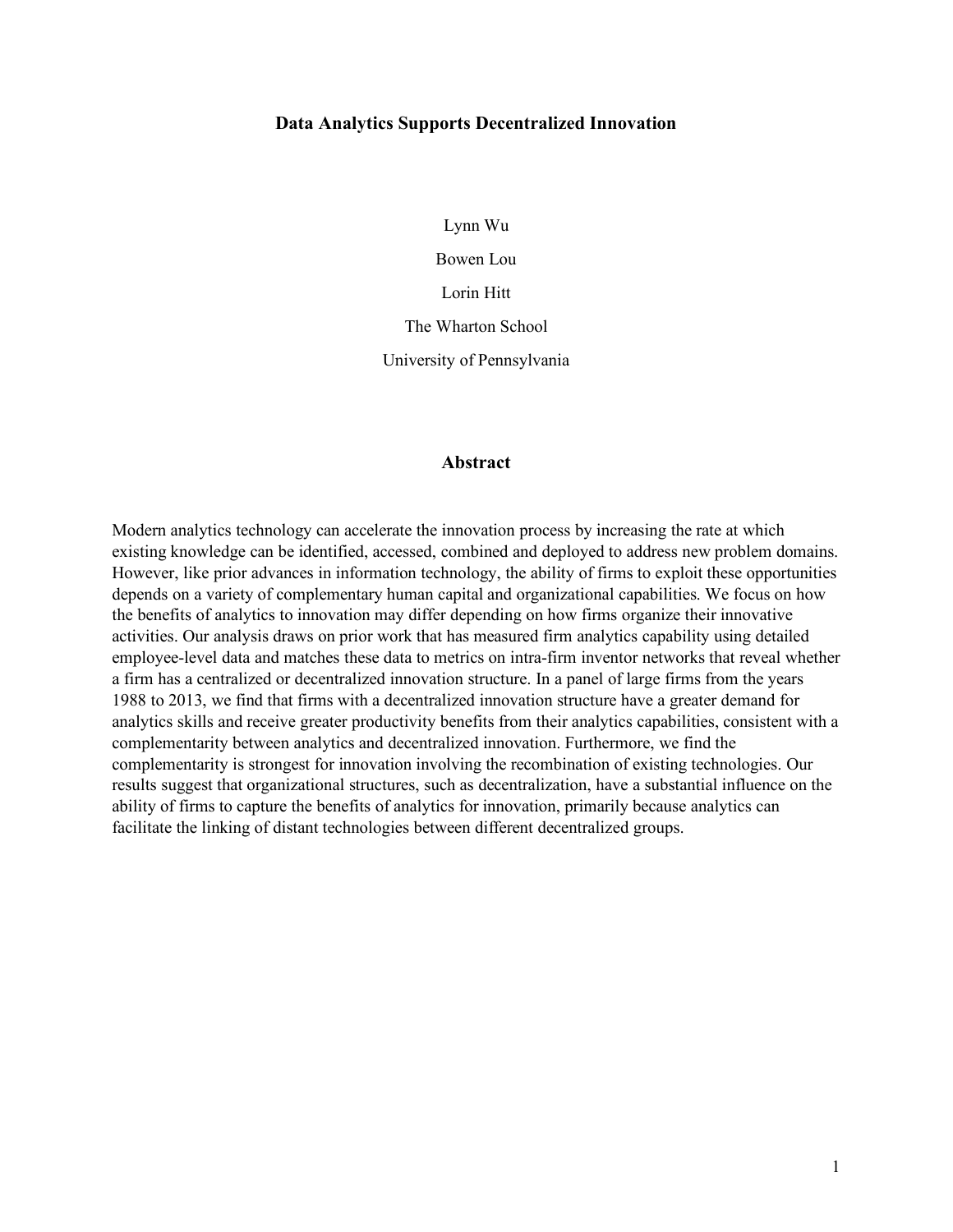# Data Analytics Supports Decentralized Innovation

Lynn Wu

Bowen Lou

Lorin Hitt

The Wharton School

University of Pennsylvania

## Abstract

Modern analytics technology can accelerate the innovation process by increasing the rate at which existing knowledge can be identified, accessed, combined and deployed to address new problem domains. However, like prior advances in information technology, the ability of firms to exploit these opportunities depends on a variety of complementary human capital and organizational capabilities. We focus on how the benefits of analytics to innovation may differ depending on how firms organize their innovative activities. Our analysis draws on prior work that has measured firm analytics capability using detailed employee-level data and matches these data to metrics on intra-firm inventor networks that reveal whether a firm has a centralized or decentralized innovation structure. In a panel of large firms from the years 1988 to 2013, we find that firms with a decentralized innovation structure have a greater demand for analytics skills and receive greater productivity benefits from their analytics capabilities, consistent with a complementarity between analytics and decentralized innovation. Furthermore, we find the complementarity is strongest for innovation involving the recombination of existing technologies. Our results suggest that organizational structures, such as decentralization, have a substantial influence on the ability of firms to capture the benefits of analytics for innovation, primarily because analytics can facilitate the linking of distant technologies between different decentralized groups.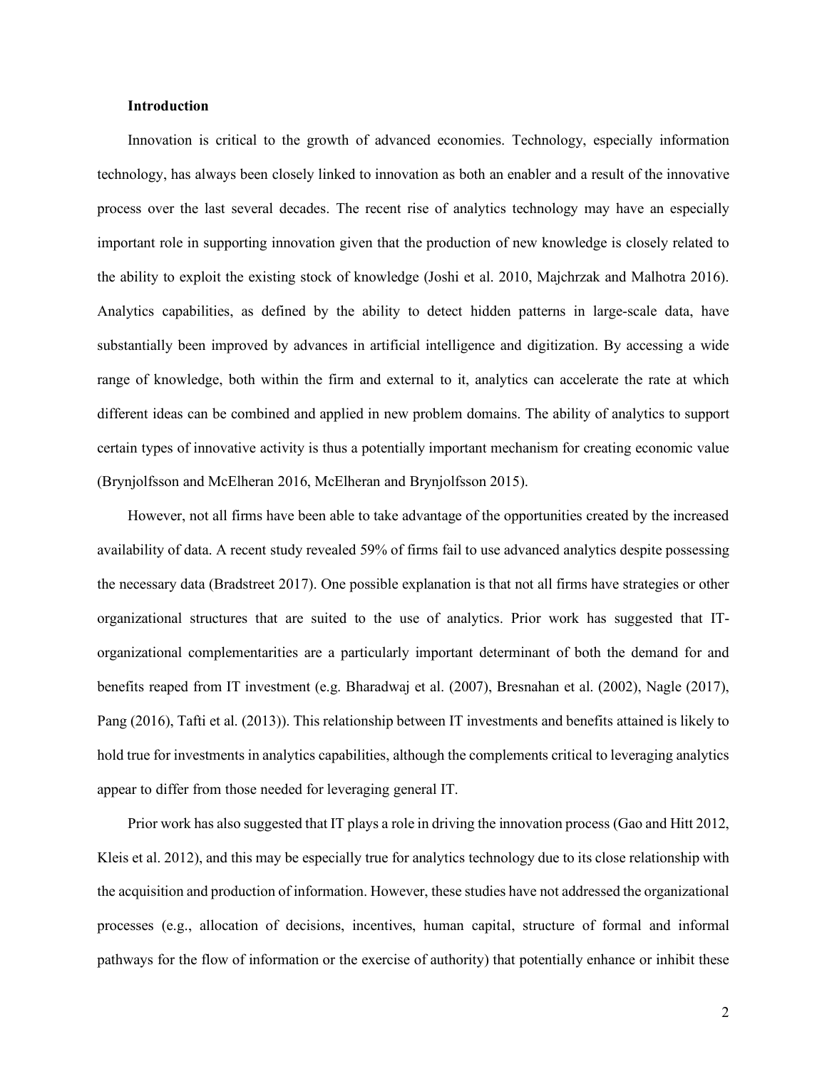**Introduction**

Innovation is critical to the growth of advanced economies. Technology, especially information technology, has always been closely linked to innovation as both an enabler and a result of the innovative process over the last several decades. The recent rise of analytics technology may have an especially important role in supporting innovation given that the production of new knowledge is closely related to the ability to exploit the existing stock of knowledge (Joshi et al. 2010, Majchrzak and Malhotra 2016). Analytics capabilities, as defined by the ability to detect hidden patterns in large-scale data, have substantially been improved by advances in artificial intelligence and digitization. By accessing a wide range of knowledge, both within the firm and external to it, analytics can accelerate the rate at which different ideas can be combined and applied in new problem domains. The ability of analytics to support certain types of innovative activity is thus a potentially important mechanism for creating economic value (Brynjolfsson and McElheran 2016, McElheran and Brynjolfsson 2015).

However, not all firms have been able to take advantage of the opportunities created by the increased availability of data. A recent study revealed 59% of firms fail to use advanced analytics despite possessing the necessary data (Bradstreet 2017). One possible explanation is that not all firms have strategies or other organizational structures that are suited to the use of analytics. Prior work has suggested that IT-organizational complementarities are a particularly important determinant of both the demand for and benefits reaped from IT investment (e.g. Bharadwaj et al. (2007), Bresnahan et al. (2002), Nagle (2017), Pang (2016), Tafti et al. (2013)). This relationship between IT investments and benefits attained is likely to hold true for investments in analytics capabilities, although the complements critical to leveraging analytics appear to differ from those needed for leveraging general IT.

Prior work has also suggested that IT plays a role in driving the innovation process (Gao and Hitt 2012, Kleis et al. 2012), and this may be especially true for analytics technology due to its close relationship with the acquisition and production of information. However, these studies have not addressed the organizational processes (e.g., allocation of decisions, incentives, human capital, structure of formal and informal pathways for the flow of information or the exercise of authority) that potentially enhance or inhibit these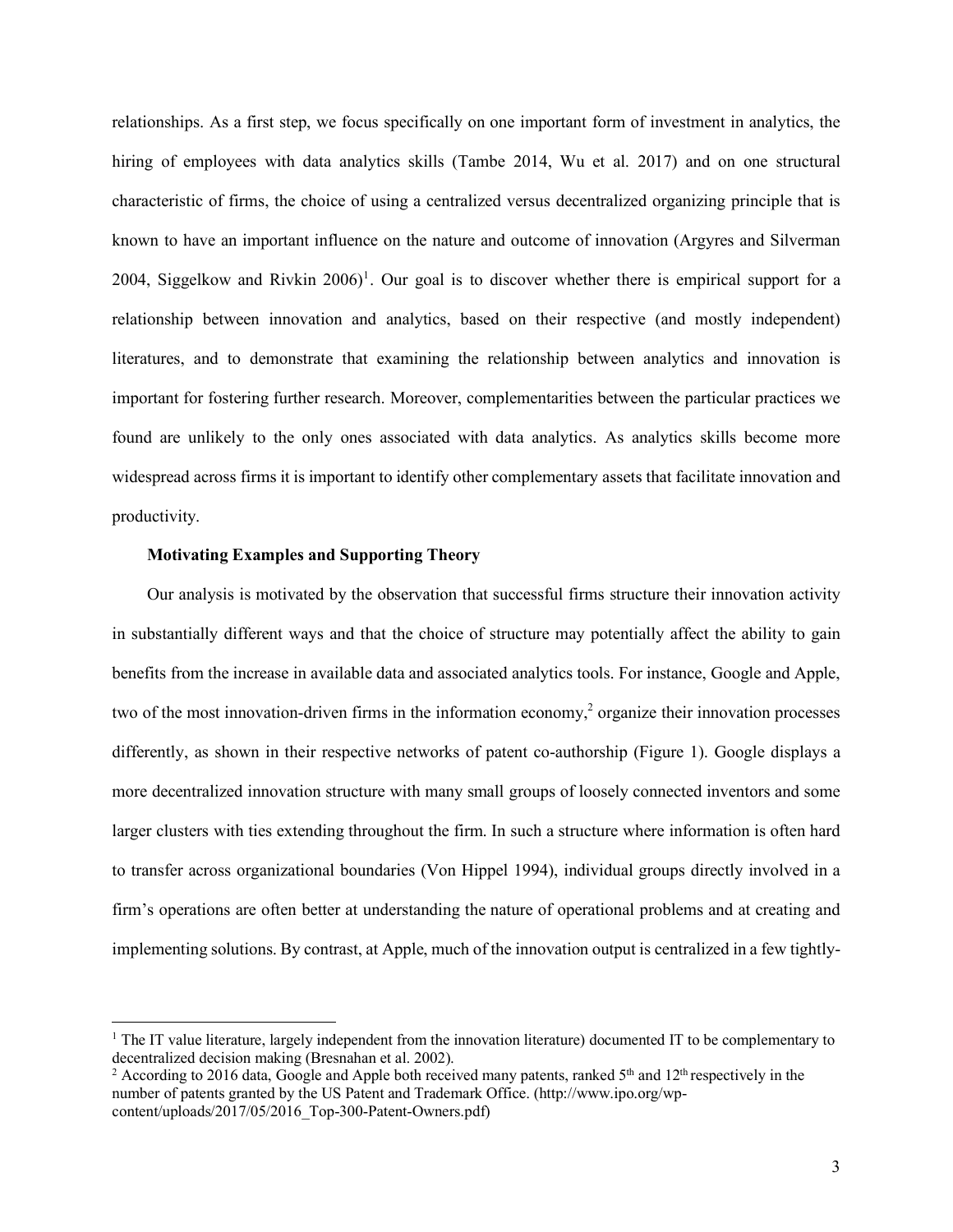relationships. As a first step, we focus specifically on one important form of investment in analytics, the hiring of employees with data analytics skills (Tambe 2014, Wu et al. 2017) and on one structural characteristic of firms, the choice of using a centralized versus decentralized organizing principle that is known to have an important influence on the nature and outcome of innovation (Argyres and Silverman 2004, Siggelkow and Rivkin 2006)[1]. Our goal is to discover whether there is empirical support for a relationship between innovation and analytics, based on their respective (and mostly independent) literatures, and to demonstrate that examining the relationship between analytics and innovation is important for fostering further research. Moreover, complementarities between the particular practices we found are unlikely to the only ones associated with data analytics. As analytics skills become more widespread across firms it is important to identify other complementary assets that facilitate innovation and productivity.

**Motivating Examples and Supporting Theory**

Our analysis is motivated by the observation that successful firms structure their innovation activity in substantially different ways and that the choice of structure may potentially affect the ability to gain benefits from the increase in available data and associated analytics tools. For instance, Google and Apple, two of the most innovation-driven firms in the information economy,[2] organize their innovation processes differently, as shown in their respective networks of patent co-authorship (Figure 1). Google displays a more decentralized innovation structure with many small groups of loosely connected inventors and some larger clusters with ties extending throughout the firm. In such a structure where information is often hard to transfer across organizational boundaries (Von Hippel 1994), individual groups directly involved in a firm's operations are often better at understanding the nature of operational problems and at creating and implementing solutions. By contrast, at Apple, much of the innovation output is centralized in a few tightly-

---

[1] The IT value literature, largely independent from the innovation literature) documented IT to be complementary to decentralized decision making (Bresnahan et al. 2002).

[2] According to 2016 data, Google and Apple both received many patents, ranked 5th and 12th respectively in the number of patents granted by the US Patent and Trademark Office. (http://www.ipo.org/wp-content/uploads/2017/05/2016_Top-300-Patent-Owners.pdf)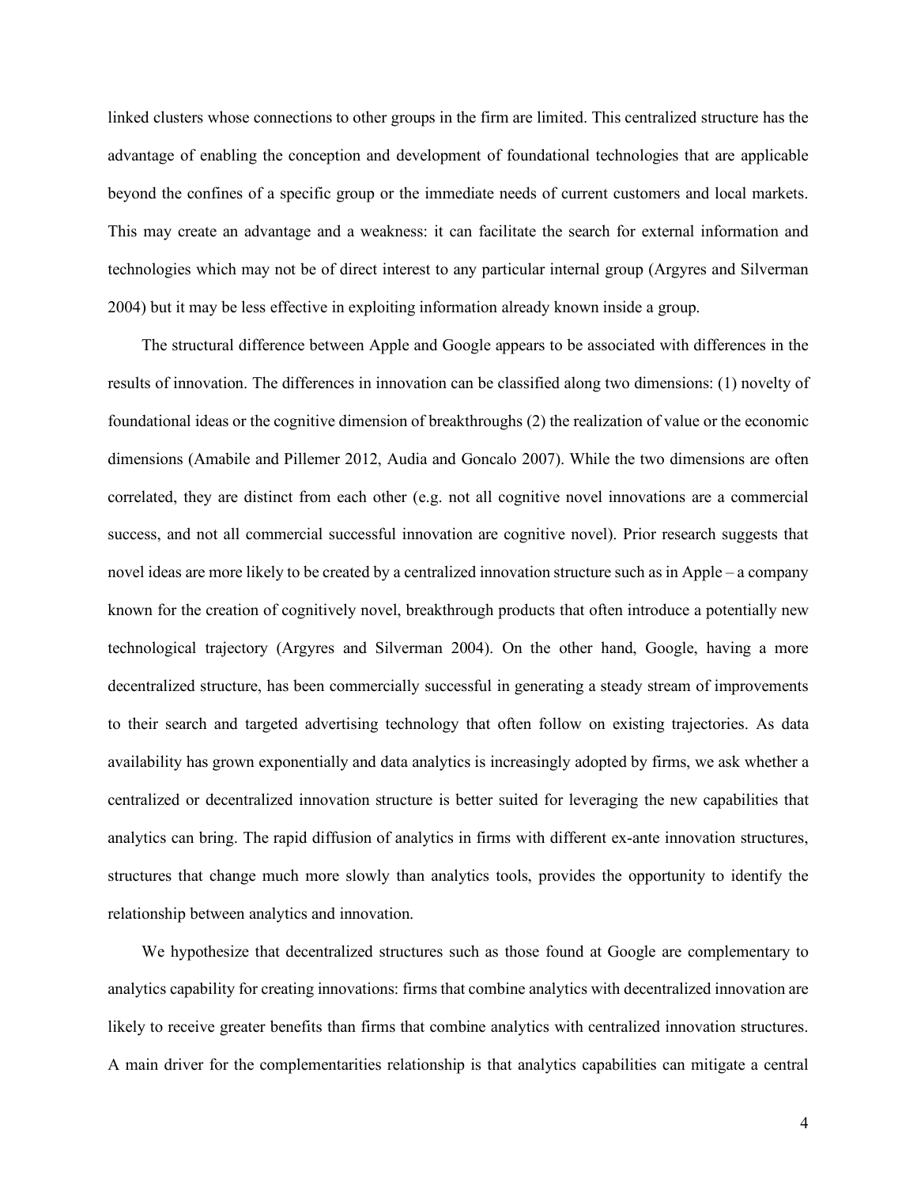linked clusters whose connections to other groups in the firm are limited. This centralized structure has the advantage of enabling the conception and development of foundational technologies that are applicable beyond the confines of a specific group or the immediate needs of current customers and local markets. This may create an advantage and a weakness: it can facilitate the search for external information and technologies which may not be of direct interest to any particular internal group (Argyres and Silverman 2004) but it may be less effective in exploiting information already known inside a group.

The structural difference between Apple and Google appears to be associated with differences in the results of innovation. The differences in innovation can be classified along two dimensions: (1) novelty of foundational ideas or the cognitive dimension of breakthroughs (2) the realization of value or the economic dimensions (Amabile and Pillemer 2012, Audia and Goncalo 2007). While the two dimensions are often correlated, they are distinct from each other (e.g. not all cognitive novel innovations are a commercial success, and not all commercial successful innovation are cognitive novel). Prior research suggests that novel ideas are more likely to be created by a centralized innovation structure such as in Apple – a company known for the creation of cognitively novel, breakthrough products that often introduce a potentially new technological trajectory (Argyres and Silverman 2004). On the other hand, Google, having a more decentralized structure, has been commercially successful in generating a steady stream of improvements to their search and targeted advertising technology that often follow on existing trajectories. As data availability has grown exponentially and data analytics is increasingly adopted by firms, we ask whether a centralized or decentralized innovation structure is better suited for leveraging the new capabilities that analytics can bring. The rapid diffusion of analytics in firms with different ex-ante innovation structures, structures that change much more slowly than analytics tools, provides the opportunity to identify the relationship between analytics and innovation.

We hypothesize that decentralized structures such as those found at Google are complementary to analytics capability for creating innovations: firms that combine analytics with decentralized innovation are likely to receive greater benefits than firms that combine analytics with centralized innovation structures. A main driver for the complementarities relationship is that analytics capabilities can mitigate a central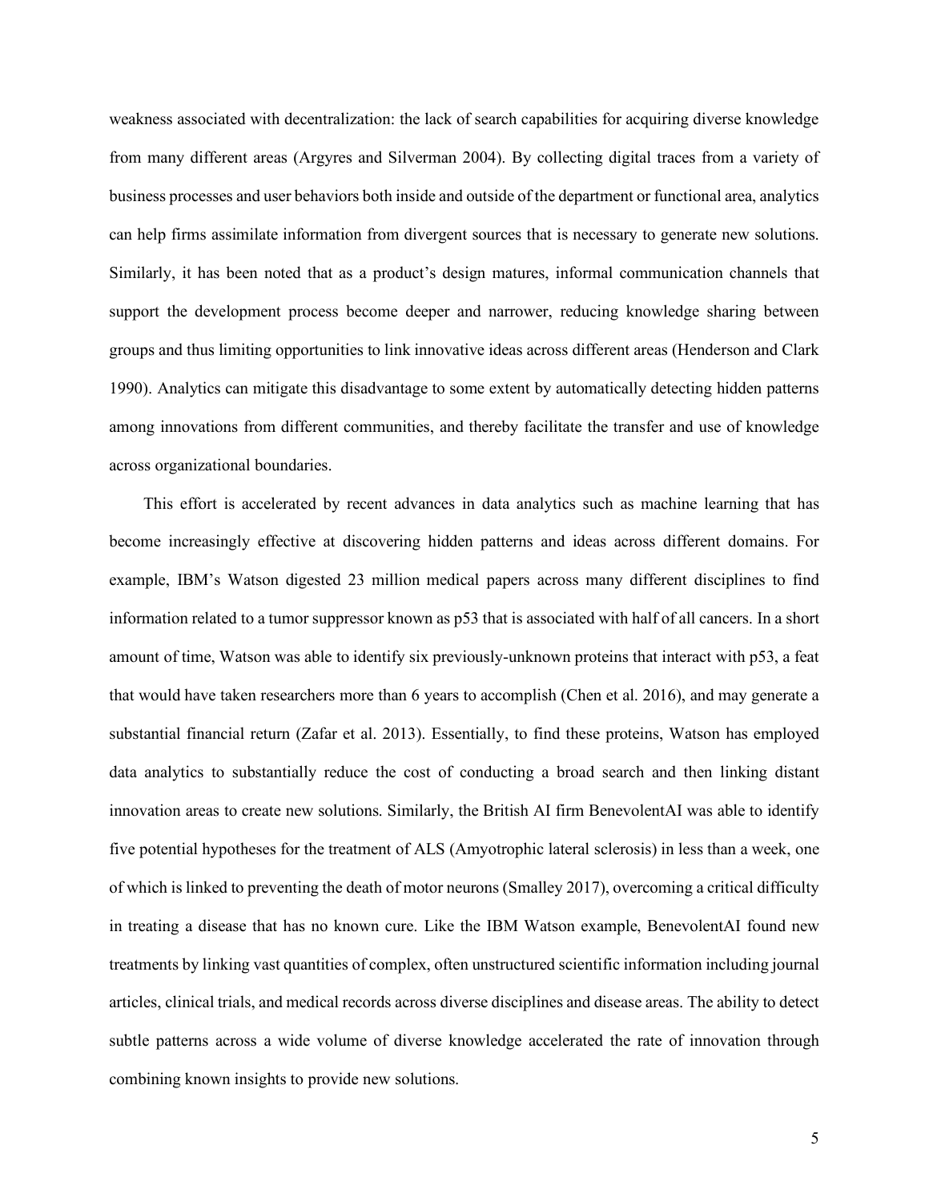weakness associated with decentralization: the lack of search capabilities for acquiring diverse knowledge from many different areas (Argyres and Silverman 2004). By collecting digital traces from a variety of business processes and user behaviors both inside and outside of the department or functional area, analytics can help firms assimilate information from divergent sources that is necessary to generate new solutions. Similarly, it has been noted that as a product's design matures, informal communication channels that support the development process become deeper and narrower, reducing knowledge sharing between groups and thus limiting opportunities to link innovative ideas across different areas (Henderson and Clark 1990). Analytics can mitigate this disadvantage to some extent by automatically detecting hidden patterns among innovations from different communities, and thereby facilitate the transfer and use of knowledge across organizational boundaries.

This effort is accelerated by recent advances in data analytics such as machine learning that has become increasingly effective at discovering hidden patterns and ideas across different domains. For example, IBM's Watson digested 23 million medical papers across many different disciplines to find information related to a tumor suppressor known as p53 that is associated with half of all cancers. In a short amount of time, Watson was able to identify six previously-unknown proteins that interact with p53, a feat that would have taken researchers more than 6 years to accomplish (Chen et al. 2016), and may generate a substantial financial return (Zafar et al. 2013). Essentially, to find these proteins, Watson has employed data analytics to substantially reduce the cost of conducting a broad search and then linking distant innovation areas to create new solutions. Similarly, the British AI firm BenevolentAI was able to identify five potential hypotheses for the treatment of ALS (Amyotrophic lateral sclerosis) in less than a week, one of which is linked to preventing the death of motor neurons (Smalley 2017), overcoming a critical difficulty in treating a disease that has no known cure. Like the IBM Watson example, BenevolentAI found new treatments by linking vast quantities of complex, often unstructured scientific information including journal articles, clinical trials, and medical records across diverse disciplines and disease areas. The ability to detect subtle patterns across a wide volume of diverse knowledge accelerated the rate of innovation through combining known insights to provide new solutions.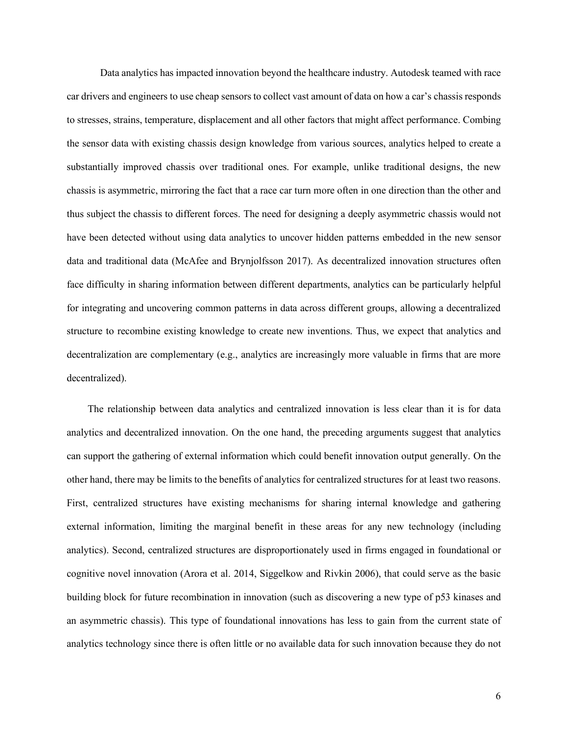Data analytics has impacted innovation beyond the healthcare industry. Autodesk teamed with race car drivers and engineers to use cheap sensors to collect vast amount of data on how a car's chassis responds to stresses, strains, temperature, displacement and all other factors that might affect performance. Combing the sensor data with existing chassis design knowledge from various sources, analytics helped to create a substantially improved chassis over traditional ones. For example, unlike traditional designs, the new chassis is asymmetric, mirroring the fact that a race car turn more often in one direction than the other and thus subject the chassis to different forces. The need for designing a deeply asymmetric chassis would not have been detected without using data analytics to uncover hidden patterns embedded in the new sensor data and traditional data (McAfee and Brynjolfsson 2017). As decentralized innovation structures often face difficulty in sharing information between different departments, analytics can be particularly helpful for integrating and uncovering common patterns in data across different groups, allowing a decentralized structure to recombine existing knowledge to create new inventions. Thus, we expect that analytics and decentralization are complementary (e.g., analytics are increasingly more valuable in firms that are more decentralized).

The relationship between data analytics and centralized innovation is less clear than it is for data analytics and decentralized innovation. On the one hand, the preceding arguments suggest that analytics can support the gathering of external information which could benefit innovation output generally. On the other hand, there may be limits to the benefits of analytics for centralized structures for at least two reasons. First, centralized structures have existing mechanisms for sharing internal knowledge and gathering external information, limiting the marginal benefit in these areas for any new technology (including analytics). Second, centralized structures are disproportionately used in firms engaged in foundational or cognitive novel innovation (Arora et al. 2014, Siggelkow and Rivkin 2006), that could serve as the basic building block for future recombination in innovation (such as discovering a new type of p53 kinases and an asymmetric chassis). This type of foundational innovations has less to gain from the current state of analytics technology since there is often little or no available data for such innovation because they do not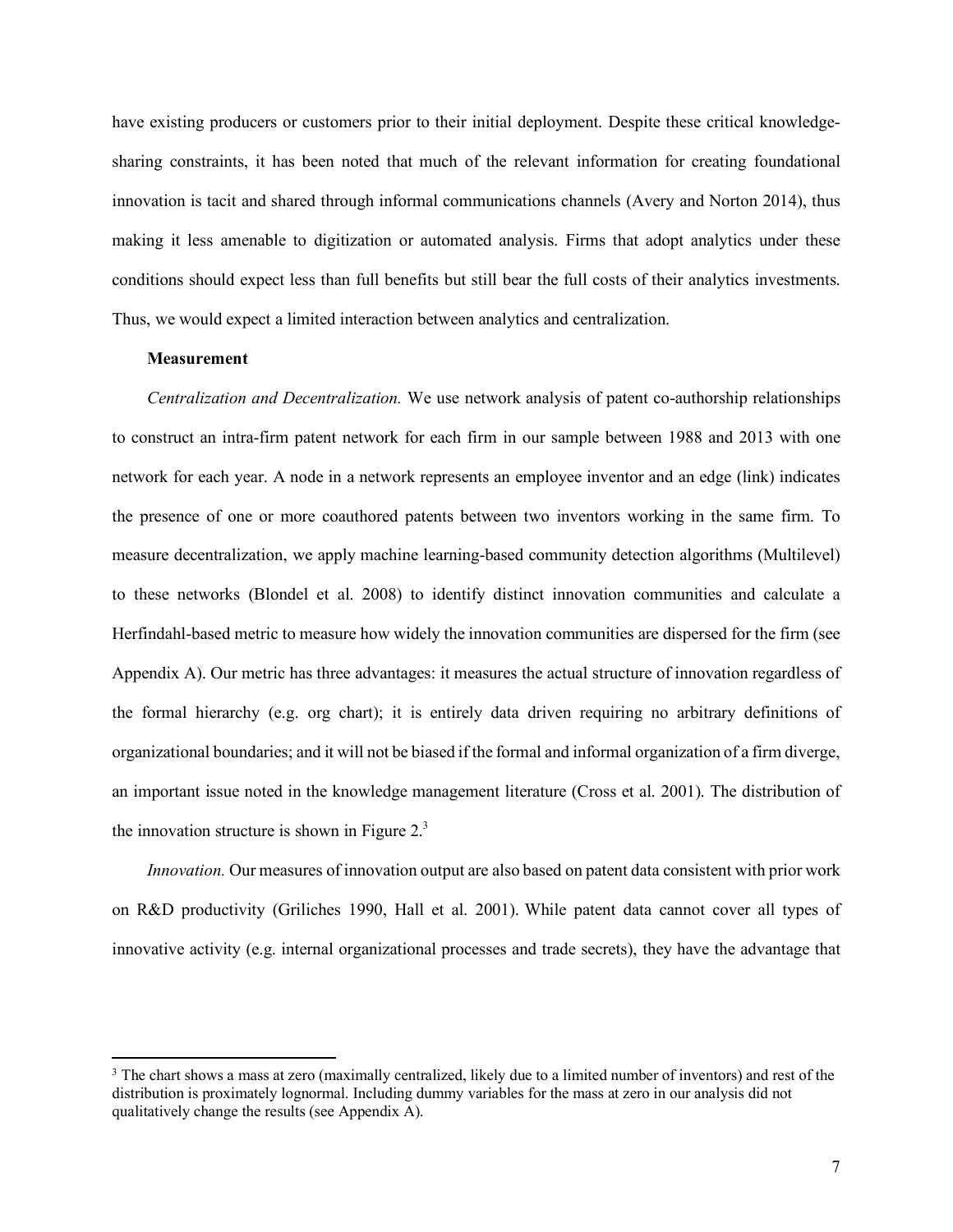have existing producers or customers prior to their initial deployment. Despite these critical knowledge-sharing constraints, it has been noted that much of the relevant information for creating foundational innovation is tacit and shared through informal communications channels (Avery and Norton 2014), thus making it less amenable to digitization or automated analysis. Firms that adopt analytics under these conditions should expect less than full benefits but still bear the full costs of their analytics investments. Thus, we would expect a limited interaction between analytics and centralization.

**Measurement**

*Centralization and Decentralization.* We use network analysis of patent co-authorship relationships to construct an intra-firm patent network for each firm in our sample between 1988 and 2013 with one network for each year. A node in a network represents an employee inventor and an edge (link) indicates the presence of one or more coauthored patents between two inventors working in the same firm. To measure decentralization, we apply machine learning-based community detection algorithms (Multilevel) to these networks (Blondel et al. 2008) to identify distinct innovation communities and calculate a Herfindahl-based metric to measure how widely the innovation communities are dispersed for the firm (see Appendix A). Our metric has three advantages: it measures the actual structure of innovation regardless of the formal hierarchy (e.g. org chart); it is entirely data driven requiring no arbitrary definitions of organizational boundaries; and it will not be biased if the formal and informal organization of a firm diverge, an important issue noted in the knowledge management literature (Cross et al. 2001). The distribution of the innovation structure is shown in Figure 2.[3]

*Innovation.* Our measures of innovation output are also based on patent data consistent with prior work on R&D productivity (Griliches 1990, Hall et al. 2001). While patent data cannot cover all types of innovative activity (e.g. internal organizational processes and trade secrets), they have the advantage that

---

[3] The chart shows a mass at zero (maximally centralized, likely due to a limited number of inventors) and rest of the distribution is proximately lognormal. Including dummy variables for the mass at zero in our analysis did not qualitatively change the results (see Appendix A).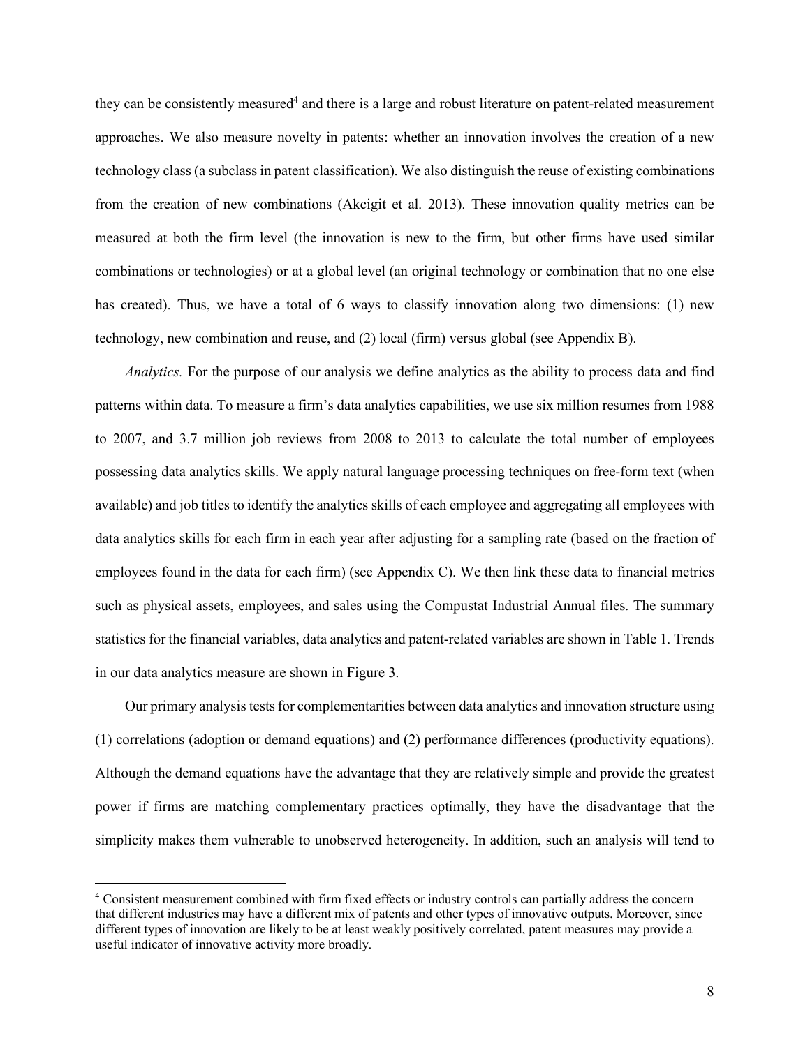they can be consistently measured[4] and there is a large and robust literature on patent-related measurement approaches. We also measure novelty in patents: whether an innovation involves the creation of a new technology class (a subclass in patent classification). We also distinguish the reuse of existing combinations from the creation of new combinations (Akcigit et al. 2013). These innovation quality metrics can be measured at both the firm level (the innovation is new to the firm, but other firms have used similar combinations or technologies) or at a global level (an original technology or combination that no one else has created). Thus, we have a total of 6 ways to classify innovation along two dimensions: (1) new technology, new combination and reuse, and (2) local (firm) versus global (see Appendix B).

*Analytics.* For the purpose of our analysis we define analytics as the ability to process data and find patterns within data. To measure a firm's data analytics capabilities, we use six million resumes from 1988 to 2007, and 3.7 million job reviews from 2008 to 2013 to calculate the total number of employees possessing data analytics skills. We apply natural language processing techniques on free-form text (when available) and job titles to identify the analytics skills of each employee and aggregating all employees with data analytics skills for each firm in each year after adjusting for a sampling rate (based on the fraction of employees found in the data for each firm) (see Appendix C). We then link these data to financial metrics such as physical assets, employees, and sales using the Compustat Industrial Annual files. The summary statistics for the financial variables, data analytics and patent-related variables are shown in Table 1. Trends in our data analytics measure are shown in Figure 3.

Our primary analysis tests for complementarities between data analytics and innovation structure using (1) correlations (adoption or demand equations) and (2) performance differences (productivity equations). Although the demand equations have the advantage that they are relatively simple and provide the greatest power if firms are matching complementary practices optimally, they have the disadvantage that the simplicity makes them vulnerable to unobserved heterogeneity. In addition, such an analysis will tend to

[4] Consistent measurement combined with firm fixed effects or industry controls can partially address the concern that different industries may have a different mix of patents and other types of innovative outputs. Moreover, since different types of innovation are likely to be at least weakly positively correlated, patent measures may provide a useful indicator of innovative activity more broadly.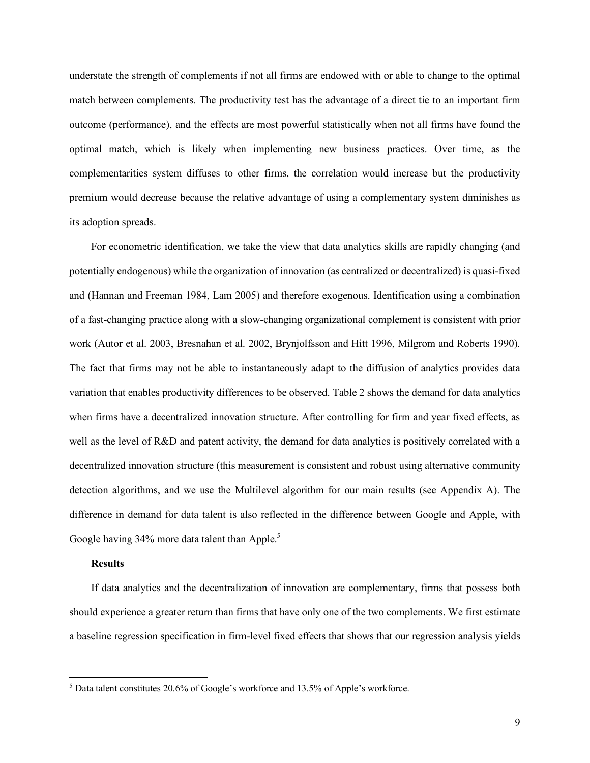understate the strength of complements if not all firms are endowed with or able to change to the optimal match between complements. The productivity test has the advantage of a direct tie to an important firm outcome (performance), and the effects are most powerful statistically when not all firms have found the optimal match, which is likely when implementing new business practices. Over time, as the complementarities system diffuses to other firms, the correlation would increase but the productivity premium would decrease because the relative advantage of using a complementary system diminishes as its adoption spreads.

For econometric identification, we take the view that data analytics skills are rapidly changing (and potentially endogenous) while the organization of innovation (as centralized or decentralized) is quasi-fixed and (Hannan and Freeman 1984, Lam 2005) and therefore exogenous. Identification using a combination of a fast-changing practice along with a slow-changing organizational complement is consistent with prior work (Autor et al. 2003, Bresnahan et al. 2002, Brynjolfsson and Hitt 1996, Milgrom and Roberts 1990). The fact that firms may not be able to instantaneously adapt to the diffusion of analytics provides data variation that enables productivity differences to be observed. Table 2 shows the demand for data analytics when firms have a decentralized innovation structure. After controlling for firm and year fixed effects, as well as the level of R&D and patent activity, the demand for data analytics is positively correlated with a decentralized innovation structure (this measurement is consistent and robust using alternative community detection algorithms, and we use the Multilevel algorithm for our main results (see Appendix A). The difference in demand for data talent is also reflected in the difference between Google and Apple, with Google having 34% more data talent than Apple.[5]

**Results**

If data analytics and the decentralization of innovation are complementary, firms that possess both should experience a greater return than firms that have only one of the two complements. We first estimate a baseline regression specification in firm-level fixed effects that shows that our regression analysis yields

[5] Data talent constitutes 20.6% of Google's workforce and 13.5% of Apple's workforce.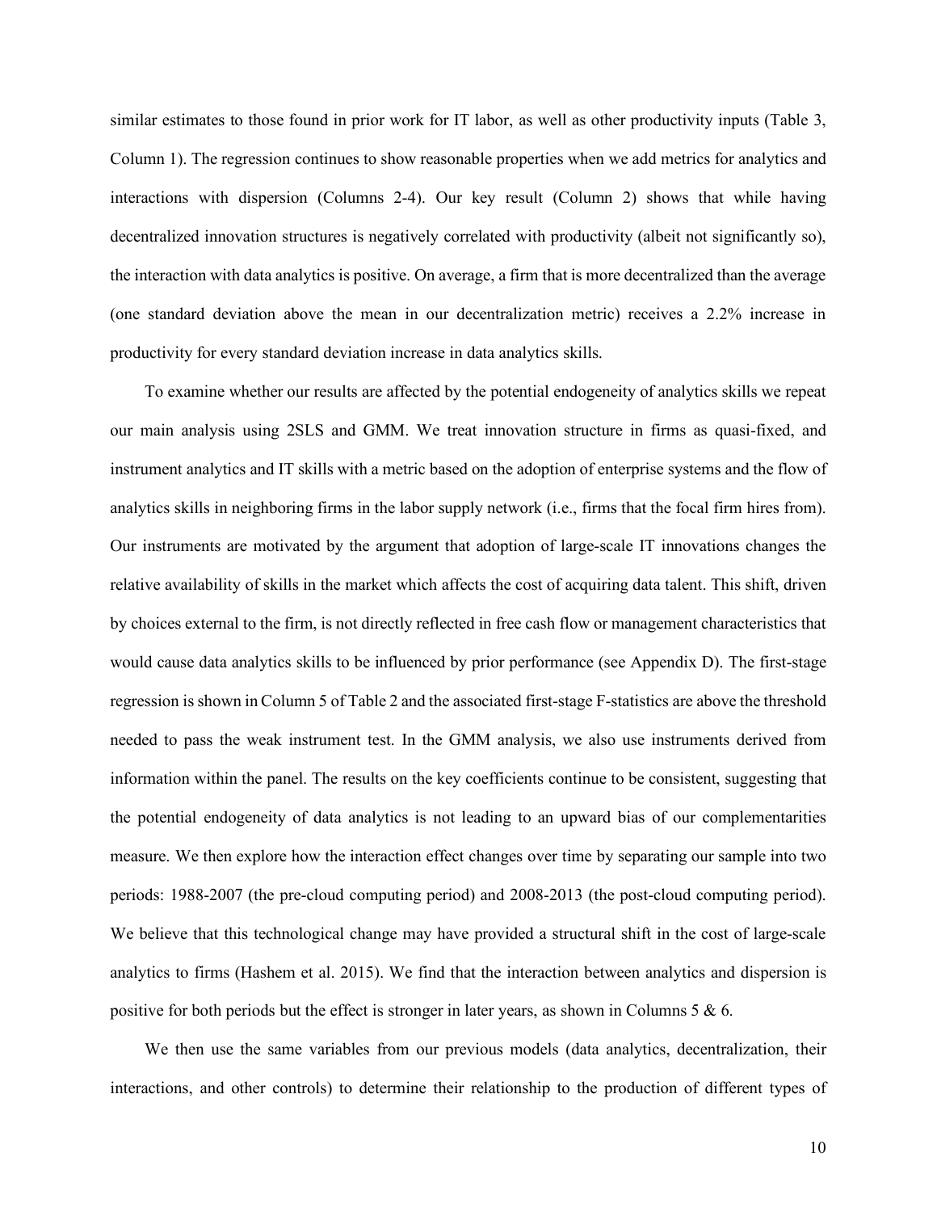similar estimates to those found in prior work for IT labor, as well as other productivity inputs (Table 3, Column 1). The regression continues to show reasonable properties when we add metrics for analytics and interactions with dispersion (Columns 2-4). Our key result (Column 2) shows that while having decentralized innovation structures is negatively correlated with productivity (albeit not significantly so), the interaction with data analytics is positive. On average, a firm that is more decentralized than the average (one standard deviation above the mean in our decentralization metric) receives a 2.2% increase in productivity for every standard deviation increase in data analytics skills.

To examine whether our results are affected by the potential endogeneity of analytics skills we repeat our main analysis using 2SLS and GMM. We treat innovation structure in firms as quasi-fixed, and instrument analytics and IT skills with a metric based on the adoption of enterprise systems and the flow of analytics skills in neighboring firms in the labor supply network (i.e., firms that the focal firm hires from). Our instruments are motivated by the argument that adoption of large-scale IT innovations changes the relative availability of skills in the market which affects the cost of acquiring data talent. This shift, driven by choices external to the firm, is not directly reflected in free cash flow or management characteristics that would cause data analytics skills to be influenced by prior performance (see Appendix D). The first-stage regression is shown in Column 5 of Table 2 and the associated first-stage F-statistics are above the threshold needed to pass the weak instrument test. In the GMM analysis, we also use instruments derived from information within the panel. The results on the key coefficients continue to be consistent, suggesting that the potential endogeneity of data analytics is not leading to an upward bias of our complementarities measure. We then explore how the interaction effect changes over time by separating our sample into two periods: 1988-2007 (the pre-cloud computing period) and 2008-2013 (the post-cloud computing period). We believe that this technological change may have provided a structural shift in the cost of large-scale analytics to firms (Hashem et al. 2015). We find that the interaction between analytics and dispersion is positive for both periods but the effect is stronger in later years, as shown in Columns 5 & 6.

We then use the same variables from our previous models (data analytics, decentralization, their interactions, and other controls) to determine their relationship to the production of different types of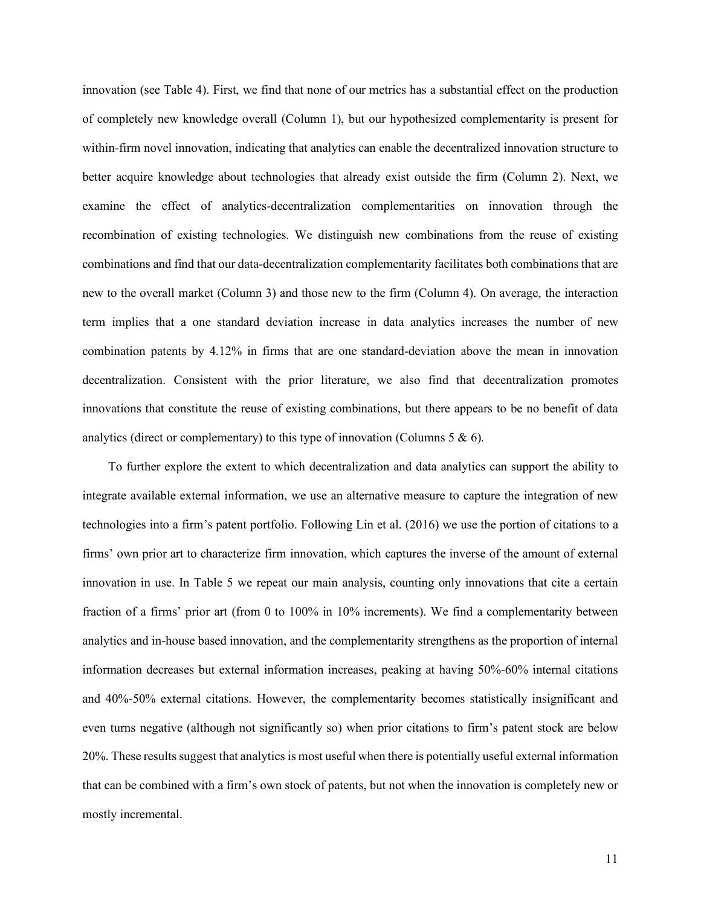innovation (see Table 4). First, we find that none of our metrics has a substantial effect on the production of completely new knowledge overall (Column 1), but our hypothesized complementarity is present for within-firm novel innovation, indicating that analytics can enable the decentralized innovation structure to better acquire knowledge about technologies that already exist outside the firm (Column 2). Next, we examine the effect of analytics-decentralization complementarities on innovation through the recombination of existing technologies. We distinguish new combinations from the reuse of existing combinations and find that our data-decentralization complementarity facilitates both combinations that are new to the overall market (Column 3) and those new to the firm (Column 4). On average, the interaction term implies that a one standard deviation increase in data analytics increases the number of new combination patents by 4.12% in firms that are one standard-deviation above the mean in innovation decentralization. Consistent with the prior literature, we also find that decentralization promotes innovations that constitute the reuse of existing combinations, but there appears to be no benefit of data analytics (direct or complementary) to this type of innovation (Columns 5 & 6).

To further explore the extent to which decentralization and data analytics can support the ability to integrate available external information, we use an alternative measure to capture the integration of new technologies into a firm's patent portfolio. Following Lin et al. (2016) we use the portion of citations to a firms' own prior art to characterize firm innovation, which captures the inverse of the amount of external innovation in use. In Table 5 we repeat our main analysis, counting only innovations that cite a certain fraction of a firms' prior art (from 0 to 100% in 10% increments). We find a complementarity between analytics and in-house based innovation, and the complementarity strengthens as the proportion of internal information decreases but external information increases, peaking at having 50%-60% internal citations and 40%-50% external citations. However, the complementarity becomes statistically insignificant and even turns negative (although not significantly so) when prior citations to firm's patent stock are below 20%. These results suggest that analytics is most useful when there is potentially useful external information that can be combined with a firm's own stock of patents, but not when the innovation is completely new or mostly incremental.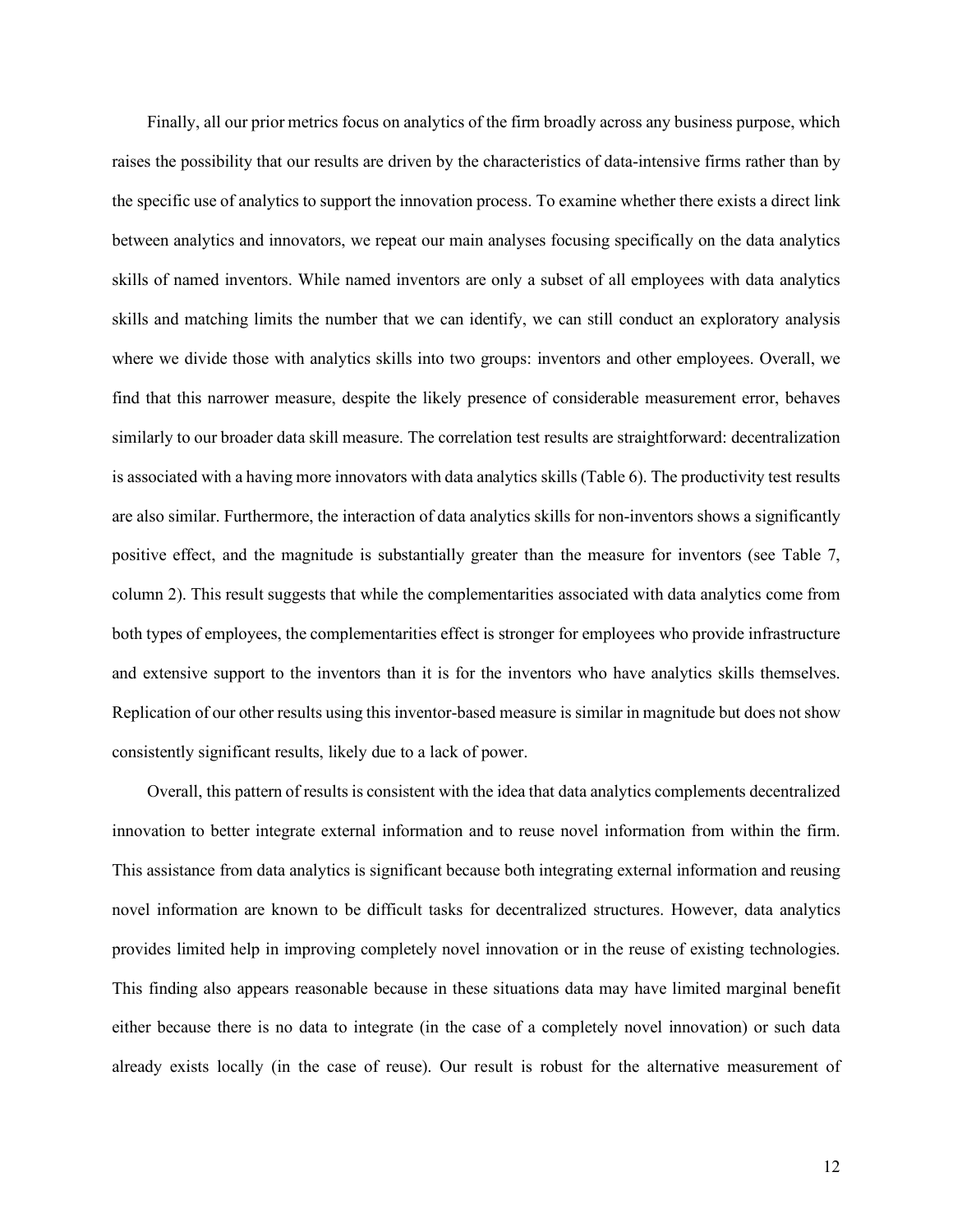Finally, all our prior metrics focus on analytics of the firm broadly across any business purpose, which raises the possibility that our results are driven by the characteristics of data-intensive firms rather than by the specific use of analytics to support the innovation process. To examine whether there exists a direct link between analytics and innovators, we repeat our main analyses focusing specifically on the data analytics skills of named inventors. While named inventors are only a subset of all employees with data analytics skills and matching limits the number that we can identify, we can still conduct an exploratory analysis where we divide those with analytics skills into two groups: inventors and other employees. Overall, we find that this narrower measure, despite the likely presence of considerable measurement error, behaves similarly to our broader data skill measure. The correlation test results are straightforward: decentralization is associated with a having more innovators with data analytics skills (Table 6). The productivity test results are also similar. Furthermore, the interaction of data analytics skills for non-inventors shows a significantly positive effect, and the magnitude is substantially greater than the measure for inventors (see Table 7, column 2). This result suggests that while the complementarities associated with data analytics come from both types of employees, the complementarities effect is stronger for employees who provide infrastructure and extensive support to the inventors than it is for the inventors who have analytics skills themselves. Replication of our other results using this inventor-based measure is similar in magnitude but does not show consistently significant results, likely due to a lack of power.

Overall, this pattern of results is consistent with the idea that data analytics complements decentralized innovation to better integrate external information and to reuse novel information from within the firm. This assistance from data analytics is significant because both integrating external information and reusing novel information are known to be difficult tasks for decentralized structures. However, data analytics provides limited help in improving completely novel innovation or in the reuse of existing technologies. This finding also appears reasonable because in these situations data may have limited marginal benefit either because there is no data to integrate (in the case of a completely novel innovation) or such data already exists locally (in the case of reuse). Our result is robust for the alternative measurement of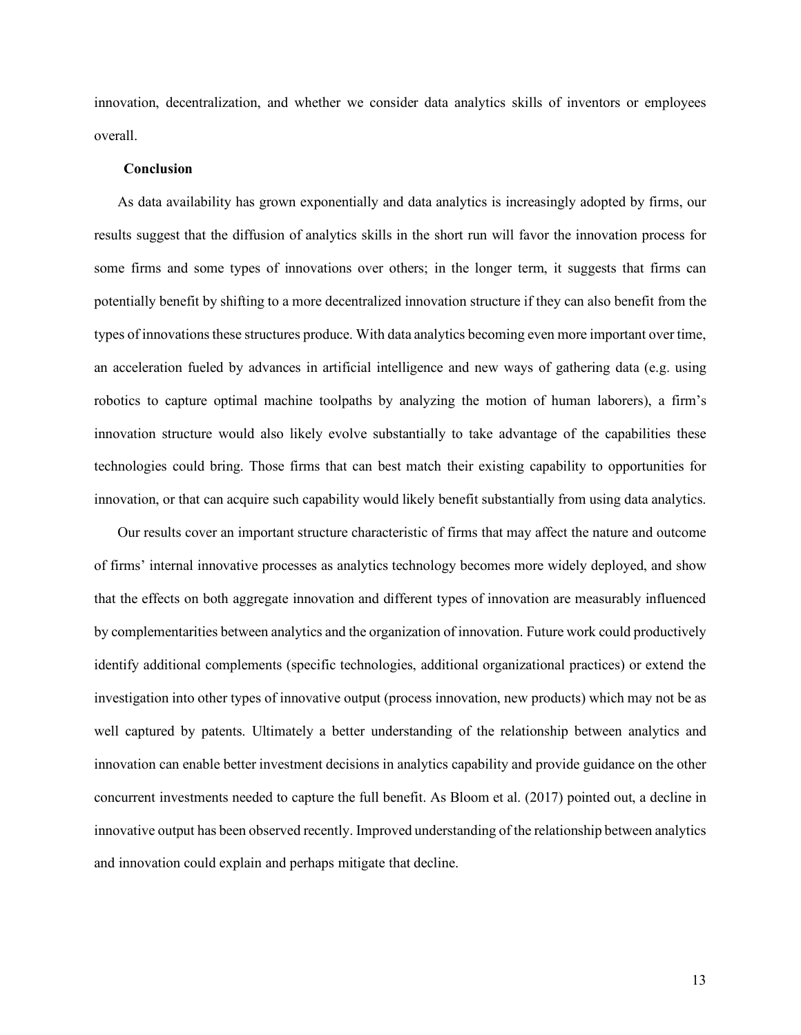innovation, decentralization, and whether we consider data analytics skills of inventors or employees overall.

## Conclusion

As data availability has grown exponentially and data analytics is increasingly adopted by firms, our results suggest that the diffusion of analytics skills in the short run will favor the innovation process for some firms and some types of innovations over others; in the longer term, it suggests that firms can potentially benefit by shifting to a more decentralized innovation structure if they can also benefit from the types of innovations these structures produce. With data analytics becoming even more important over time, an acceleration fueled by advances in artificial intelligence and new ways of gathering data (e.g. using robotics to capture optimal machine toolpaths by analyzing the motion of human laborers), a firm's innovation structure would also likely evolve substantially to take advantage of the capabilities these technologies could bring. Those firms that can best match their existing capability to opportunities for innovation, or that can acquire such capability would likely benefit substantially from using data analytics.

Our results cover an important structure characteristic of firms that may affect the nature and outcome of firms' internal innovative processes as analytics technology becomes more widely deployed, and show that the effects on both aggregate innovation and different types of innovation are measurably influenced by complementarities between analytics and the organization of innovation. Future work could productively identify additional complements (specific technologies, additional organizational practices) or extend the investigation into other types of innovative output (process innovation, new products) which may not be as well captured by patents. Ultimately a better understanding of the relationship between analytics and innovation can enable better investment decisions in analytics capability and provide guidance on the other concurrent investments needed to capture the full benefit. As Bloom et al. (2017) pointed out, a decline in innovative output has been observed recently. Improved understanding of the relationship between analytics and innovation could explain and perhaps mitigate that decline.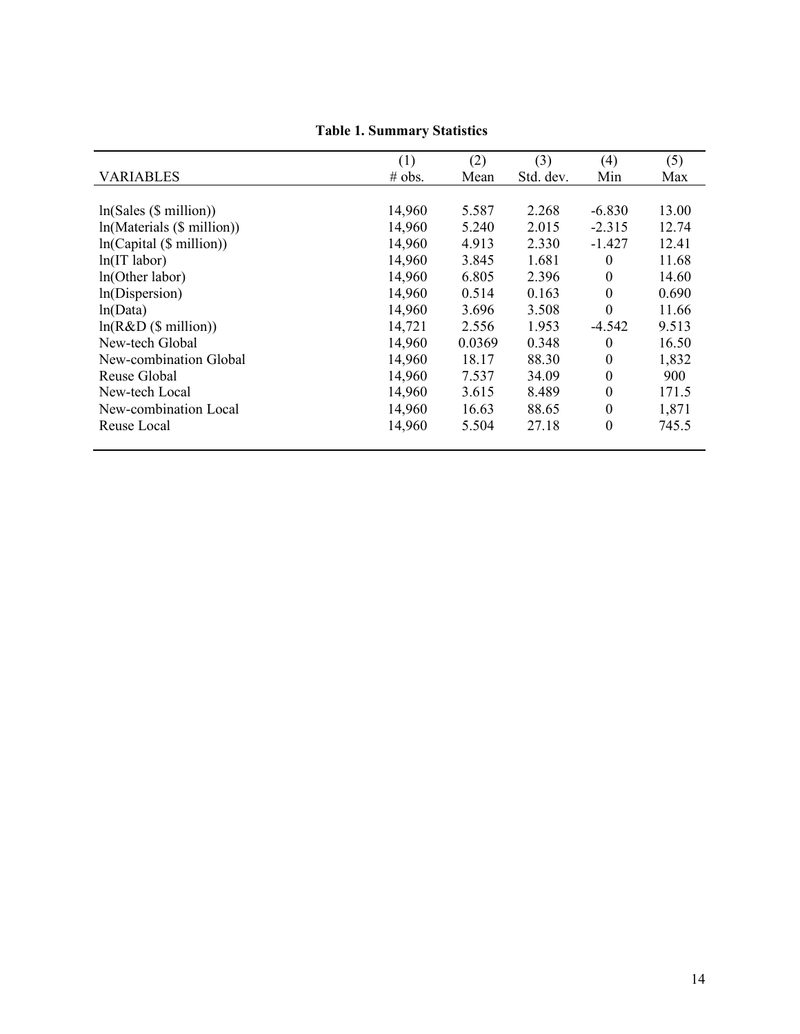**Table 1. Summary Statistics**

| VARIABLES | (1)<br># obs. | (2)<br>Mean | (3)<br>Std. dev. | (4)<br>Min | (5)<br>Max |
|---|---|---|---|---|---|
| ln(Sales ($ million)) | 14,960 | 5.587 | 2.268 | -6.830 | 13.00 |
| ln(Materials ($ million)) | 14,960 | 5.240 | 2.015 | -2.315 | 12.74 |
| ln(Capital ($ million)) | 14,960 | 4.913 | 2.330 | -1.427 | 12.41 |
| ln(IT labor) | 14,960 | 3.845 | 1.681 | 0 | 11.68 |
| ln(Other labor) | 14,960 | 6.805 | 2.396 | 0 | 14.60 |
| ln(Dispersion) | 14,960 | 0.514 | 0.163 | 0 | 0.690 |
| ln(Data) | 14,960 | 3.696 | 3.508 | 0 | 11.66 |
| ln(R&D ($ million)) | 14,721 | 2.556 | 1.953 | -4.542 | 9.513 |
| New-tech Global | 14,960 | 0.0369 | 0.348 | 0 | 16.50 |
| New-combination Global | 14,960 | 18.17 | 88.30 | 0 | 1,832 |
| Reuse Global | 14,960 | 7.537 | 34.09 | 0 | 900 |
| New-tech Local | 14,960 | 3.615 | 8.489 | 0 | 171.5 |
| New-combination Local | 14,960 | 16.63 | 88.65 | 0 | 1,871 |
| Reuse Local | 14,960 | 5.504 | 27.18 | 0 | 745.5 |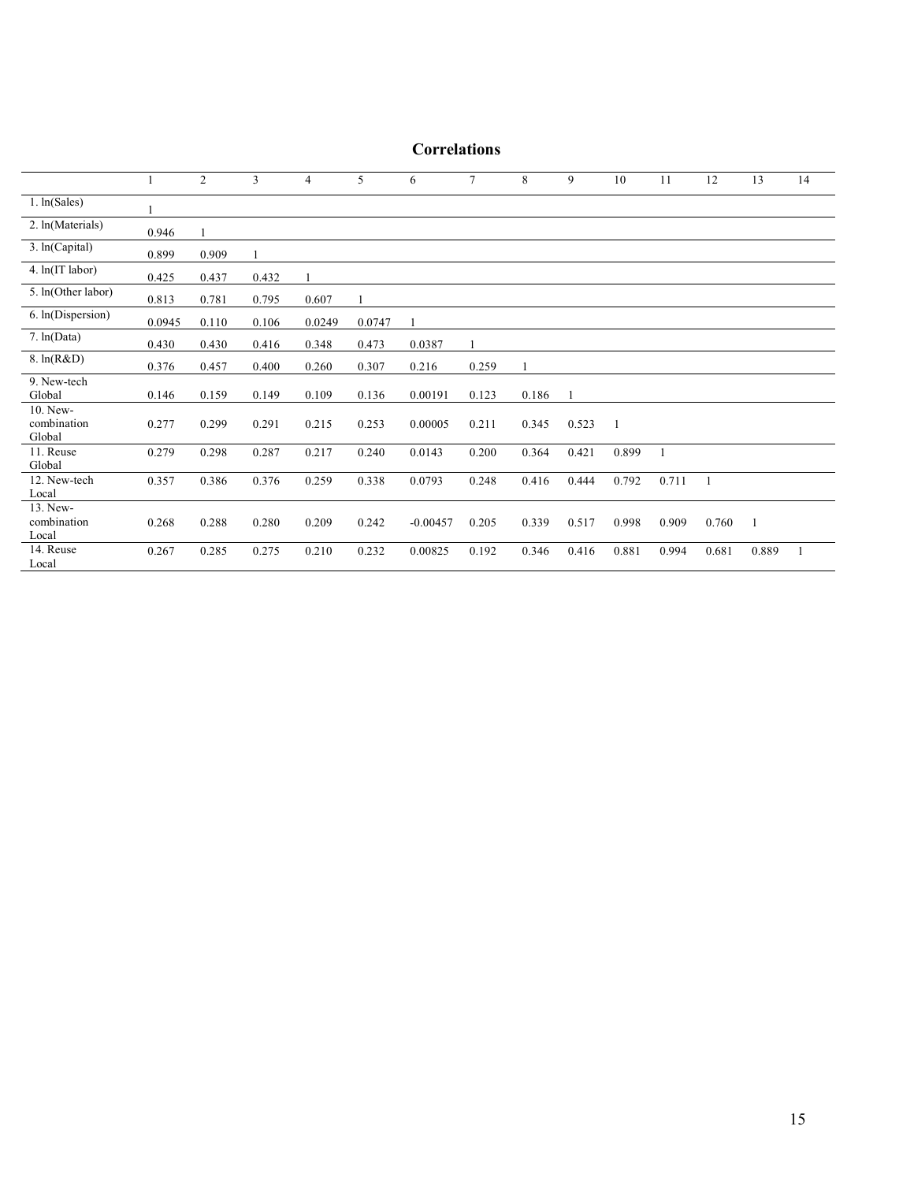## Correlations

| | 1 | 2 | 3 | 4 | 5 | 6 | 7 | 8 | 9 | 10 | 11 | 12 | 13 | 14 |
|---|---|---|---|---|---|---|---|---|---|---|---|---|---|---|
| 1. ln(Sales) | 1 | | | | | | | | | | | | | |
| 2. ln(Materials) | 0.946 | 1 | | | | | | | | | | | | |
| 3. ln(Capital) | 0.899 | 0.909 | 1 | | | | | | | | | | | |
| 4. ln(IT labor) | 0.425 | 0.437 | 0.432 | 1 | | | | | | | | | | |
| 5. ln(Other labor) | 0.813 | 0.781 | 0.795 | 0.607 | 1 | | | | | | | | | |
| 6. ln(Dispersion) | 0.0945 | 0.110 | 0.106 | 0.0249 | 0.0747 | 1 | | | | | | | | |
| 7. ln(Data) | 0.430 | 0.430 | 0.416 | 0.348 | 0.473 | 0.0387 | 1 | | | | | | | |
| 8. ln(R&D) | 0.376 | 0.457 | 0.400 | 0.260 | 0.307 | 0.216 | 0.259 | 1 | | | | | | |
| 9. New-tech Global | 0.146 | 0.159 | 0.149 | 0.109 | 0.136 | 0.00191 | 0.123 | 0.186 | 1 | | | | | |
| 10. New-combination Global | 0.277 | 0.299 | 0.291 | 0.215 | 0.253 | 0.00005 | 0.211 | 0.345 | 0.523 | 1 | | | | |
| 11. Reuse Global | 0.279 | 0.298 | 0.287 | 0.217 | 0.240 | 0.0143 | 0.200 | 0.364 | 0.421 | 0.899 | 1 | | | |
| 12. New-tech Local | 0.357 | 0.386 | 0.376 | 0.259 | 0.338 | 0.0793 | 0.248 | 0.416 | 0.444 | 0.792 | 0.711 | 1 | | |
| 13. New-combination Local | 0.268 | 0.288 | 0.280 | 0.209 | 0.242 | -0.00457 | 0.205 | 0.339 | 0.517 | 0.998 | 0.909 | 0.760 | 1 | |
| 14. Reuse Local | 0.267 | 0.285 | 0.275 | 0.210 | 0.232 | 0.00825 | 0.192 | 0.346 | 0.416 | 0.881 | 0.994 | 0.681 | 0.889 | 1 |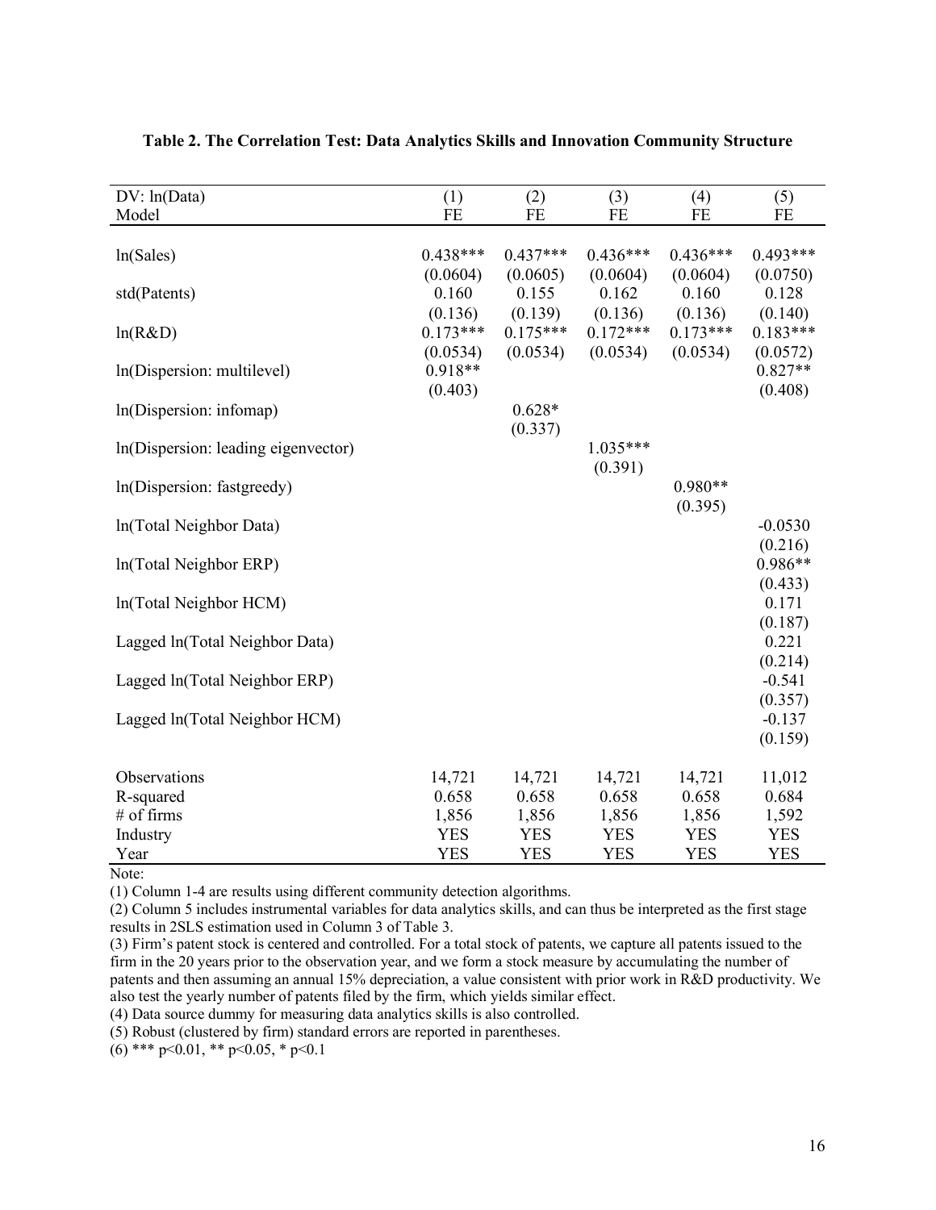**Table 2. The Correlation Test: Data Analytics Skills and Innovation Community Structure**

| DV: ln(Data) | (1) | (2) | (3) | (4) | (5) |
|---|---|---|---|---|---|
| Model | FE | FE | FE | FE | FE |
| ln(Sales) | 0.438*** | 0.437*** | 0.436*** | 0.436*** | 0.493*** |
| | (0.0604) | (0.0605) | (0.0604) | (0.0604) | (0.0750) |
| std(Patents) | 0.160 | 0.155 | 0.162 | 0.160 | 0.128 |
| | (0.136) | (0.139) | (0.136) | (0.136) | (0.140) |
| ln(R&D) | 0.173*** | 0.175*** | 0.172*** | 0.173*** | 0.183*** |
| | (0.0534) | (0.0534) | (0.0534) | (0.0534) | (0.0572) |
| ln(Dispersion: multilevel) | 0.918** | | | | 0.827** |
| | (0.403) | | | | (0.408) |
| ln(Dispersion: infomap) | | 0.628* | | | |
| | | (0.337) | | | |
| ln(Dispersion: leading eigenvector) | | | 1.035*** | | |
| | | | (0.391) | | |
| ln(Dispersion: fastgreedy) | | | | 0.980** | |
| | | | | (0.395) | |
| ln(Total Neighbor Data) | | | | | -0.0530 |
| | | | | | (0.216) |
| ln(Total Neighbor ERP) | | | | | 0.986** |
| | | | | | (0.433) |
| ln(Total Neighbor HCM) | | | | | 0.171 |
| | | | | | (0.187) |
| Lagged ln(Total Neighbor Data) | | | | | 0.221 |
| | | | | | (0.214) |
| Lagged ln(Total Neighbor ERP) | | | | | -0.541 |
| | | | | | (0.357) |
| Lagged ln(Total Neighbor HCM) | | | | | -0.137 |
| | | | | | (0.159) |
| Observations | 14,721 | 14,721 | 14,721 | 14,721 | 11,012 |
| R-squared | 0.658 | 0.658 | 0.658 | 0.658 | 0.684 |
| # of firms | 1,856 | 1,856 | 1,856 | 1,856 | 1,592 |
| Industry | YES | YES | YES | YES | YES |
| Year | YES | YES | YES | YES | YES |

Note:

(1) Column 1-4 are results using different community detection algorithms.

(2) Column 5 includes instrumental variables for data analytics skills, and can thus be interpreted as the first stage results in 2SLS estimation used in Column 3 of Table 3.

(3) Firm's patent stock is centered and controlled. For a total stock of patents, we capture all patents issued to the firm in the 20 years prior to the observation year, and we form a stock measure by accumulating the number of patents and then assuming an annual 15% depreciation, a value consistent with prior work in R&D productivity. We also test the yearly number of patents filed by the firm, which yields similar effect.

(4) Data source dummy for measuring data analytics skills is also controlled.

(5) Robust (clustered by firm) standard errors are reported in parentheses.

(6) *** p<0.01, ** p<0.05, * p<0.1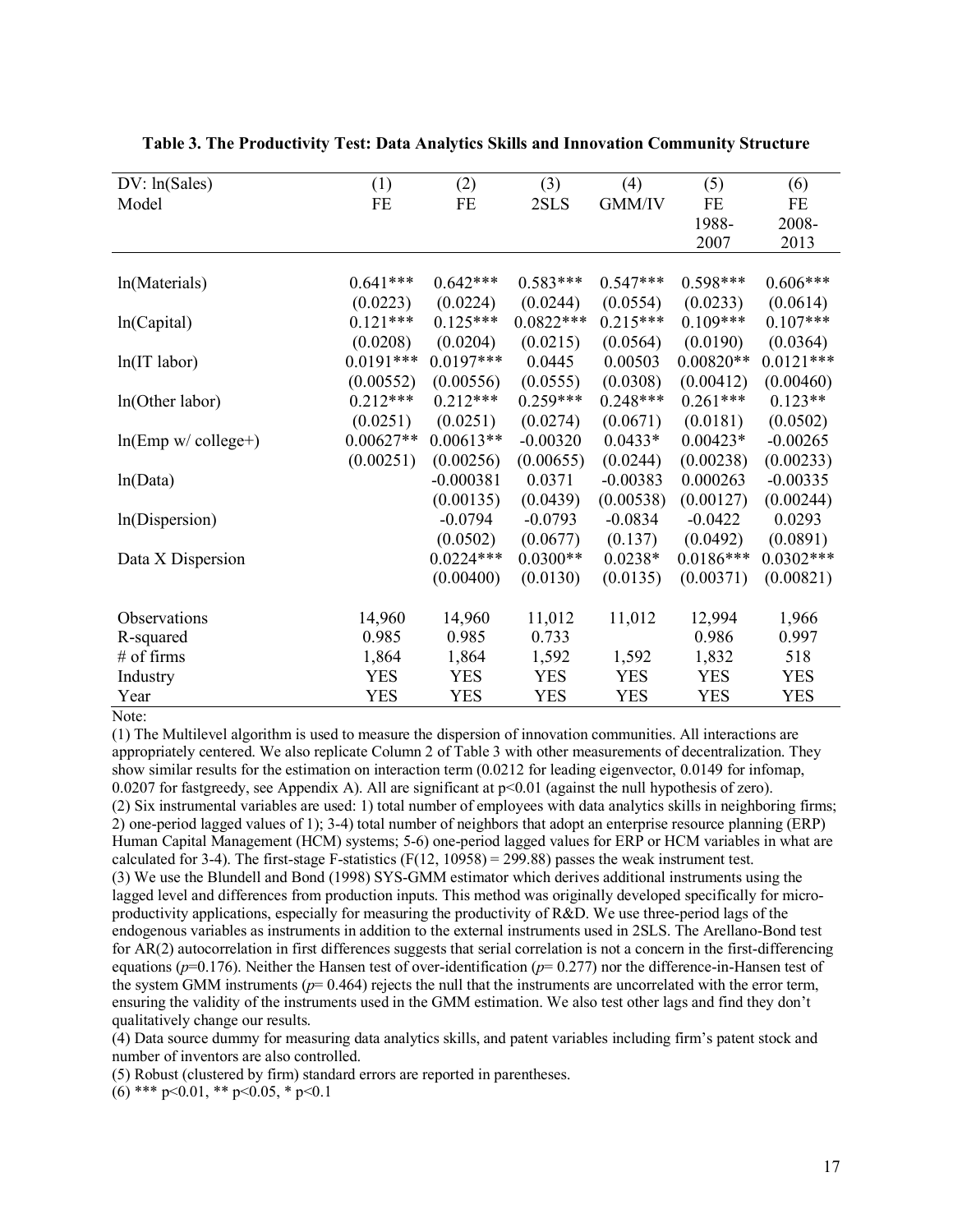**Table 3. The Productivity Test: Data Analytics Skills and Innovation Community Structure**

| DV: ln(Sales) | (1) | (2) | (3) | (4) | (5) | (6) |
|---|---|---|---|---|---|---|
| Model | FE | FE | 2SLS | GMM/IV | FE 1988-2007 | FE 2008-2013 |
| ln(Materials) | 0.641*** | 0.642*** | 0.583*** | 0.547*** | 0.598*** | 0.606*** |
| | (0.0223) | (0.0224) | (0.0244) | (0.0554) | (0.0233) | (0.0614) |
| ln(Capital) | 0.121*** | 0.125*** | 0.0822*** | 0.215*** | 0.109*** | 0.107*** |
| | (0.0208) | (0.0204) | (0.0215) | (0.0564) | (0.0190) | (0.0364) |
| ln(IT labor) | 0.0191*** | 0.0197*** | 0.0445 | 0.00503 | 0.00820** | 0.0121*** |
| | (0.00552) | (0.00556) | (0.0555) | (0.0308) | (0.00412) | (0.00460) |
| ln(Other labor) | 0.212*** | 0.212*** | 0.259*** | 0.248*** | 0.261*** | 0.123** |
| | (0.0251) | (0.0251) | (0.0274) | (0.0671) | (0.0181) | (0.0502) |
| ln(Emp w/ college+) | 0.00627** | 0.00613** | -0.00320 | 0.0433* | 0.00423* | -0.00265 |
| | (0.00251) | (0.00256) | (0.00655) | (0.0244) | (0.00238) | (0.00233) |
| ln(Data) | | -0.000381 | 0.0371 | -0.00383 | 0.000263 | -0.00335 |
| | | (0.00135) | (0.0439) | (0.00538) | (0.00127) | (0.00244) |
| ln(Dispersion) | | -0.0794 | -0.0793 | -0.0834 | -0.0422 | 0.0293 |
| | | (0.0502) | (0.0677) | (0.137) | (0.0492) | (0.0891) |
| Data X Dispersion | | 0.0224*** | 0.0300** | 0.0238* | 0.0186*** | 0.0302*** |
| | | (0.00400) | (0.0130) | (0.0135) | (0.00371) | (0.00821) |
| Observations | 14,960 | 14,960 | 11,012 | 11,012 | 12,994 | 1,966 |
| R-squared | 0.985 | 0.985 | 0.733 | | 0.986 | 0.997 |
| # of firms | 1,864 | 1,864 | 1,592 | 1,592 | 1,832 | 518 |
| Industry | YES | YES | YES | YES | YES | YES |
| Year | YES | YES | YES | YES | YES | YES |

Note:

(1) The Multilevel algorithm is used to measure the dispersion of innovation communities. All interactions are appropriately centered. We also replicate Column 2 of Table 3 with other measurements of decentralization. They show similar results for the estimation on interaction term (0.0212 for leading eigenvector, 0.0149 for infomap, 0.0207 for fastgreedy, see Appendix A). All are significant at $p<0.01$ (against the null hypothesis of zero).

(2) Six instrumental variables are used: 1) total number of employees with data analytics skills in neighboring firms; 2) one-period lagged values of 1); 3-4) total number of neighbors that adopt an enterprise resource planning (ERP) Human Capital Management (HCM) systems; 5-6) one-period lagged values for ERP or HCM variables in what are calculated for 3-4). The first-stage F-statistics ($F(12, 10958) = 299.88$) passes the weak instrument test.

(3) We use the Blundell and Bond (1998) SYS-GMM estimator which derives additional instruments using the lagged level and differences from production inputs. This method was originally developed specifically for micro-productivity applications, especially for measuring the productivity of R&D. We use three-period lags of the endogenous variables as instruments in addition to the external instruments used in 2SLS. The Arellano-Bond test for AR(2) autocorrelation in first differences suggests that serial correlation is not a concern in the first-differencing equations ($p$=0.176). Neither the Hansen test of over-identification ($p$= 0.277) nor the difference-in-Hansen test of the system GMM instruments ($p$= 0.464) rejects the null that the instruments are uncorrelated with the error term, ensuring the validity of the instruments used in the GMM estimation. We also test other lags and find they don't qualitatively change our results.

(4) Data source dummy for measuring data analytics skills, and patent variables including firm's patent stock and number of inventors are also controlled.

(5) Robust (clustered by firm) standard errors are reported in parentheses.

(6) *** p<0.01, ** p<0.05, * p<0.1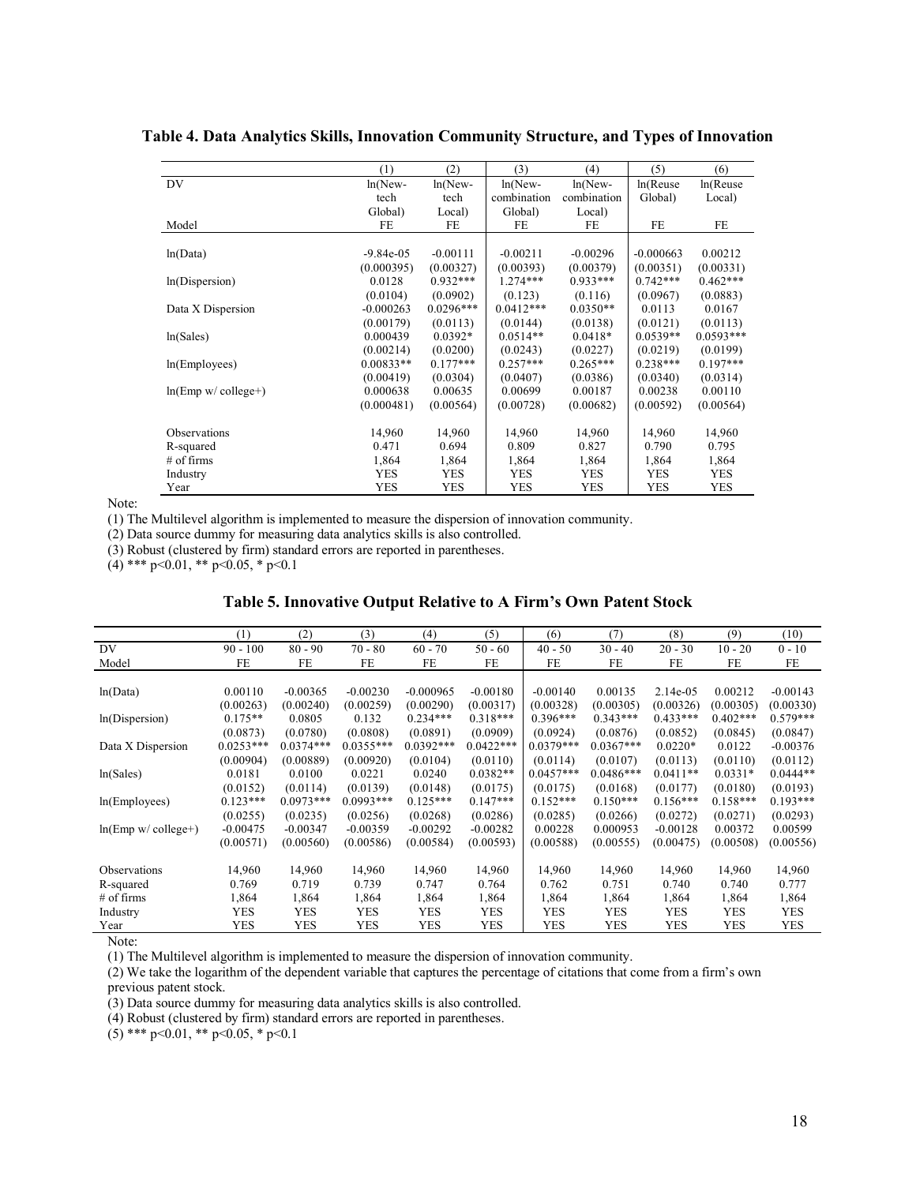**Table 4. Data Analytics Skills, Innovation Community Structure, and Types of Innovation**

| | (1) | (2) | (3) | (4) | (5) | (6) |
|---|---|---|---|---|---|---|
| DV | ln(New-tech Global) | ln(New-tech Local) | ln(New-combination Global) | ln(New-combination Local) | ln(Reuse Global) | ln(Reuse Local) |
| Model | FE | FE | FE | FE | FE | FE |
| ln(Data) | -9.84e-05 | -0.00111 | -0.00211 | -0.00296 | -0.000663 | 0.00212 |
| | (0.000395) | (0.00327) | (0.00393) | (0.00379) | (0.00351) | (0.00331) |
| ln(Dispersion) | 0.0128 | 0.932*** | 1.274*** | 0.933*** | 0.742*** | 0.462*** |
| | (0.0104) | (0.0902) | (0.123) | (0.116) | (0.0967) | (0.0883) |
| Data X Dispersion | -0.000263 | 0.0296*** | 0.0412*** | 0.0350** | 0.0113 | 0.0167 |
| | (0.00179) | (0.0113) | (0.0144) | (0.0138) | (0.0121) | (0.0113) |
| ln(Sales) | 0.000439 | 0.0392* | 0.0514** | 0.0418* | 0.0539** | 0.0593*** |
| | (0.00214) | (0.0200) | (0.0243) | (0.0227) | (0.0219) | (0.0199) |
| ln(Employees) | 0.00833** | 0.177*** | 0.257*** | 0.265*** | 0.238*** | 0.197*** |
| | (0.00419) | (0.0304) | (0.0407) | (0.0386) | (0.0340) | (0.0314) |
| ln(Emp w/ college+) | 0.000638 | 0.00635 | 0.00699 | 0.00187 | 0.00238 | 0.00110 |
| | (0.000481) | (0.00564) | (0.00728) | (0.00682) | (0.00592) | (0.00564) |
| Observations | 14,960 | 14,960 | 14,960 | 14,960 | 14,960 | 14,960 |
| R-squared | 0.471 | 0.694 | 0.809 | 0.827 | 0.790 | 0.795 |
| # of firms | 1,864 | 1,864 | 1,864 | 1,864 | 1,864 | 1,864 |
| Industry | YES | YES | YES | YES | YES | YES |
| Year | YES | YES | YES | YES | YES | YES |

Note:

(1) The Multilevel algorithm is implemented to measure the dispersion of innovation community.

(2) Data source dummy for measuring data analytics skills is also controlled.

(3) Robust (clustered by firm) standard errors are reported in parentheses.

(4) *** p<0.01, ** p<0.05, * p<0.1

**Table 5. Innovative Output Relative to A Firm's Own Patent Stock**

| | (1) | (2) | (3) | (4) | (5) | (6) | (7) | (8) | (9) | (10) |
|---|---|---|---|---|---|---|---|---|---|---|
| DV | 90 - 100 | 80 - 90 | 70 - 80 | 60 - 70 | 50 - 60 | 40 - 50 | 30 - 40 | 20 - 30 | 10 - 20 | 0 - 10 |
| Model | FE | FE | FE | FE | FE | FE | FE | FE | FE | FE |
| ln(Data) | 0.00110 | -0.00365 | -0.00230 | -0.000965 | -0.00180 | -0.00140 | 0.00135 | 2.14e-05 | 0.00212 | -0.00143 |
| | (0.00263) | (0.00240) | (0.00259) | (0.00290) | (0.00317) | (0.00328) | (0.00305) | (0.00326) | (0.00305) | (0.00330) |
| ln(Dispersion) | 0.175** | 0.0805 | 0.132 | 0.234*** | 0.318*** | 0.396*** | 0.343*** | 0.433*** | 0.402*** | 0.579*** |
| | (0.0873) | (0.0780) | (0.0808) | (0.0891) | (0.0909) | (0.0924) | (0.0876) | (0.0852) | (0.0845) | (0.0847) |
| Data X Dispersion | 0.0253*** | 0.0374*** | 0.0355*** | 0.0392*** | 0.0422*** | 0.0379*** | 0.0367*** | 0.0220* | 0.0122 | -0.00376 |
| | (0.00904) | (0.00889) | (0.00920) | (0.0104) | (0.0110) | (0.0114) | (0.0107) | (0.0113) | (0.0110) | (0.0112) |
| ln(Sales) | 0.0181 | 0.0100 | 0.0221 | 0.0240 | 0.0382** | 0.0457*** | 0.0486*** | 0.0411** | 0.0331* | 0.0444** |
| | (0.0152) | (0.0114) | (0.0139) | (0.0148) | (0.0175) | (0.0175) | (0.0168) | (0.0177) | (0.0180) | (0.0193) |
| ln(Employees) | 0.123*** | 0.0973*** | 0.0993*** | 0.125*** | 0.147*** | 0.152*** | 0.150*** | 0.156*** | 0.158*** | 0.193*** |
| | (0.0255) | (0.0235) | (0.0256) | (0.0268) | (0.0286) | (0.0285) | (0.0266) | (0.0272) | (0.0271) | (0.0293) |
| ln(Emp w/ college+) | -0.00475 | -0.00347 | -0.00359 | -0.00292 | -0.00282 | 0.00228 | 0.000953 | -0.00128 | 0.00372 | 0.00599 |
| | (0.00571) | (0.00560) | (0.00586) | (0.00584) | (0.00593) | (0.00588) | (0.00555) | (0.00475) | (0.00508) | (0.00556) |
| Observations | 14,960 | 14,960 | 14,960 | 14,960 | 14,960 | 14,960 | 14,960 | 14,960 | 14,960 | 14,960 |
| R-squared | 0.769 | 0.719 | 0.739 | 0.747 | 0.764 | 0.762 | 0.751 | 0.740 | 0.740 | 0.777 |
| # of firms | 1,864 | 1,864 | 1,864 | 1,864 | 1,864 | 1,864 | 1,864 | 1,864 | 1,864 | 1,864 |
| Industry | YES | YES | YES | YES | YES | YES | YES | YES | YES | YES |
| Year | YES | YES | YES | YES | YES | YES | YES | YES | YES | YES |

Note:

(1) The Multilevel algorithm is implemented to measure the dispersion of innovation community.

(2) We take the logarithm of the dependent variable that captures the percentage of citations that come from a firm's own previous patent stock.

(3) Data source dummy for measuring data analytics skills is also controlled.

(4) Robust (clustered by firm) standard errors are reported in parentheses.

(5) *** p<0.01, ** p<0.05, * p<0.1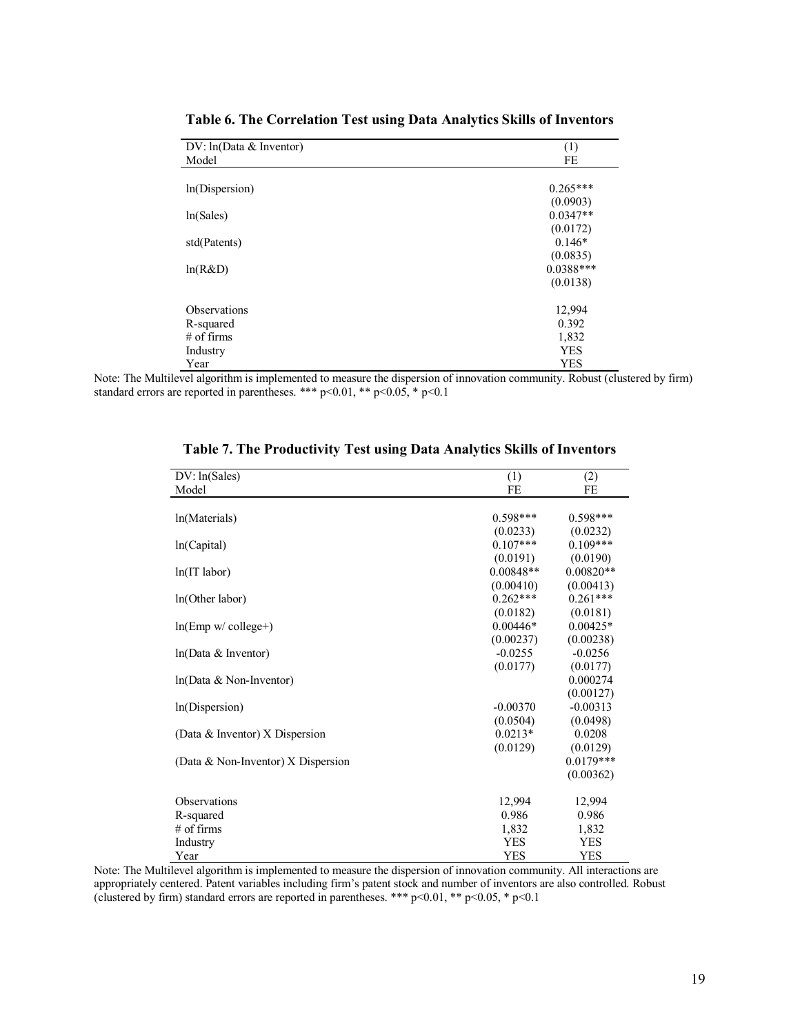**Table 6. The Correlation Test using Data Analytics Skills of Inventors**

| DV: ln(Data & Inventor) | (1) |
|---|---|
| Model | FE |
| ln(Dispersion) | 0.265*** |
| | (0.0903) |
| ln(Sales) | 0.0347** |
| | (0.0172) |
| std(Patents) | 0.146* |
| | (0.0835) |
| ln(R&D) | 0.0388*** |
| | (0.0138) |
| Observations | 12,994 |
| R-squared | 0.392 |
| # of firms | 1,832 |
| Industry | YES |
| Year | YES |

Note: The Multilevel algorithm is implemented to measure the dispersion of innovation community. Robust (clustered by firm) standard errors are reported in parentheses. *** p<0.01, ** p<0.05, * p<0.1

**Table 7. The Productivity Test using Data Analytics Skills of Inventors**

| DV: ln(Sales) | (1) | (2) |
|---|---|---|
| Model | FE | FE |
| ln(Materials) | 0.598*** | 0.598*** |
| | (0.0233) | (0.0232) |
| ln(Capital) | 0.107*** | 0.109*** |
| | (0.0191) | (0.0190) |
| ln(IT labor) | 0.00848** | 0.00820** |
| | (0.00410) | (0.00413) |
| ln(Other labor) | 0.262*** | 0.261*** |
| | (0.0182) | (0.0181) |
| ln(Emp w/ college+) | 0.00446* | 0.00425* |
| | (0.00237) | (0.00238) |
| ln(Data & Inventor) | -0.0255 | -0.0256 |
| | (0.0177) | (0.0177) |
| ln(Data & Non-Inventor) | | 0.000274 |
| | | (0.00127) |
| ln(Dispersion) | -0.00370 | -0.00313 |
| | (0.0504) | (0.0498) |
| (Data & Inventor) X Dispersion | 0.0213* | 0.0208 |
| | (0.0129) | (0.0129) |
| (Data & Non-Inventor) X Dispersion | | 0.0179*** |
| | | (0.00362) |
| Observations | 12,994 | 12,994 |
| R-squared | 0.986 | 0.986 |
| # of firms | 1,832 | 1,832 |
| Industry | YES | YES |
| Year | YES | YES |

Note: The Multilevel algorithm is implemented to measure the dispersion of innovation community. All interactions are appropriately centered. Patent variables including firm's patent stock and number of inventors are also controlled. Robust (clustered by firm) standard errors are reported in parentheses. *** p<0.01, ** p<0.05, * p<0.1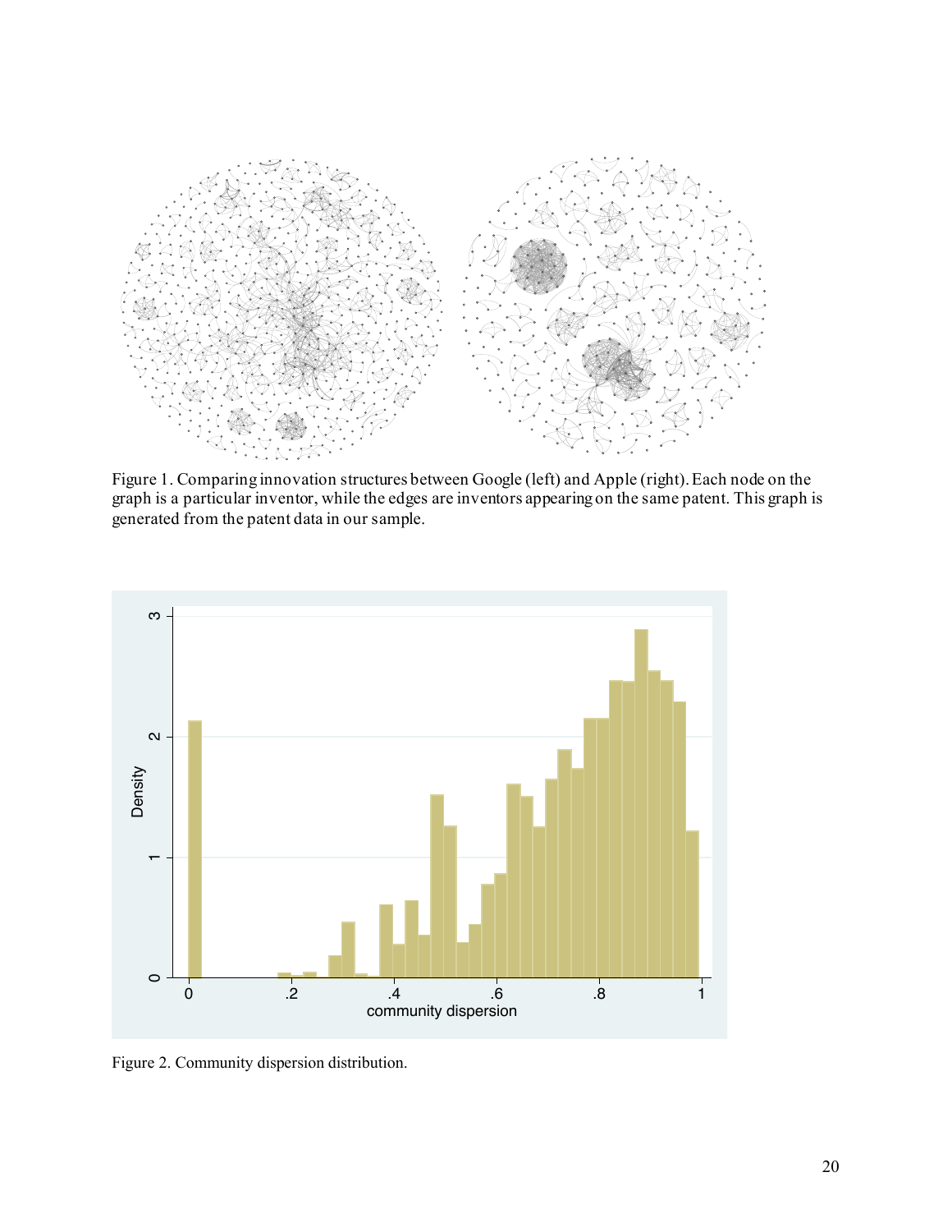Figure 1. Comparing innovation structures between Google (left) and Apple (right). Each node on the graph is a particular inventor, while the edges are inventors appearing on the same patent. This graph is generated from the patent data in our sample.

Figure 2. Community dispersion distribution.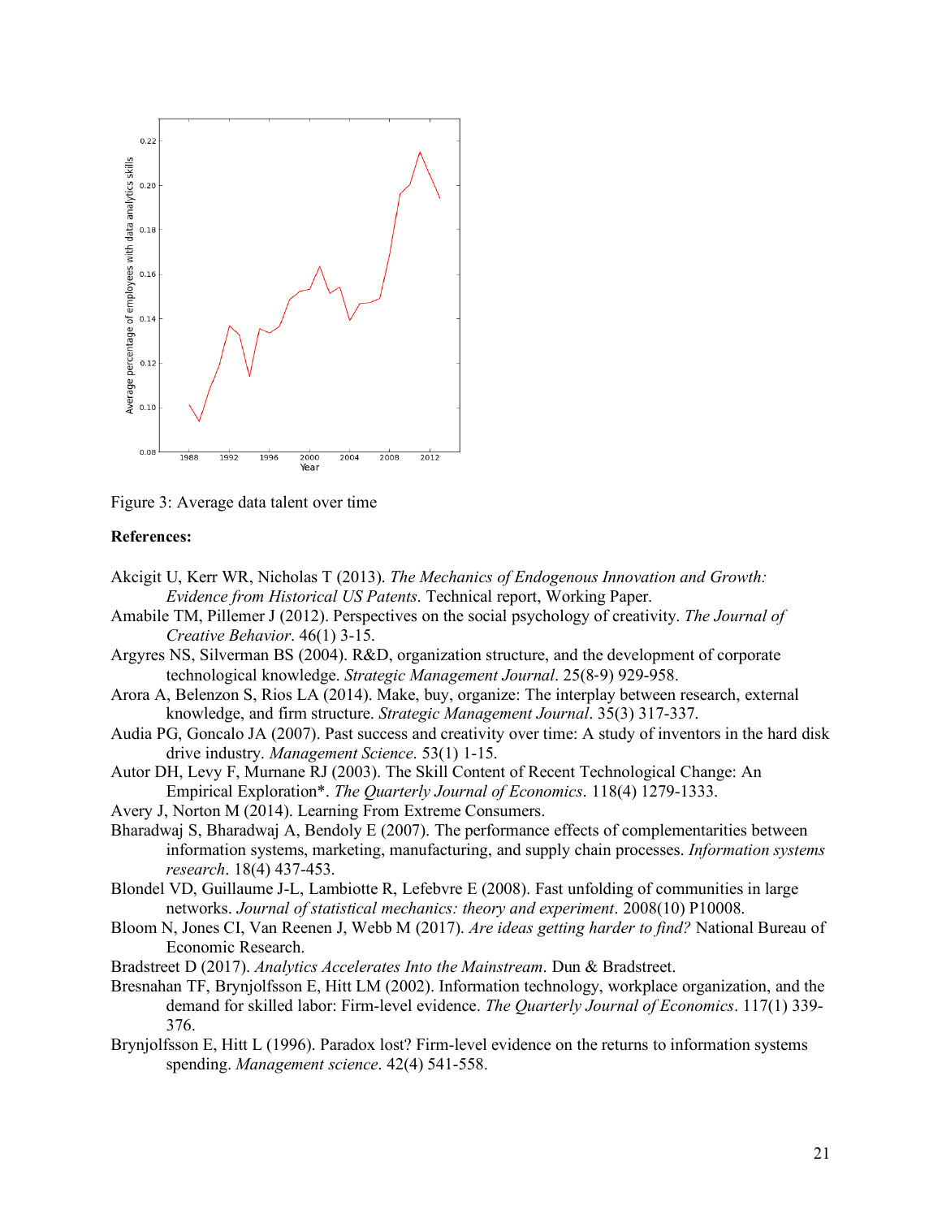Figure 3: Average data talent over time

**References:**

Akcigit U, Kerr WR, Nicholas T (2013). *The Mechanics of Endogenous Innovation and Growth: Evidence from Historical US Patents*. Technical report, Working Paper.

Amabile TM, Pillemer J (2012). Perspectives on the social psychology of creativity. *The Journal of Creative Behavior*. 46(1) 3-15.

Argyres NS, Silverman BS (2004). R&D, organization structure, and the development of corporate technological knowledge. *Strategic Management Journal*. 25(8-9) 929-958.

Arora A, Belenzon S, Rios LA (2014). Make, buy, organize: The interplay between research, external knowledge, and firm structure. *Strategic Management Journal*. 35(3) 317-337.

Audia PG, Goncalo JA (2007). Past success and creativity over time: A study of inventors in the hard disk drive industry. *Management Science*. 53(1) 1-15.

Autor DH, Levy F, Murnane RJ (2003). The Skill Content of Recent Technological Change: An Empirical Exploration*. *The Quarterly Journal of Economics*. 118(4) 1279-1333.

Avery J, Norton M (2014). Learning From Extreme Consumers.

Bharadwaj S, Bharadwaj A, Bendoly E (2007). The performance effects of complementarities between information systems, marketing, manufacturing, and supply chain processes. *Information systems research*. 18(4) 437-453.

Blondel VD, Guillaume J-L, Lambiotte R, Lefebvre E (2008). Fast unfolding of communities in large networks. *Journal of statistical mechanics: theory and experiment*. 2008(10) P10008.

Bloom N, Jones CI, Van Reenen J, Webb M (2017). *Are ideas getting harder to find?* National Bureau of Economic Research.

Bradstreet D (2017). *Analytics Accelerates Into the Mainstream*. Dun & Bradstreet.

Bresnahan TF, Brynjolfsson E, Hitt LM (2002). Information technology, workplace organization, and the demand for skilled labor: Firm-level evidence. *The Quarterly Journal of Economics*. 117(1) 339-376.

Brynjolfsson E, Hitt L (1996). Paradox lost? Firm-level evidence on the returns to information systems spending. *Management science*. 42(4) 541-558.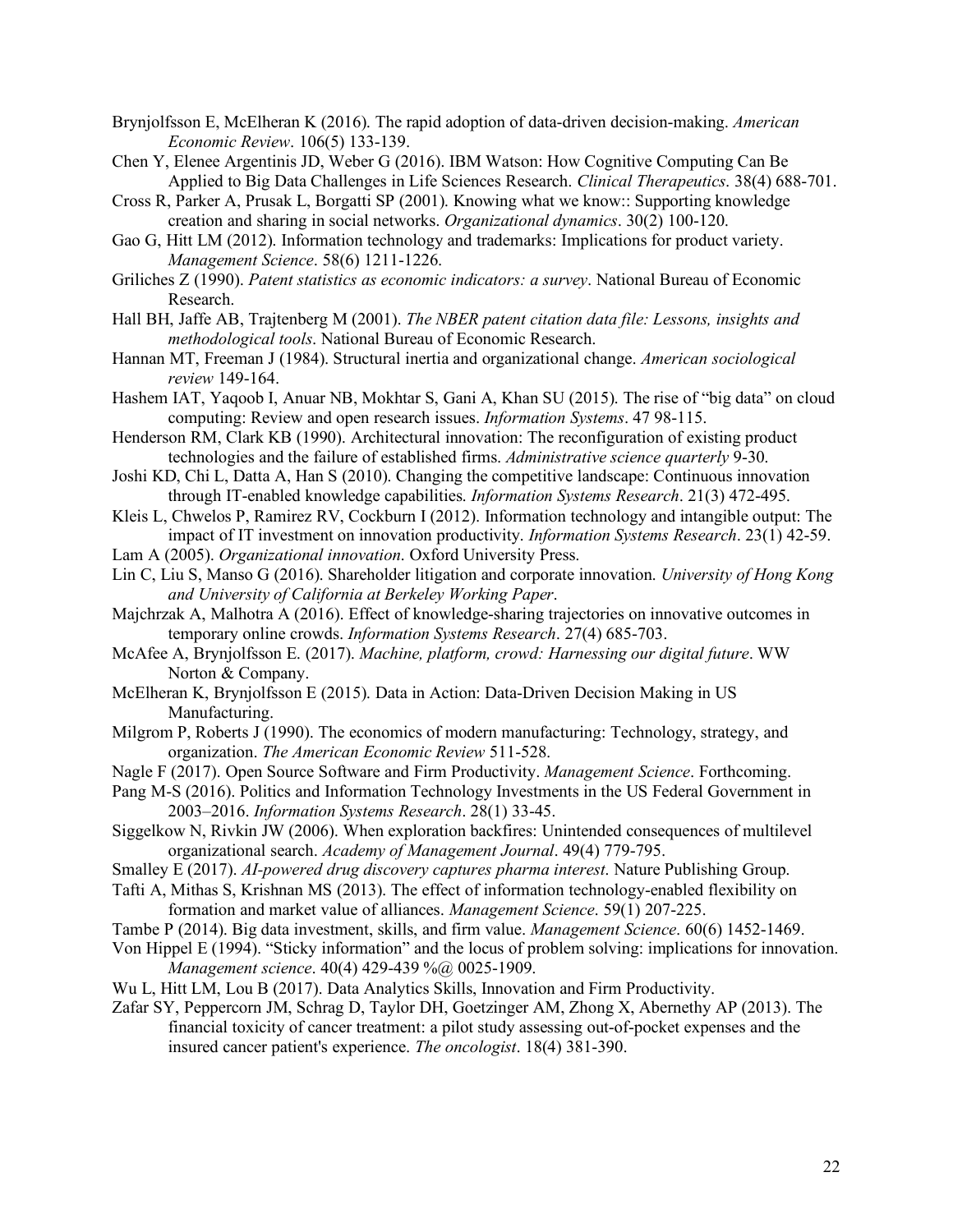Brynjolfsson E, McElheran K (2016). The rapid adoption of data-driven decision-making. *American Economic Review*. 106(5) 133-139.

Chen Y, Elenee Argentinis JD, Weber G (2016). IBM Watson: How Cognitive Computing Can Be Applied to Big Data Challenges in Life Sciences Research. *Clinical Therapeutics*. 38(4) 688-701.

Cross R, Parker A, Prusak L, Borgatti SP (2001). Knowing what we know:: Supporting knowledge creation and sharing in social networks. *Organizational dynamics*. 30(2) 100-120.

Gao G, Hitt LM (2012). Information technology and trademarks: Implications for product variety. *Management Science*. 58(6) 1211-1226.

Griliches Z (1990). *Patent statistics as economic indicators: a survey*. National Bureau of Economic Research.

Hall BH, Jaffe AB, Trajtenberg M (2001). *The NBER patent citation data file: Lessons, insights and methodological tools*. National Bureau of Economic Research.

Hannan MT, Freeman J (1984). Structural inertia and organizational change. *American sociological review* 149-164.

Hashem IAT, Yaqoob I, Anuar NB, Mokhtar S, Gani A, Khan SU (2015). The rise of "big data" on cloud computing: Review and open research issues. *Information Systems*. 47 98-115.

Henderson RM, Clark KB (1990). Architectural innovation: The reconfiguration of existing product technologies and the failure of established firms. *Administrative science quarterly* 9-30.

Joshi KD, Chi L, Datta A, Han S (2010). Changing the competitive landscape: Continuous innovation through IT-enabled knowledge capabilities. *Information Systems Research*. 21(3) 472-495.

Kleis L, Chwelos P, Ramirez RV, Cockburn I (2012). Information technology and intangible output: The impact of IT investment on innovation productivity. *Information Systems Research*. 23(1) 42-59.

Lam A (2005). *Organizational innovation*. Oxford University Press.

Lin C, Liu S, Manso G (2016). Shareholder litigation and corporate innovation. *University of Hong Kong and University of California at Berkeley Working Paper*.

Majchrzak A, Malhotra A (2016). Effect of knowledge-sharing trajectories on innovative outcomes in temporary online crowds. *Information Systems Research*. 27(4) 685-703.

McAfee A, Brynjolfsson E. (2017). *Machine, platform, crowd: Harnessing our digital future*. WW Norton & Company.

McElheran K, Brynjolfsson E (2015). Data in Action: Data-Driven Decision Making in US Manufacturing.

Milgrom P, Roberts J (1990). The economics of modern manufacturing: Technology, strategy, and organization. *The American Economic Review* 511-528.

Nagle F (2017). Open Source Software and Firm Productivity. *Management Science*. Forthcoming.

Pang M-S (2016). Politics and Information Technology Investments in the US Federal Government in 2003–2016. *Information Systems Research*. 28(1) 33-45.

Siggelkow N, Rivkin JW (2006). When exploration backfires: Unintended consequences of multilevel organizational search. *Academy of Management Journal*. 49(4) 779-795.

Smalley E (2017). *AI-powered drug discovery captures pharma interest*. Nature Publishing Group.

Tafti A, Mithas S, Krishnan MS (2013). The effect of information technology-enabled flexibility on formation and market value of alliances. *Management Science*. 59(1) 207-225.

Tambe P (2014). Big data investment, skills, and firm value. *Management Science*. 60(6) 1452-1469.

Von Hippel E (1994). "Sticky information" and the locus of problem solving: implications for innovation. *Management science*. 40(4) 429-439 %@ 0025-1909.

Wu L, Hitt LM, Lou B (2017). Data Analytics Skills, Innovation and Firm Productivity.

Zafar SY, Peppercorn JM, Schrag D, Taylor DH, Goetzinger AM, Zhong X, Abernethy AP (2013). The financial toxicity of cancer treatment: a pilot study assessing out-of-pocket expenses and the insured cancer patient's experience. *The oncologist*. 18(4) 381-390.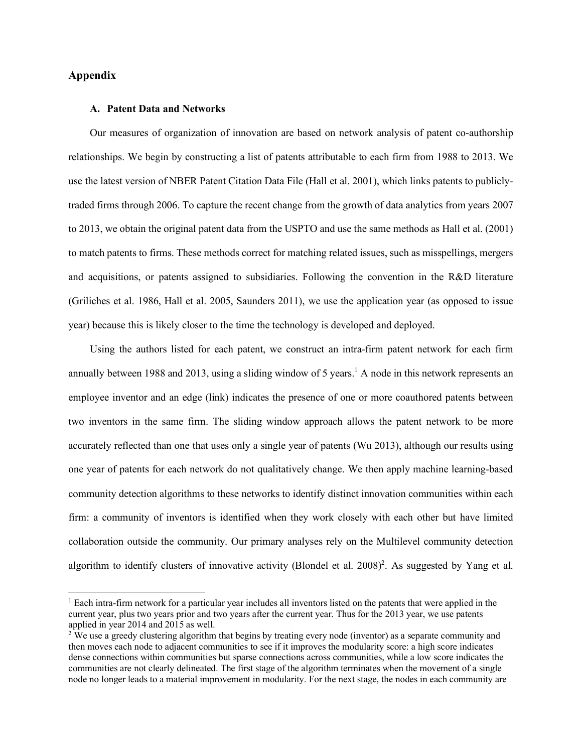## Appendix

### A. Patent Data and Networks

Our measures of organization of innovation are based on network analysis of patent co-authorship relationships. We begin by constructing a list of patents attributable to each firm from 1988 to 2013. We use the latest version of NBER Patent Citation Data File (Hall et al. 2001), which links patents to publicly-traded firms through 2006. To capture the recent change from the growth of data analytics from years 2007 to 2013, we obtain the original patent data from the USPTO and use the same methods as Hall et al. (2001) to match patents to firms. These methods correct for matching related issues, such as misspellings, mergers and acquisitions, or patents assigned to subsidiaries. Following the convention in the R&D literature (Griliches et al. 1986, Hall et al. 2005, Saunders 2011), we use the application year (as opposed to issue year) because this is likely closer to the time the technology is developed and deployed.

Using the authors listed for each patent, we construct an intra-firm patent network for each firm annually between 1988 and 2013, using a sliding window of 5 years.[1] A node in this network represents an employee inventor and an edge (link) indicates the presence of one or more coauthored patents between two inventors in the same firm. The sliding window approach allows the patent network to be more accurately reflected than one that uses only a single year of patents (Wu 2013), although our results using one year of patents for each network do not qualitatively change. We then apply machine learning-based community detection algorithms to these networks to identify distinct innovation communities within each firm: a community of inventors is identified when they work closely with each other but have limited collaboration outside the community. Our primary analyses rely on the Multilevel community detection algorithm to identify clusters of innovative activity (Blondel et al. 2008)[2]. As suggested by Yang et al.

---

[1] Each intra-firm network for a particular year includes all inventors listed on the patents that were applied in the current year, plus two years prior and two years after the current year. Thus for the 2013 year, we use patents applied in year 2014 and 2015 as well.

[2] We use a greedy clustering algorithm that begins by treating every node (inventor) as a separate community and then moves each node to adjacent communities to see if it improves the modularity score: a high score indicates dense connections within communities but sparse connections across communities, while a low score indicates the communities are not clearly delineated. The first stage of the algorithm terminates when the movement of a single node no longer leads to a material improvement in modularity. For the next stage, the nodes in each community are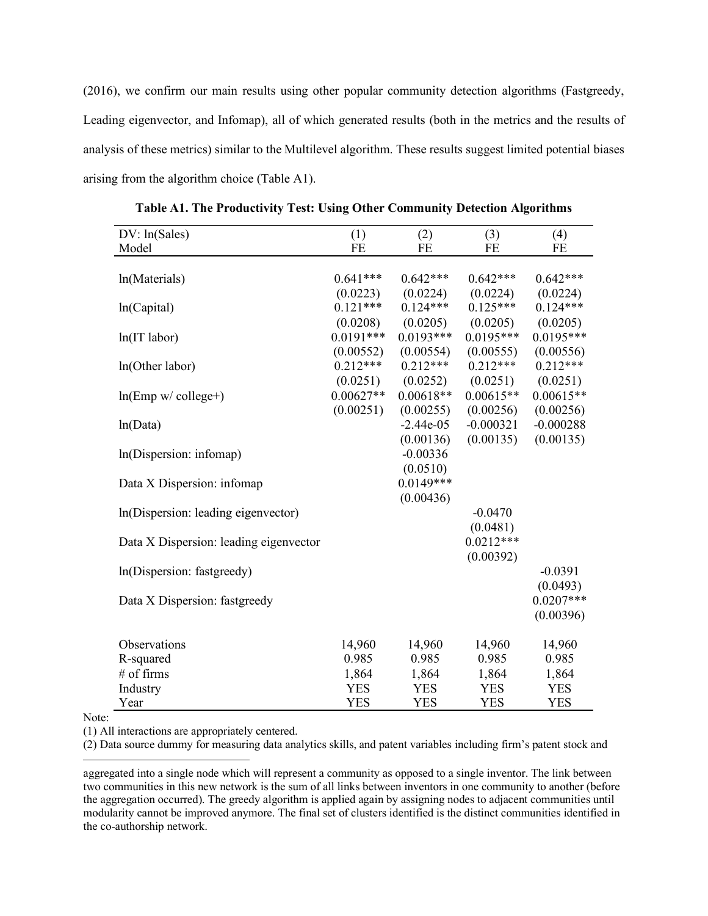(2016), we confirm our main results using other popular community detection algorithms (Fastgreedy, Leading eigenvector, and Infomap), all of which generated results (both in the metrics and the results of analysis of these metrics) similar to the Multilevel algorithm. These results suggest limited potential biases arising from the algorithm choice (Table A1).

**Table A1. The Productivity Test: Using Other Community Detection Algorithms**

| DV: ln(Sales) | (1) | (2) | (3) | (4) |
|---|---|---|---|---|
| Model | FE | FE | FE | FE |
| ln(Materials) | 0.641*** | 0.642*** | 0.642*** | 0.642*** |
| | (0.0223) | (0.0224) | (0.0224) | (0.0224) |
| ln(Capital) | 0.121*** | 0.124*** | 0.125*** | 0.124*** |
| | (0.0208) | (0.0205) | (0.0205) | (0.0205) |
| ln(IT labor) | 0.0191*** | 0.0193*** | 0.0195*** | 0.0195*** |
| | (0.00552) | (0.00554) | (0.00555) | (0.00556) |
| ln(Other labor) | 0.212*** | 0.212*** | 0.212*** | 0.212*** |
| | (0.0251) | (0.0252) | (0.0251) | (0.0251) |
| ln(Emp w/ college+) | 0.00627** | 0.00618** | 0.00615** | 0.00615** |
| | (0.00251) | (0.00255) | (0.00256) | (0.00256) |
| ln(Data) | | -2.44e-05 | -0.000321 | -0.000288 |
| | | (0.00136) | (0.00135) | (0.00135) |
| ln(Dispersion: infomap) | | -0.00336 | | |
| | | (0.0510) | | |
| Data X Dispersion: infomap | | 0.0149*** | | |
| | | (0.00436) | | |
| ln(Dispersion: leading eigenvector) | | | -0.0470 | |
| | | | (0.0481) | |
| Data X Dispersion: leading eigenvector | | | 0.0212*** | |
| | | | (0.00392) | |
| ln(Dispersion: fastgreedy) | | | | -0.0391 |
| | | | | (0.0493) |
| Data X Dispersion: fastgreedy | | | | 0.0207*** |
| | | | | (0.00396) |
| Observations | 14,960 | 14,960 | 14,960 | 14,960 |
| R-squared | 0.985 | 0.985 | 0.985 | 0.985 |
| # of firms | 1,864 | 1,864 | 1,864 | 1,864 |
| Industry | YES | YES | YES | YES |
| Year | YES | YES | YES | YES |

Note:

(1) All interactions are appropriately centered.

(2) Data source dummy for measuring data analytics skills, and patent variables including firm's patent stock and

aggregated into a single node which will represent a community as opposed to a single inventor. The link between two communities in this new network is the sum of all links between inventors in one community to another (before the aggregation occurred). The greedy algorithm is applied again by assigning nodes to adjacent communities until modularity cannot be improved anymore. The final set of clusters identified is the distinct communities identified in the co-authorship network.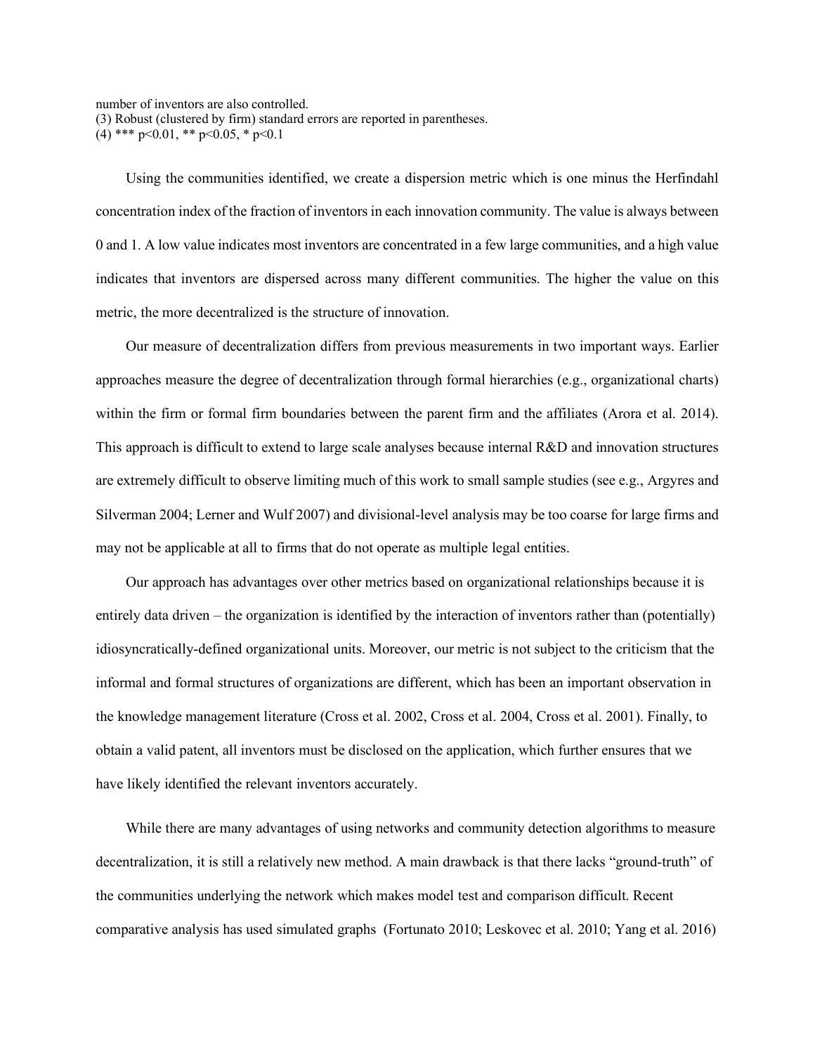number of inventors are also controlled.
(3) Robust (clustered by firm) standard errors are reported in parentheses.
(4) *** $p<0.01$, ** $p<0.05$, * $p<0.1$

Using the communities identified, we create a dispersion metric which is one minus the Herfindahl concentration index of the fraction of inventors in each innovation community. The value is always between 0 and 1. A low value indicates most inventors are concentrated in a few large communities, and a high value indicates that inventors are dispersed across many different communities. The higher the value on this metric, the more decentralized is the structure of innovation.

Our measure of decentralization differs from previous measurements in two important ways. Earlier approaches measure the degree of decentralization through formal hierarchies (e.g., organizational charts) within the firm or formal firm boundaries between the parent firm and the affiliates (Arora et al. 2014). This approach is difficult to extend to large scale analyses because internal R&D and innovation structures are extremely difficult to observe limiting much of this work to small sample studies (see e.g., Argyres and Silverman 2004; Lerner and Wulf 2007) and divisional-level analysis may be too coarse for large firms and may not be applicable at all to firms that do not operate as multiple legal entities.

Our approach has advantages over other metrics based on organizational relationships because it is entirely data driven – the organization is identified by the interaction of inventors rather than (potentially) idiosyncratically-defined organizational units. Moreover, our metric is not subject to the criticism that the informal and formal structures of organizations are different, which has been an important observation in the knowledge management literature (Cross et al. 2002, Cross et al. 2004, Cross et al. 2001). Finally, to obtain a valid patent, all inventors must be disclosed on the application, which further ensures that we have likely identified the relevant inventors accurately.

While there are many advantages of using networks and community detection algorithms to measure decentralization, it is still a relatively new method. A main drawback is that there lacks "ground-truth" of the communities underlying the network which makes model test and comparison difficult. Recent comparative analysis has used simulated graphs (Fortunato 2010; Leskovec et al. 2010; Yang et al. 2016)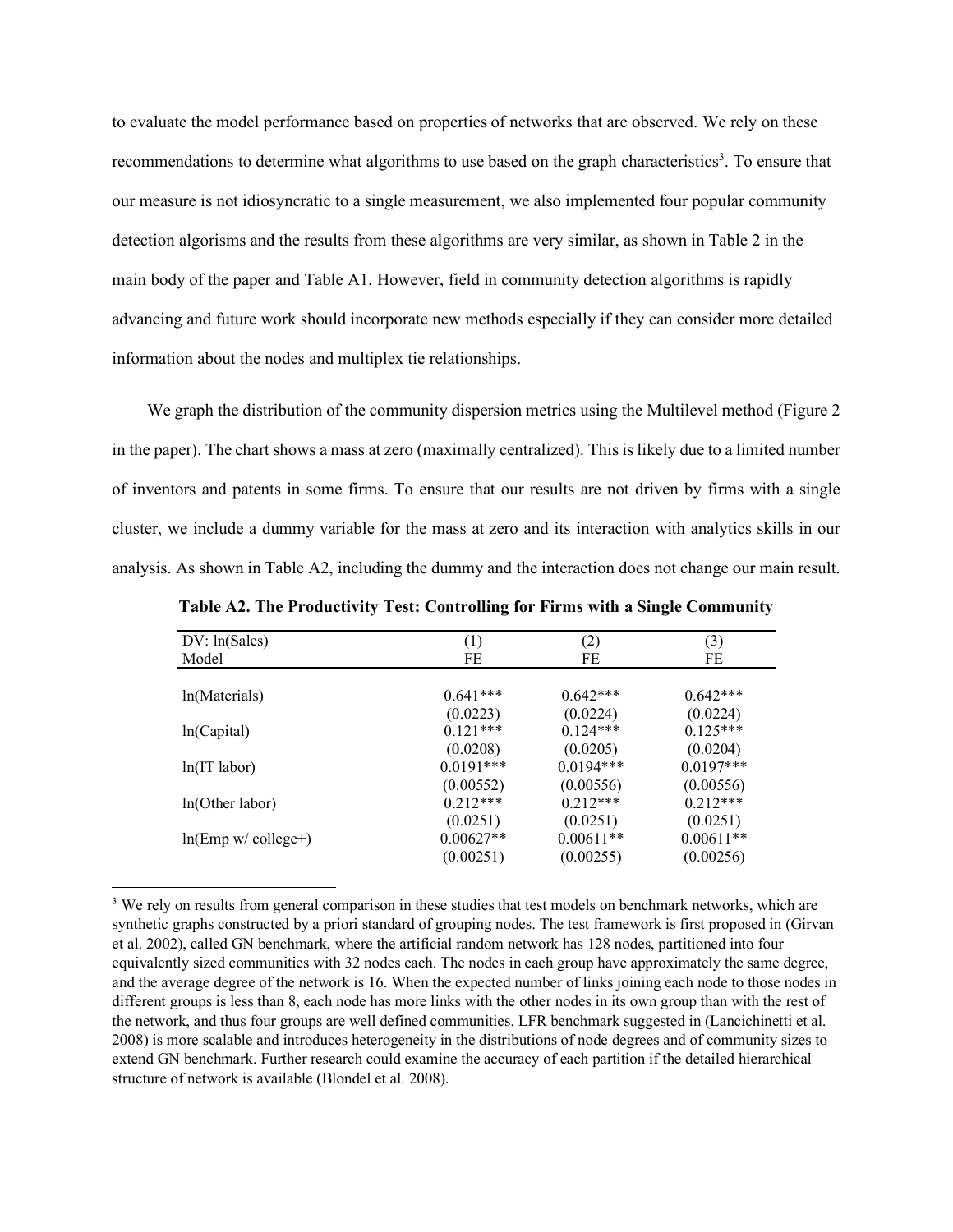to evaluate the model performance based on properties of networks that are observed. We rely on these recommendations to determine what algorithms to use based on the graph characteristics[3]. To ensure that our measure is not idiosyncratic to a single measurement, we also implemented four popular community detection algorisms and the results from these algorithms are very similar, as shown in Table 2 in the main body of the paper and Table A1. However, field in community detection algorithms is rapidly advancing and future work should incorporate new methods especially if they can consider more detailed information about the nodes and multiplex tie relationships.

We graph the distribution of the community dispersion metrics using the Multilevel method (Figure 2 in the paper). The chart shows a mass at zero (maximally centralized). This is likely due to a limited number of inventors and patents in some firms. To ensure that our results are not driven by firms with a single cluster, we include a dummy variable for the mass at zero and its interaction with analytics skills in our analysis. As shown in Table A2, including the dummy and the interaction does not change our main result.

**Table A2. The Productivity Test: Controlling for Firms with a Single Community**

| DV: ln(Sales) | (1) | (2) | (3) |
|---|---|---|---|
| Model | FE | FE | FE |
| ln(Materials) | 0.641*** | 0.642*** | 0.642*** |
| | (0.0223) | (0.0224) | (0.0224) |
| ln(Capital) | 0.121*** | 0.124*** | 0.125*** |
| | (0.0208) | (0.0205) | (0.0204) |
| ln(IT labor) | 0.0191*** | 0.0194*** | 0.0197*** |
| | (0.00552) | (0.00556) | (0.00556) |
| ln(Other labor) | 0.212*** | 0.212*** | 0.212*** |
| | (0.0251) | (0.0251) | (0.0251) |
| ln(Emp w/ college+) | 0.00627** | 0.00611** | 0.00611** |
| | (0.00251) | (0.00255) | (0.00256) |

[3] We rely on results from general comparison in these studies that test models on benchmark networks, which are synthetic graphs constructed by a priori standard of grouping nodes. The test framework is first proposed in (Girvan et al. 2002), called GN benchmark, where the artificial random network has 128 nodes, partitioned into four equivalently sized communities with 32 nodes each. The nodes in each group have approximately the same degree, and the average degree of the network is 16. When the expected number of links joining each node to those nodes in different groups is less than 8, each node has more links with the other nodes in its own group than with the rest of the network, and thus four groups are well defined communities. LFR benchmark suggested in (Lancichinetti et al. 2008) is more scalable and introduces heterogeneity in the distributions of node degrees and of community sizes to extend GN benchmark. Further research could examine the accuracy of each partition if the detailed hierarchical structure of network is available (Blondel et al. 2008).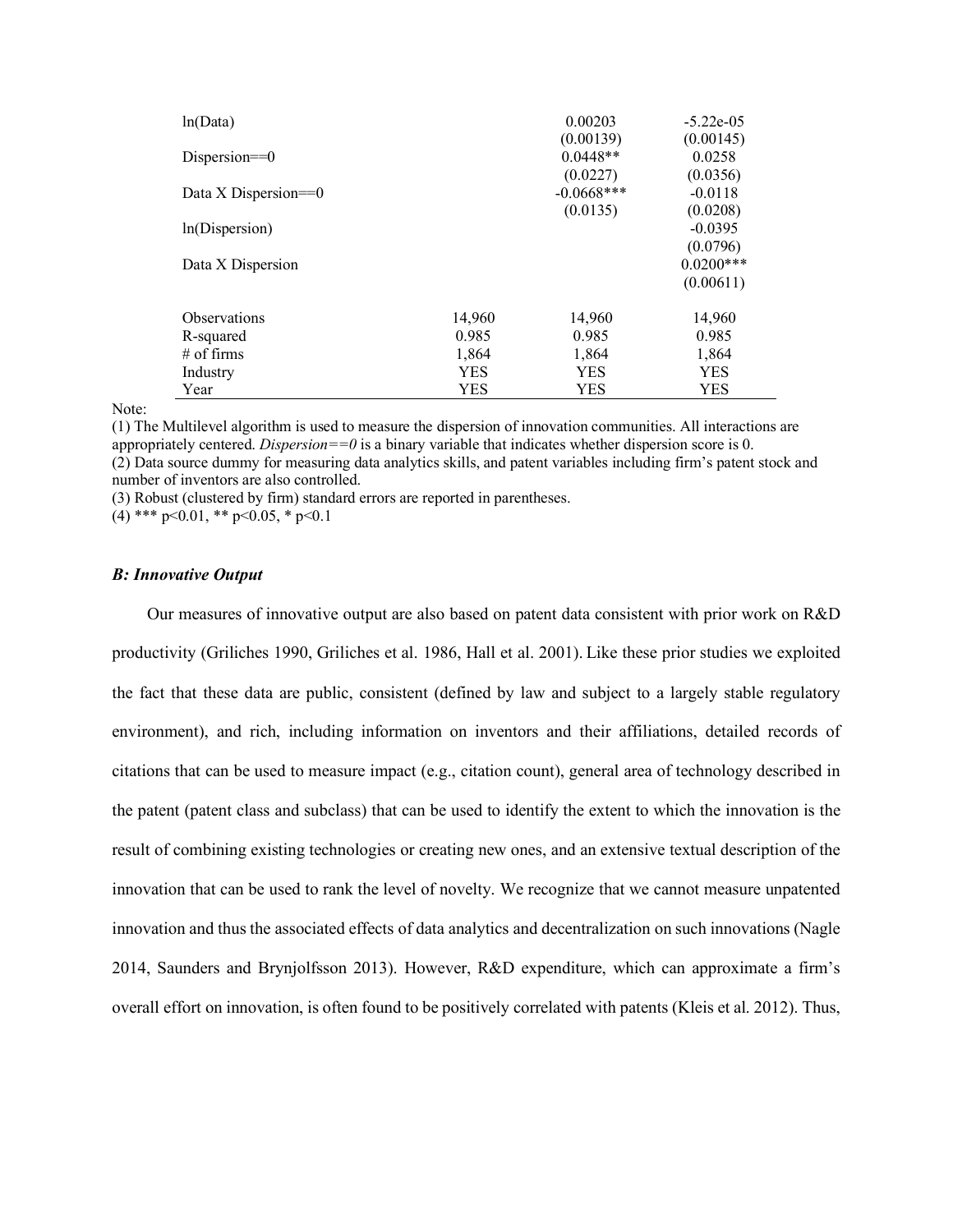| | | | |
|---|---|---|---|
| ln(Data) | | 0.00203 | -5.22e-05 |
| | | (0.00139) | (0.00145) |
| Dispersion==0 | | 0.0448** | 0.0258 |
| | | (0.0227) | (0.0356) |
| Data X Dispersion==0 | | -0.0668*** | -0.0118 |
| | | (0.0135) | (0.0208) |
| ln(Dispersion) | | | -0.0395 |
| | | | (0.0796) |
| Data X Dispersion | | | 0.0200*** |
| | | | (0.00611) |
| Observations | 14,960 | 14,960 | 14,960 |
| R-squared | 0.985 | 0.985 | 0.985 |
| # of firms | 1,864 | 1,864 | 1,864 |
| Industry | YES | YES | YES |
| Year | YES | YES | YES |

Note:
(1) The Multilevel algorithm is used to measure the dispersion of innovation communities. All interactions are appropriately centered. *Dispersion==0* is a binary variable that indicates whether dispersion score is 0.
(2) Data source dummy for measuring data analytics skills, and patent variables including firm's patent stock and number of inventors are also controlled.
(3) Robust (clustered by firm) standard errors are reported in parentheses.
(4) *** $p<0.01$, ** $p<0.05$, * $p<0.1$

### *B: Innovative Output*

Our measures of innovative output are also based on patent data consistent with prior work on R&D productivity (Griliches 1990, Griliches et al. 1986, Hall et al. 2001). Like these prior studies we exploited the fact that these data are public, consistent (defined by law and subject to a largely stable regulatory environment), and rich, including information on inventors and their affiliations, detailed records of citations that can be used to measure impact (e.g., citation count), general area of technology described in the patent (patent class and subclass) that can be used to identify the extent to which the innovation is the result of combining existing technologies or creating new ones, and an extensive textual description of the innovation that can be used to rank the level of novelty. We recognize that we cannot measure unpatented innovation and thus the associated effects of data analytics and decentralization on such innovations (Nagle 2014, Saunders and Brynjolfsson 2013). However, R&D expenditure, which can approximate a firm's overall effort on innovation, is often found to be positively correlated with patents (Kleis et al. 2012). Thus,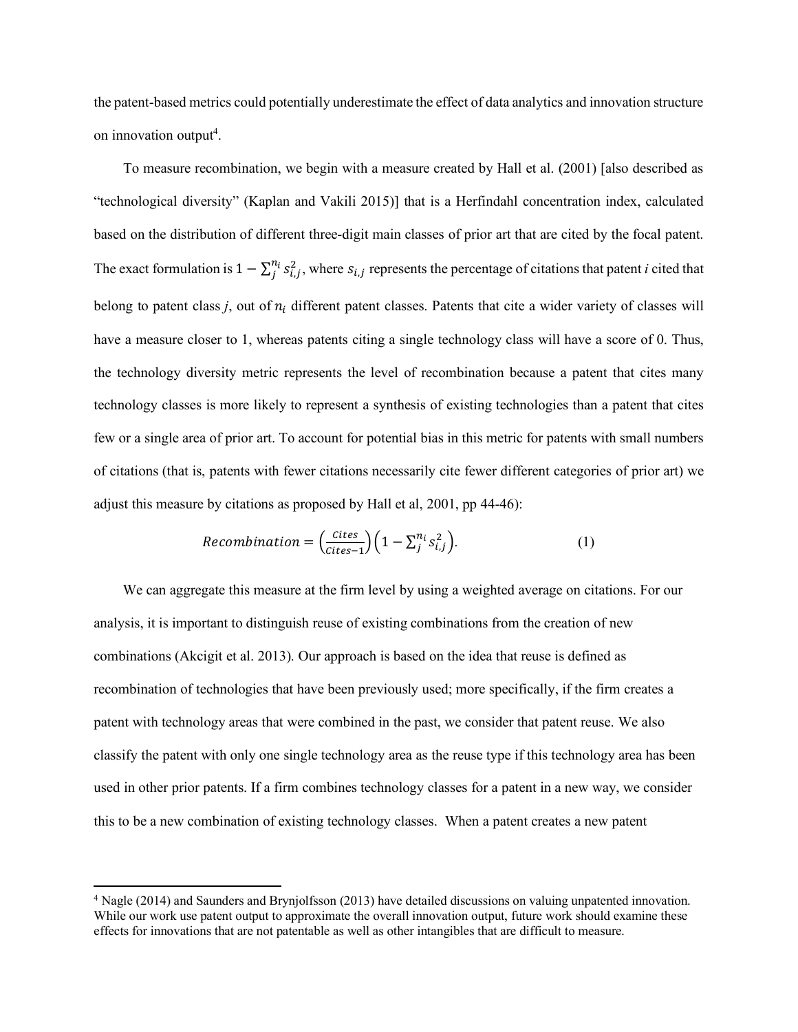the patent-based metrics could potentially underestimate the effect of data analytics and innovation structure on innovation output[4].

To measure recombination, we begin with a measure created by Hall et al. (2001) [also described as "technological diversity" (Kaplan and Vakili 2015)] that is a Herfindahl concentration index, calculated based on the distribution of different three-digit main classes of prior art that are cited by the focal patent. The exact formulation is $1 - \sum_{j}^{n_i} s_{i,j}^2$, where $s_{i,j}$ represents the percentage of citations that patent *i* cited that belong to patent class *j*, out of $n_i$ different patent classes. Patents that cite a wider variety of classes will have a measure closer to 1, whereas patents citing a single technology class will have a score of 0. Thus, the technology diversity metric represents the level of recombination because a patent that cites many technology classes is more likely to represent a synthesis of existing technologies than a patent that cites few or a single area of prior art. To account for potential bias in this metric for patents with small numbers of citations (that is, patents with fewer citations necessarily cite fewer different categories of prior art) we adjust this measure by citations as proposed by Hall et al, 2001, pp 44-46):

$$Recombination = \left(\frac{Cites}{Cites-1}\right)\left(1 - \sum_{j}^{n_i} s_{i,j}^2\right). \tag{1}$$

We can aggregate this measure at the firm level by using a weighted average on citations. For our analysis, it is important to distinguish reuse of existing combinations from the creation of new combinations (Akcigit et al. 2013). Our approach is based on the idea that reuse is defined as recombination of technologies that have been previously used; more specifically, if the firm creates a patent with technology areas that were combined in the past, we consider that patent reuse. We also classify the patent with only one single technology area as the reuse type if this technology area has been used in other prior patents. If a firm combines technology classes for a patent in a new way, we consider this to be a new combination of existing technology classes. When a patent creates a new patent

[4] Nagle (2014) and Saunders and Brynjolfsson (2013) have detailed discussions on valuing unpatented innovation. While our work use patent output to approximate the overall innovation output, future work should examine these effects for innovations that are not patentable as well as other intangibles that are difficult to measure.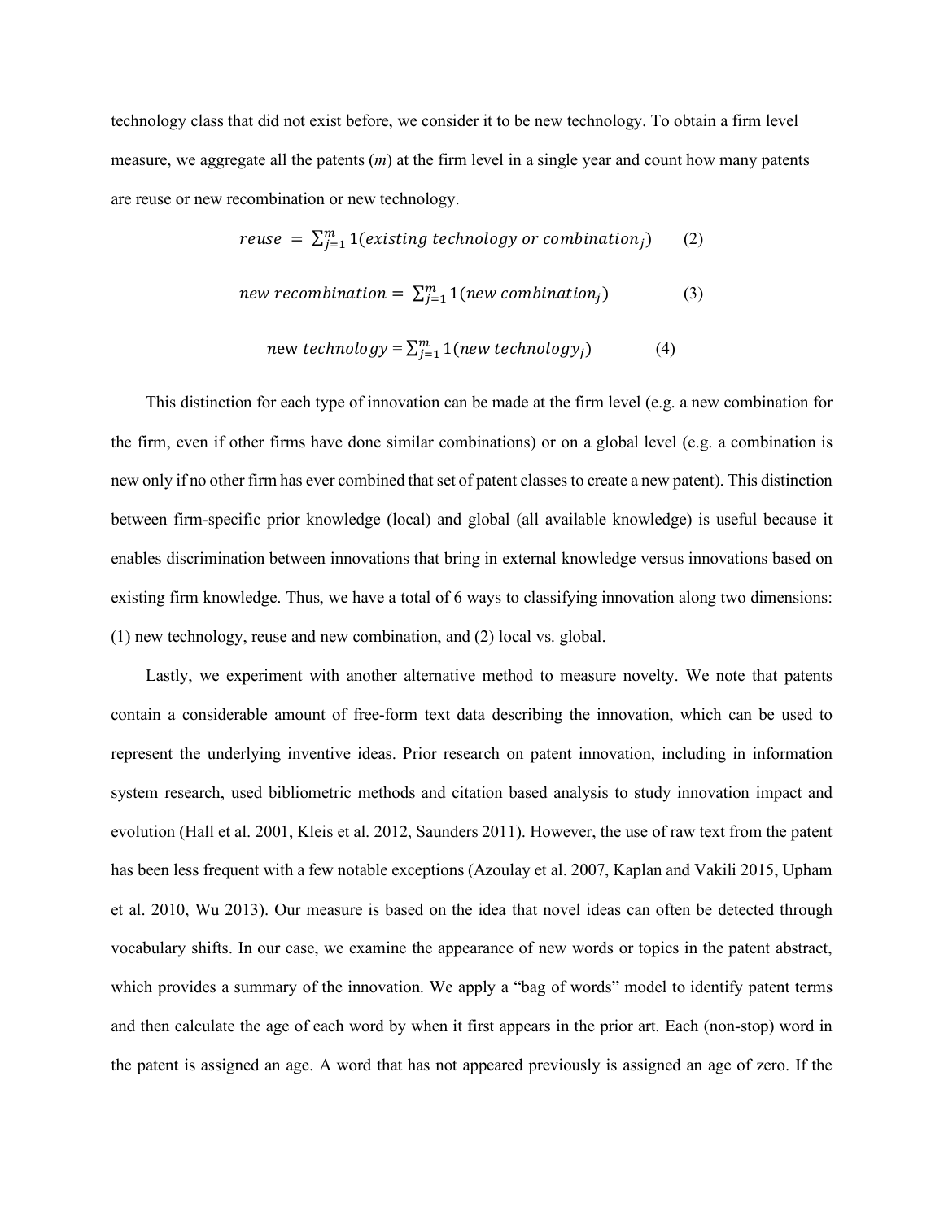technology class that did not exist before, we consider it to be new technology. To obtain a firm level measure, we aggregate all the patents (*m*) at the firm level in a single year and count how many patents are reuse or new recombination or new technology.

$$reuse = \sum_{j=1}^{m} 1(existing\ technology\ or\ combination_j) \qquad (2)$$

$$new\ recombination = \sum_{j=1}^{m} 1(new\ combination_j) \qquad (3)$$

$$\text{new}\ technology = \sum_{j=1}^{m} 1(new\ technology_j) \qquad (4)$$

This distinction for each type of innovation can be made at the firm level (e.g. a new combination for the firm, even if other firms have done similar combinations) or on a global level (e.g. a combination is new only if no other firm has ever combined that set of patent classes to create a new patent). This distinction between firm-specific prior knowledge (local) and global (all available knowledge) is useful because it enables discrimination between innovations that bring in external knowledge versus innovations based on existing firm knowledge. Thus, we have a total of 6 ways to classifying innovation along two dimensions: (1) new technology, reuse and new combination, and (2) local vs. global.

Lastly, we experiment with another alternative method to measure novelty. We note that patents contain a considerable amount of free-form text data describing the innovation, which can be used to represent the underlying inventive ideas. Prior research on patent innovation, including in information system research, used bibliometric methods and citation based analysis to study innovation impact and evolution (Hall et al. 2001, Kleis et al. 2012, Saunders 2011). However, the use of raw text from the patent has been less frequent with a few notable exceptions (Azoulay et al. 2007, Kaplan and Vakili 2015, Upham et al. 2010, Wu 2013). Our measure is based on the idea that novel ideas can often be detected through vocabulary shifts. In our case, we examine the appearance of new words or topics in the patent abstract, which provides a summary of the innovation. We apply a "bag of words" model to identify patent terms and then calculate the age of each word by when it first appears in the prior art. Each (non-stop) word in the patent is assigned an age. A word that has not appeared previously is assigned an age of zero. If the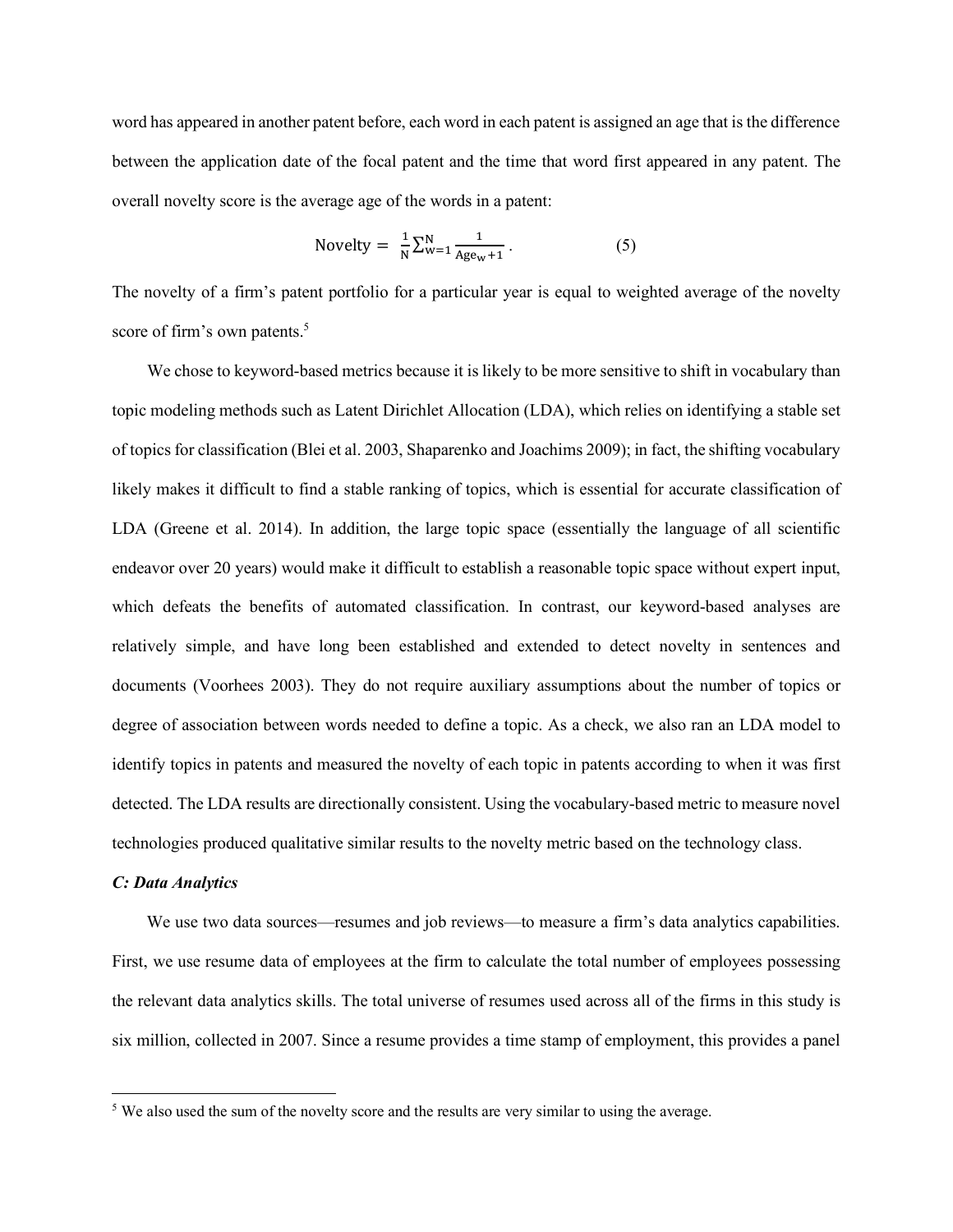word has appeared in another patent before, each word in each patent is assigned an age that is the difference between the application date of the focal patent and the time that word first appeared in any patent. The overall novelty score is the average age of the words in a patent:

$$\text{Novelty} = \frac{1}{N}\sum_{w=1}^{N}\frac{1}{\text{Age}_w+1}\,. \qquad (5)$$

The novelty of a firm's patent portfolio for a particular year is equal to weighted average of the novelty score of firm's own patents.[5]

We chose to keyword-based metrics because it is likely to be more sensitive to shift in vocabulary than topic modeling methods such as Latent Dirichlet Allocation (LDA), which relies on identifying a stable set of topics for classification (Blei et al. 2003, Shaparenko and Joachims 2009); in fact, the shifting vocabulary likely makes it difficult to find a stable ranking of topics, which is essential for accurate classification of LDA (Greene et al. 2014). In addition, the large topic space (essentially the language of all scientific endeavor over 20 years) would make it difficult to establish a reasonable topic space without expert input, which defeats the benefits of automated classification. In contrast, our keyword-based analyses are relatively simple, and have long been established and extended to detect novelty in sentences and documents (Voorhees 2003). They do not require auxiliary assumptions about the number of topics or degree of association between words needed to define a topic. As a check, we also ran an LDA model to identify topics in patents and measured the novelty of each topic in patents according to when it was first detected. The LDA results are directionally consistent. Using the vocabulary-based metric to measure novel technologies produced qualitative similar results to the novelty metric based on the technology class.

***C: Data Analytics***

We use two data sources—resumes and job reviews—to measure a firm's data analytics capabilities. First, we use resume data of employees at the firm to calculate the total number of employees possessing the relevant data analytics skills. The total universe of resumes used across all of the firms in this study is six million, collected in 2007. Since a resume provides a time stamp of employment, this provides a panel

[5] We also used the sum of the novelty score and the results are very similar to using the average.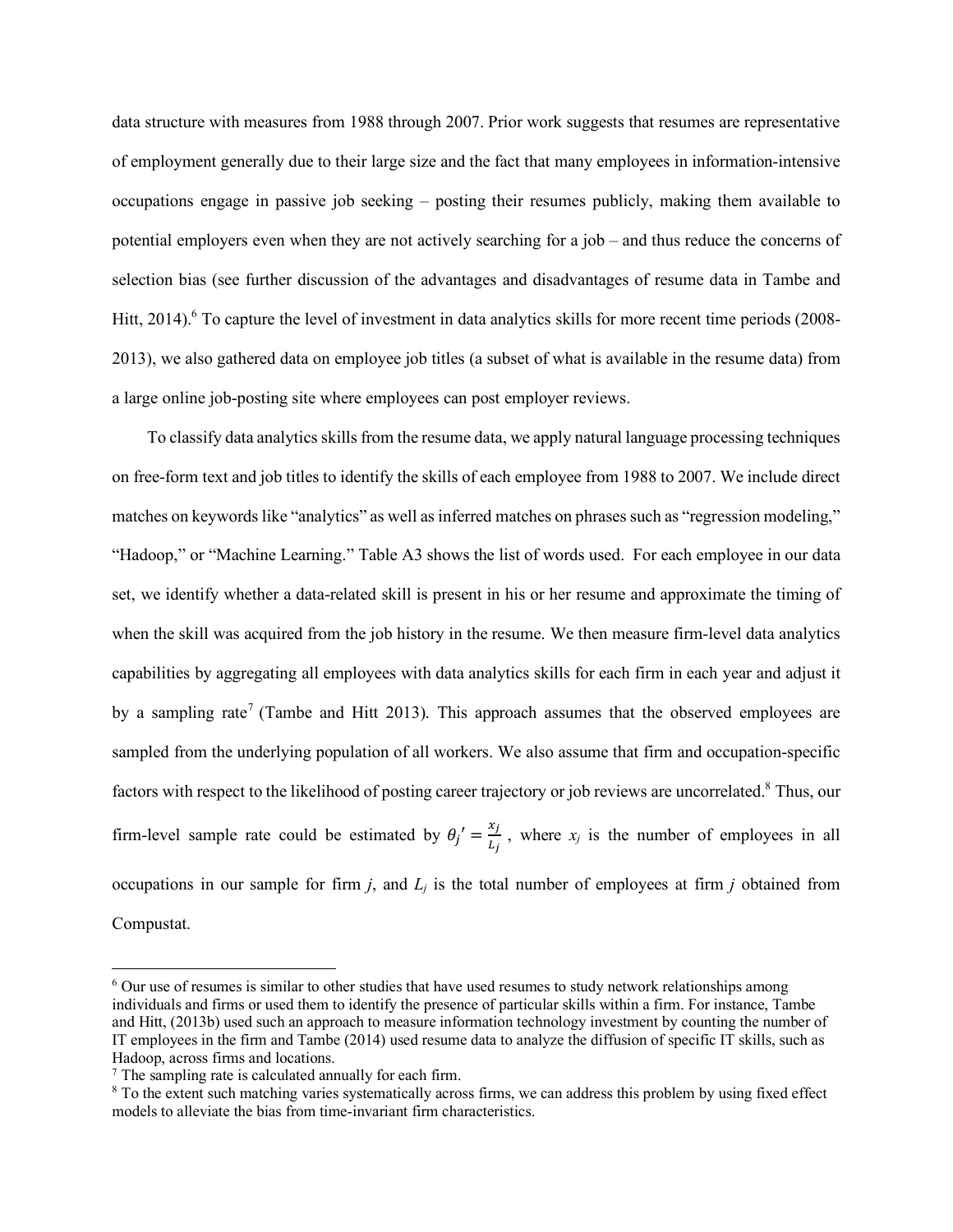data structure with measures from 1988 through 2007. Prior work suggests that resumes are representative of employment generally due to their large size and the fact that many employees in information-intensive occupations engage in passive job seeking – posting their resumes publicly, making them available to potential employers even when they are not actively searching for a job – and thus reduce the concerns of selection bias (see further discussion of the advantages and disadvantages of resume data in Tambe and Hitt, 2014).[6] To capture the level of investment in data analytics skills for more recent time periods (2008-2013), we also gathered data on employee job titles (a subset of what is available in the resume data) from a large online job-posting site where employees can post employer reviews.

To classify data analytics skills from the resume data, we apply natural language processing techniques on free-form text and job titles to identify the skills of each employee from 1988 to 2007. We include direct matches on keywords like "analytics" as well as inferred matches on phrases such as "regression modeling," "Hadoop," or "Machine Learning." Table A3 shows the list of words used. For each employee in our data set, we identify whether a data-related skill is present in his or her resume and approximate the timing of when the skill was acquired from the job history in the resume. We then measure firm-level data analytics capabilities by aggregating all employees with data analytics skills for each firm in each year and adjust it by a sampling rate[7] (Tambe and Hitt 2013). This approach assumes that the observed employees are sampled from the underlying population of all workers. We also assume that firm and occupation-specific factors with respect to the likelihood of posting career trajectory or job reviews are uncorrelated.[8] Thus, our firm-level sample rate could be estimated by $\theta_j' = \frac{x_j}{L_j}$ , where $x_j$ is the number of employees in all occupations in our sample for firm $j$, and $L_j$ is the total number of employees at firm $j$ obtained from Compustat.

---

[6] Our use of resumes is similar to other studies that have used resumes to study network relationships among individuals and firms or used them to identify the presence of particular skills within a firm. For instance, Tambe and Hitt, (2013b) used such an approach to measure information technology investment by counting the number of IT employees in the firm and Tambe (2014) used resume data to analyze the diffusion of specific IT skills, such as Hadoop, across firms and locations.

[7] The sampling rate is calculated annually for each firm.

[8] To the extent such matching varies systematically across firms, we can address this problem by using fixed effect models to alleviate the bias from time-invariant firm characteristics.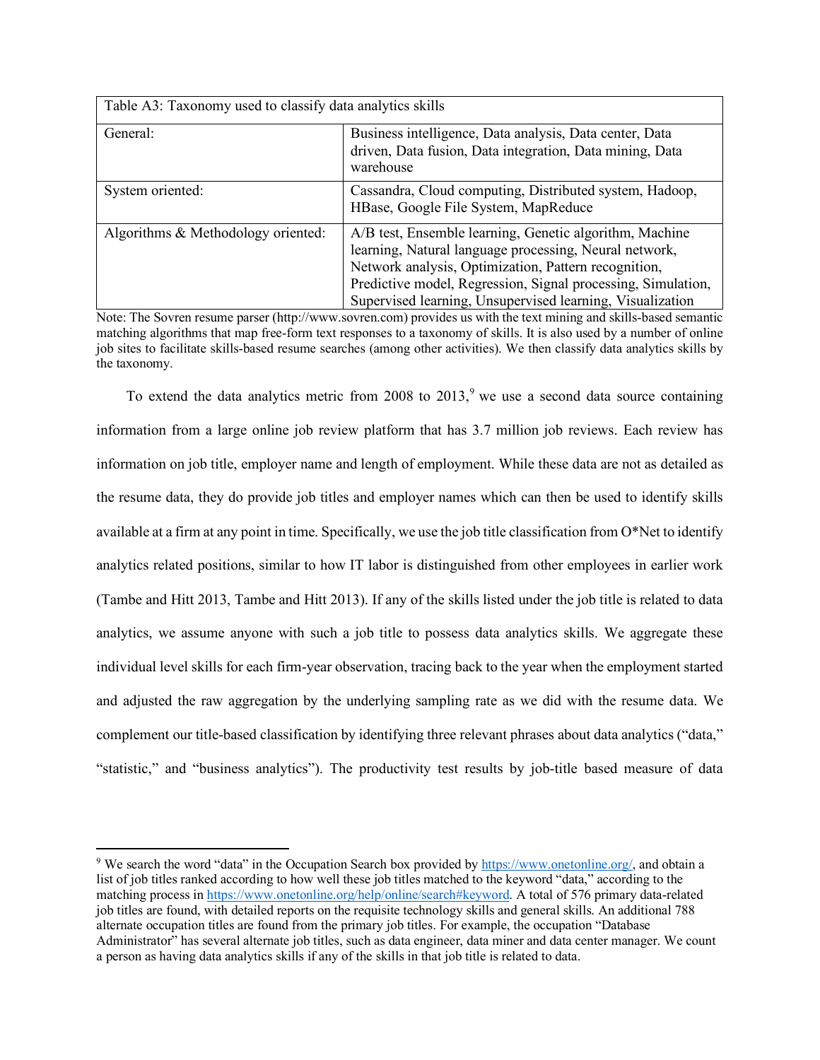| Table A3: Taxonomy used to classify data analytics skills | |
|---|---|
| General: | Business intelligence, Data analysis, Data center, Data driven, Data fusion, Data integration, Data mining, Data warehouse |
| System oriented: | Cassandra, Cloud computing, Distributed system, Hadoop, HBase, Google File System, MapReduce |
| Algorithms & Methodology oriented: | A/B test, Ensemble learning, Genetic algorithm, Machine learning, Natural language processing, Neural network, Network analysis, Optimization, Pattern recognition, Predictive model, Regression, Signal processing, Simulation, Supervised learning, Unsupervised learning, Visualization |

Note: The Sovren resume parser (http://www.sovren.com) provides us with the text mining and skills-based semantic matching algorithms that map free-form text responses to a taxonomy of skills. It is also used by a number of online job sites to facilitate skills-based resume searches (among other activities). We then classify data analytics skills by the taxonomy.

To extend the data analytics metric from 2008 to 2013,[9] we use a second data source containing information from a large online job review platform that has 3.7 million job reviews. Each review has information on job title, employer name and length of employment. While these data are not as detailed as the resume data, they do provide job titles and employer names which can then be used to identify skills available at a firm at any point in time. Specifically, we use the job title classification from O*Net to identify analytics related positions, similar to how IT labor is distinguished from other employees in earlier work (Tambe and Hitt 2013, Tambe and Hitt 2013). If any of the skills listed under the job title is related to data analytics, we assume anyone with such a job title to possess data analytics skills. We aggregate these individual level skills for each firm-year observation, tracing back to the year when the employment started and adjusted the raw aggregation by the underlying sampling rate as we did with the resume data. We complement our title-based classification by identifying three relevant phrases about data analytics ("data," "statistic," and "business analytics"). The productivity test results by job-title based measure of data

[9] We search the word "data" in the Occupation Search box provided by https://www.onetonline.org/, and obtain a list of job titles ranked according to how well these job titles matched to the keyword "data," according to the matching process in https://www.onetonline.org/help/online/search#keyword. A total of 576 primary data-related job titles are found, with detailed reports on the requisite technology skills and general skills. An additional 788 alternate occupation titles are found from the primary job titles. For example, the occupation "Database Administrator" has several alternate job titles, such as data engineer, data miner and data center manager. We count a person as having data analytics skills if any of the skills in that job title is related to data.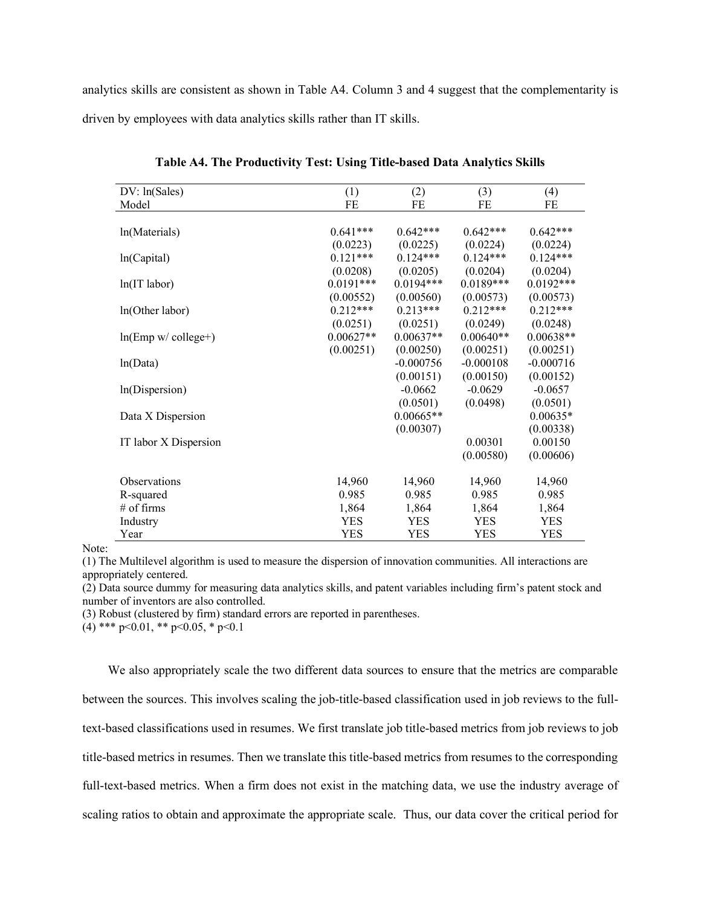analytics skills are consistent as shown in Table A4. Column 3 and 4 suggest that the complementarity is driven by employees with data analytics skills rather than IT skills.

**Table A4. The Productivity Test: Using Title-based Data Analytics Skills**

| DV: ln(Sales) | (1) | (2) | (3) | (4) |
|---|---|---|---|---|
| Model | FE | FE | FE | FE |
| ln(Materials) | 0.641*** | 0.642*** | 0.642*** | 0.642*** |
| | (0.0223) | (0.0225) | (0.0224) | (0.0224) |
| ln(Capital) | 0.121*** | 0.124*** | 0.124*** | 0.124*** |
| | (0.0208) | (0.0205) | (0.0204) | (0.0204) |
| ln(IT labor) | 0.0191*** | 0.0194*** | 0.0189*** | 0.0192*** |
| | (0.00552) | (0.00560) | (0.00573) | (0.00573) |
| ln(Other labor) | 0.212*** | 0.213*** | 0.212*** | 0.212*** |
| | (0.0251) | (0.0251) | (0.0249) | (0.0248) |
| ln(Emp w/ college+) | 0.00627** | 0.00637** | 0.00640** | 0.00638** |
| | (0.00251) | (0.00250) | (0.00251) | (0.00251) |
| ln(Data) | | -0.000756 | -0.000108 | -0.000716 |
| | | (0.00151) | (0.00150) | (0.00152) |
| ln(Dispersion) | | -0.0662 | -0.0629 | -0.0657 |
| | | (0.0501) | (0.0498) | (0.0501) |
| Data X Dispersion | | 0.00665** | | 0.00635* |
| | | (0.00307) | | (0.00338) |
| IT labor X Dispersion | | | 0.00301 | 0.00150 |
| | | | (0.00580) | (0.00606) |
| Observations | 14,960 | 14,960 | 14,960 | 14,960 |
| R-squared | 0.985 | 0.985 | 0.985 | 0.985 |
| # of firms | 1,864 | 1,864 | 1,864 | 1,864 |
| Industry | YES | YES | YES | YES |
| Year | YES | YES | YES | YES |

Note:
(1) The Multilevel algorithm is used to measure the dispersion of innovation communities. All interactions are appropriately centered.
(2) Data source dummy for measuring data analytics skills, and patent variables including firm's patent stock and number of inventors are also controlled.
(3) Robust (clustered by firm) standard errors are reported in parentheses.
(4) *** $p<0.01$, ** $p<0.05$, * $p<0.1$

We also appropriately scale the two different data sources to ensure that the metrics are comparable between the sources. This involves scaling the job-title-based classification used in job reviews to the full-text-based classifications used in resumes. We first translate job title-based metrics from job reviews to job title-based metrics in resumes. Then we translate this title-based metrics from resumes to the corresponding full-text-based metrics. When a firm does not exist in the matching data, we use the industry average of scaling ratios to obtain and approximate the appropriate scale. Thus, our data cover the critical period for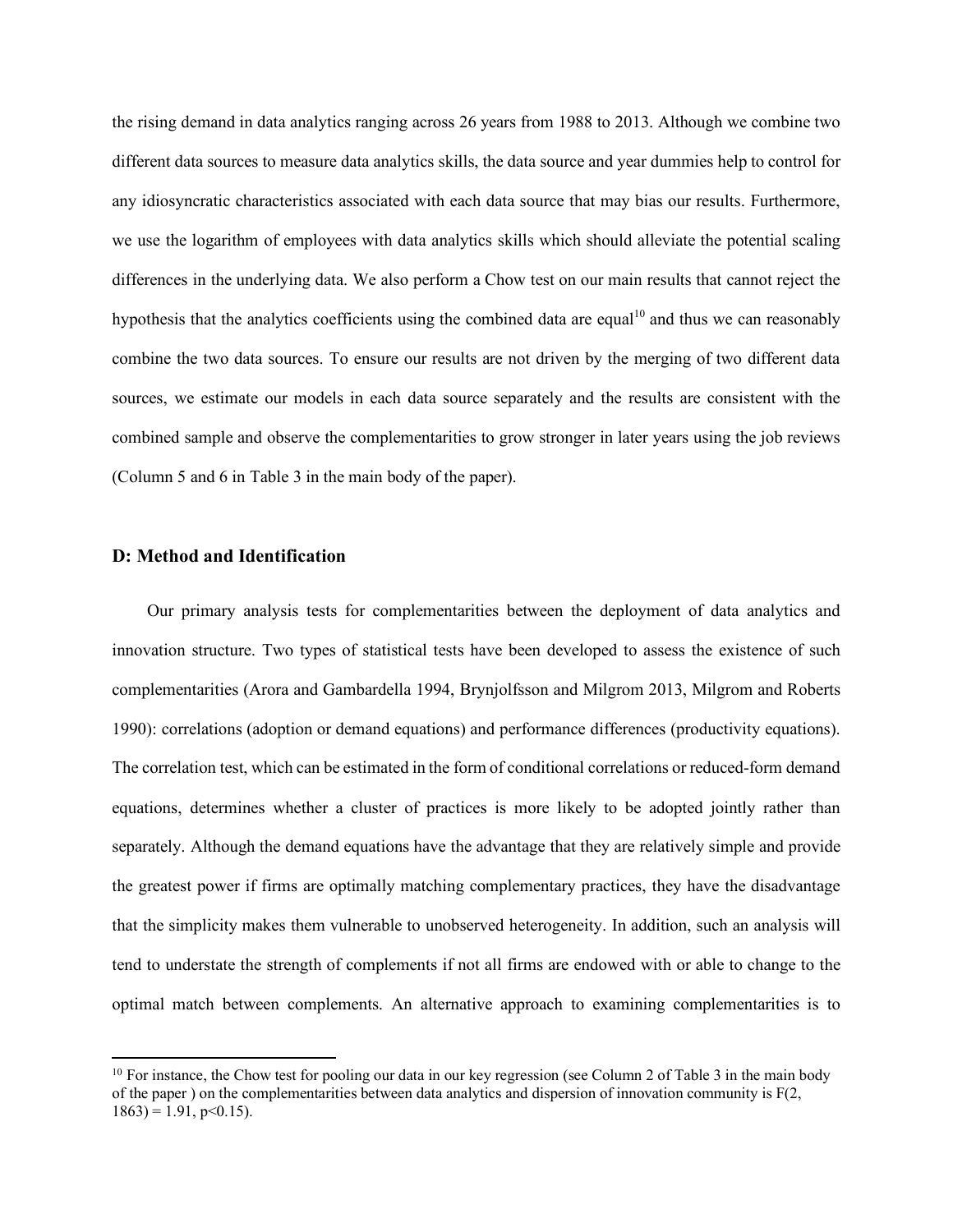the rising demand in data analytics ranging across 26 years from 1988 to 2013. Although we combine two different data sources to measure data analytics skills, the data source and year dummies help to control for any idiosyncratic characteristics associated with each data source that may bias our results. Furthermore, we use the logarithm of employees with data analytics skills which should alleviate the potential scaling differences in the underlying data. We also perform a Chow test on our main results that cannot reject the hypothesis that the analytics coefficients using the combined data are equal[10] and thus we can reasonably combine the two data sources. To ensure our results are not driven by the merging of two different data sources, we estimate our models in each data source separately and the results are consistent with the combined sample and observe the complementarities to grow stronger in later years using the job reviews (Column 5 and 6 in Table 3 in the main body of the paper).

## D: Method and Identification

Our primary analysis tests for complementarities between the deployment of data analytics and innovation structure. Two types of statistical tests have been developed to assess the existence of such complementarities (Arora and Gambardella 1994, Brynjolfsson and Milgrom 2013, Milgrom and Roberts 1990): correlations (adoption or demand equations) and performance differences (productivity equations). The correlation test, which can be estimated in the form of conditional correlations or reduced-form demand equations, determines whether a cluster of practices is more likely to be adopted jointly rather than separately. Although the demand equations have the advantage that they are relatively simple and provide the greatest power if firms are optimally matching complementary practices, they have the disadvantage that the simplicity makes them vulnerable to unobserved heterogeneity. In addition, such an analysis will tend to understate the strength of complements if not all firms are endowed with or able to change to the optimal match between complements. An alternative approach to examining complementarities is to

---

[10] For instance, the Chow test for pooling our data in our key regression (see Column 2 of Table 3 in the main body of the paper ) on the complementarities between data analytics and dispersion of innovation community is $F(2, 1863) = 1.91$, $p<0.15$).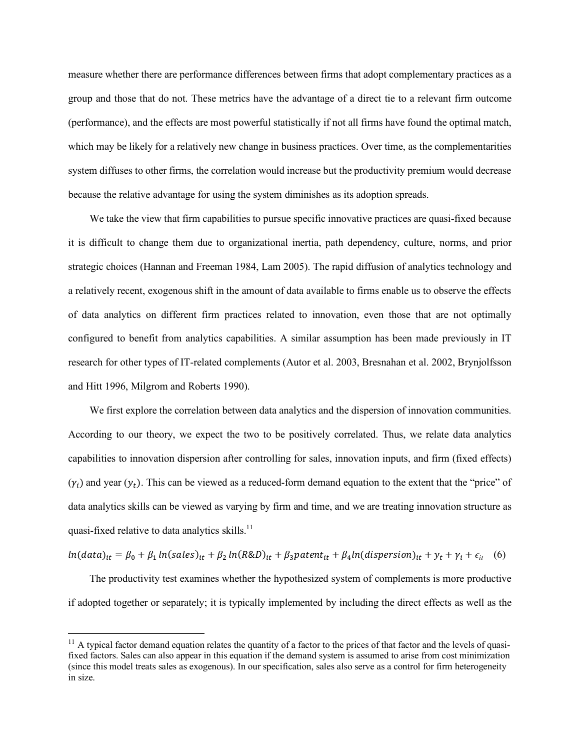measure whether there are performance differences between firms that adopt complementary practices as a group and those that do not. These metrics have the advantage of a direct tie to a relevant firm outcome (performance), and the effects are most powerful statistically if not all firms have found the optimal match, which may be likely for a relatively new change in business practices. Over time, as the complementarities system diffuses to other firms, the correlation would increase but the productivity premium would decrease because the relative advantage for using the system diminishes as its adoption spreads.

We take the view that firm capabilities to pursue specific innovative practices are quasi-fixed because it is difficult to change them due to organizational inertia, path dependency, culture, norms, and prior strategic choices (Hannan and Freeman 1984, Lam 2005). The rapid diffusion of analytics technology and a relatively recent, exogenous shift in the amount of data available to firms enable us to observe the effects of data analytics on different firm practices related to innovation, even those that are not optimally configured to benefit from analytics capabilities. A similar assumption has been made previously in IT research for other types of IT-related complements (Autor et al. 2003, Bresnahan et al. 2002, Brynjolfsson and Hitt 1996, Milgrom and Roberts 1990).

We first explore the correlation between data analytics and the dispersion of innovation communities. According to our theory, we expect the two to be positively correlated. Thus, we relate data analytics capabilities to innovation dispersion after controlling for sales, innovation inputs, and firm (fixed effects) ($\gamma_i$) and year ($y_t$). This can be viewed as a reduced-form demand equation to the extent that the "price" of data analytics skills can be viewed as varying by firm and time, and we are treating innovation structure as quasi-fixed relative to data analytics skills.[11]

$$ln(data)_{it} = \beta_0 + \beta_1 \, ln(sales)_{it} + \beta_2 \, ln(R\&D)_{it} + \beta_3 patent_{it} + \beta_4 ln(dispersion)_{it} + y_t + \gamma_i + \epsilon_{it} \quad (6)$$

The productivity test examines whether the hypothesized system of complements is more productive if adopted together or separately; it is typically implemented by including the direct effects as well as the

[11] A typical factor demand equation relates the quantity of a factor to the prices of that factor and the levels of quasi-fixed factors. Sales can also appear in this equation if the demand system is assumed to arise from cost minimization (since this model treats sales as exogenous). In our specification, sales also serve as a control for firm heterogeneity in size.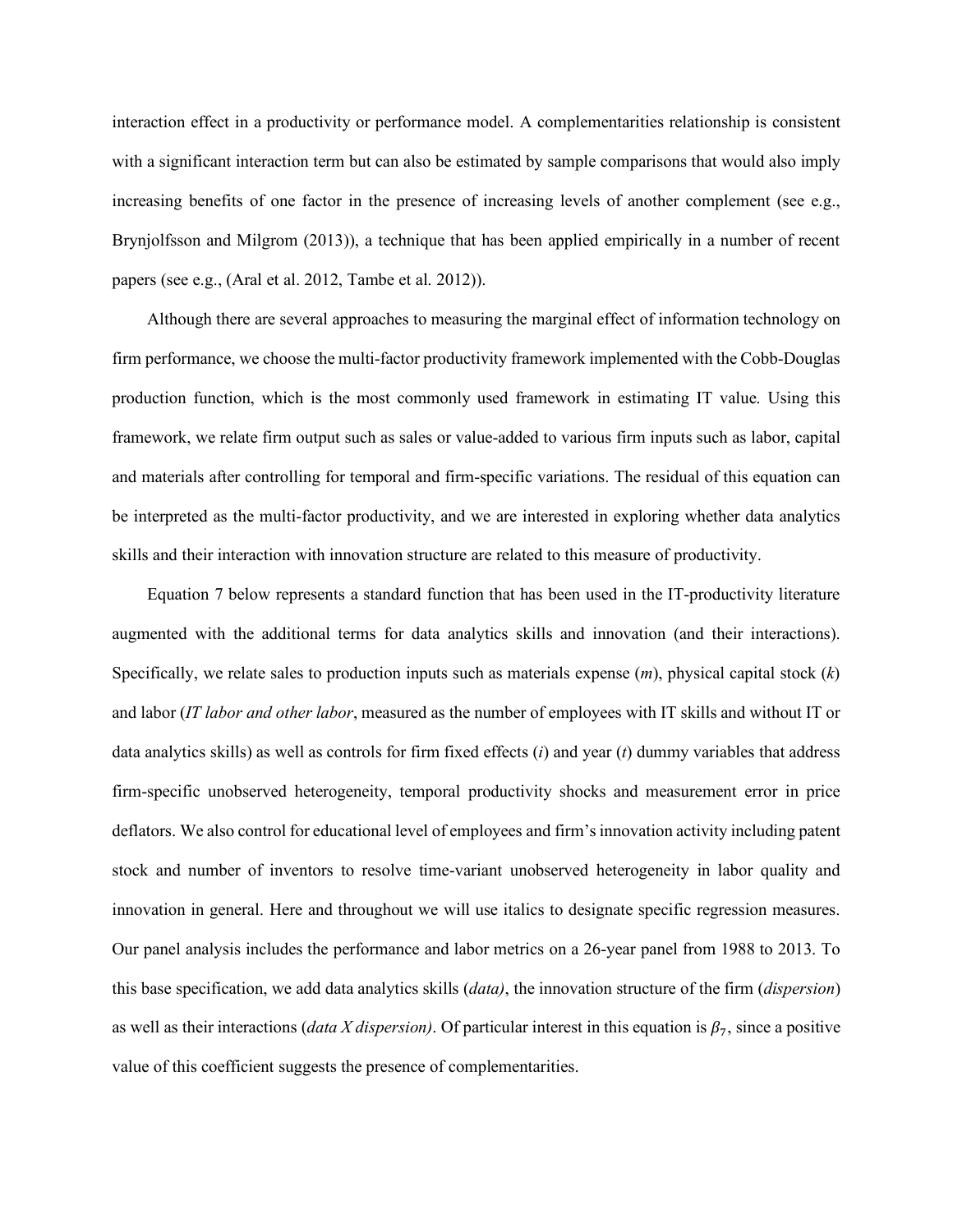interaction effect in a productivity or performance model. A complementarities relationship is consistent with a significant interaction term but can also be estimated by sample comparisons that would also imply increasing benefits of one factor in the presence of increasing levels of another complement (see e.g., Brynjolfsson and Milgrom (2013)), a technique that has been applied empirically in a number of recent papers (see e.g., (Aral et al. 2012, Tambe et al. 2012)).

Although there are several approaches to measuring the marginal effect of information technology on firm performance, we choose the multi-factor productivity framework implemented with the Cobb-Douglas production function, which is the most commonly used framework in estimating IT value. Using this framework, we relate firm output such as sales or value-added to various firm inputs such as labor, capital and materials after controlling for temporal and firm-specific variations. The residual of this equation can be interpreted as the multi-factor productivity, and we are interested in exploring whether data analytics skills and their interaction with innovation structure are related to this measure of productivity.

Equation 7 below represents a standard function that has been used in the IT-productivity literature augmented with the additional terms for data analytics skills and innovation (and their interactions). Specifically, we relate sales to production inputs such as materials expense ($m$), physical capital stock ($k$) and labor (*IT labor and other labor*, measured as the number of employees with IT skills and without IT or data analytics skills) as well as controls for firm fixed effects ($i$) and year ($t$) dummy variables that address firm-specific unobserved heterogeneity, temporal productivity shocks and measurement error in price deflators. We also control for educational level of employees and firm's innovation activity including patent stock and number of inventors to resolve time-variant unobserved heterogeneity in labor quality and innovation in general. Here and throughout we will use italics to designate specific regression measures. Our panel analysis includes the performance and labor metrics on a 26-year panel from 1988 to 2013. To this base specification, we add data analytics skills (*data)*, the innovation structure of the firm (*dispersion*) as well as their interactions (*data X dispersion)*. Of particular interest in this equation is $\beta_7$, since a positive value of this coefficient suggests the presence of complementarities.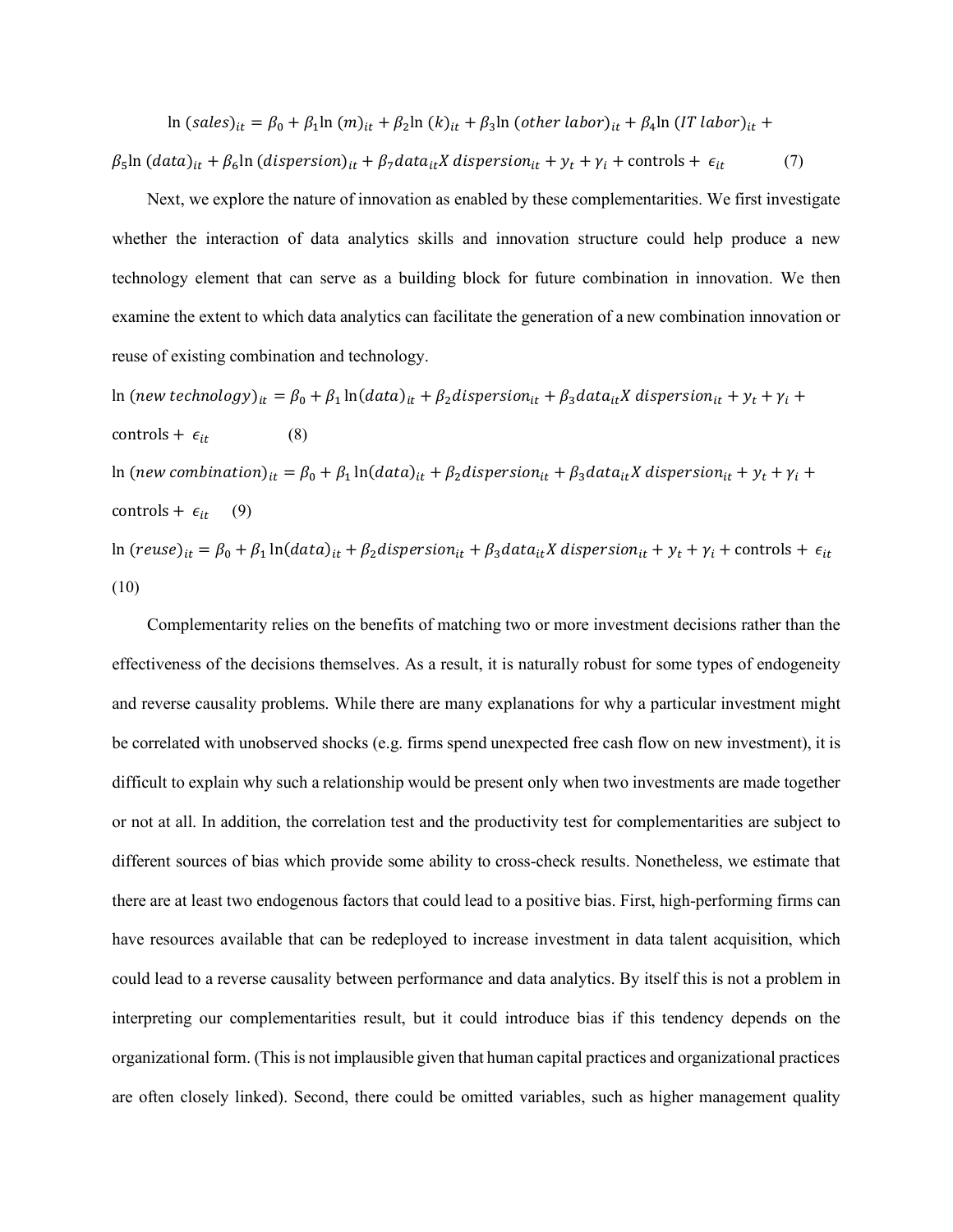$$\ln(sales)_{it} = \beta_0 + \beta_1 \ln(m)_{it} + \beta_2 \ln(k)_{it} + \beta_3 \ln(other\ labor)_{it} + \beta_4 \ln(IT\ labor)_{it} + \beta_5 \ln(data)_{it} + \beta_6 \ln(dispersion)_{it} + \beta_7 data_{it} X\ dispersion_{it} + y_t + \gamma_i + \text{controls} + \epsilon_{it} \quad (7)$$

Next, we explore the nature of innovation as enabled by these complementarities. We first investigate whether the interaction of data analytics skills and innovation structure could help produce a new technology element that can serve as a building block for future combination in innovation. We then examine the extent to which data analytics can facilitate the generation of a new combination innovation or reuse of existing combination and technology.

$$\ln(new\ technology)_{it} = \beta_0 + \beta_1 \ln(data)_{it} + \beta_2 dispersion_{it} + \beta_3 data_{it} X\ dispersion_{it} + y_t + \gamma_i + \text{controls} + \epsilon_{it} \quad (8)$$

$$\ln(new\ combination)_{it} = \beta_0 + \beta_1 \ln(data)_{it} + \beta_2 dispersion_{it} + \beta_3 data_{it} X\ dispersion_{it} + y_t + \gamma_i + \text{controls} + \epsilon_{it} \quad (9)$$

$$\ln(reuse)_{it} = \beta_0 + \beta_1 \ln(data)_{it} + \beta_2 dispersion_{it} + \beta_3 data_{it} X\ dispersion_{it} + y_t + \gamma_i + \text{controls} + \epsilon_{it} \quad (10)$$

Complementarity relies on the benefits of matching two or more investment decisions rather than the effectiveness of the decisions themselves. As a result, it is naturally robust for some types of endogeneity and reverse causality problems. While there are many explanations for why a particular investment might be correlated with unobserved shocks (e.g. firms spend unexpected free cash flow on new investment), it is difficult to explain why such a relationship would be present only when two investments are made together or not at all. In addition, the correlation test and the productivity test for complementarities are subject to different sources of bias which provide some ability to cross-check results. Nonetheless, we estimate that there are at least two endogenous factors that could lead to a positive bias. First, high-performing firms can have resources available that can be redeployed to increase investment in data talent acquisition, which could lead to a reverse causality between performance and data analytics. By itself this is not a problem in interpreting our complementarities result, but it could introduce bias if this tendency depends on the organizational form. (This is not implausible given that human capital practices and organizational practices are often closely linked). Second, there could be omitted variables, such as higher management quality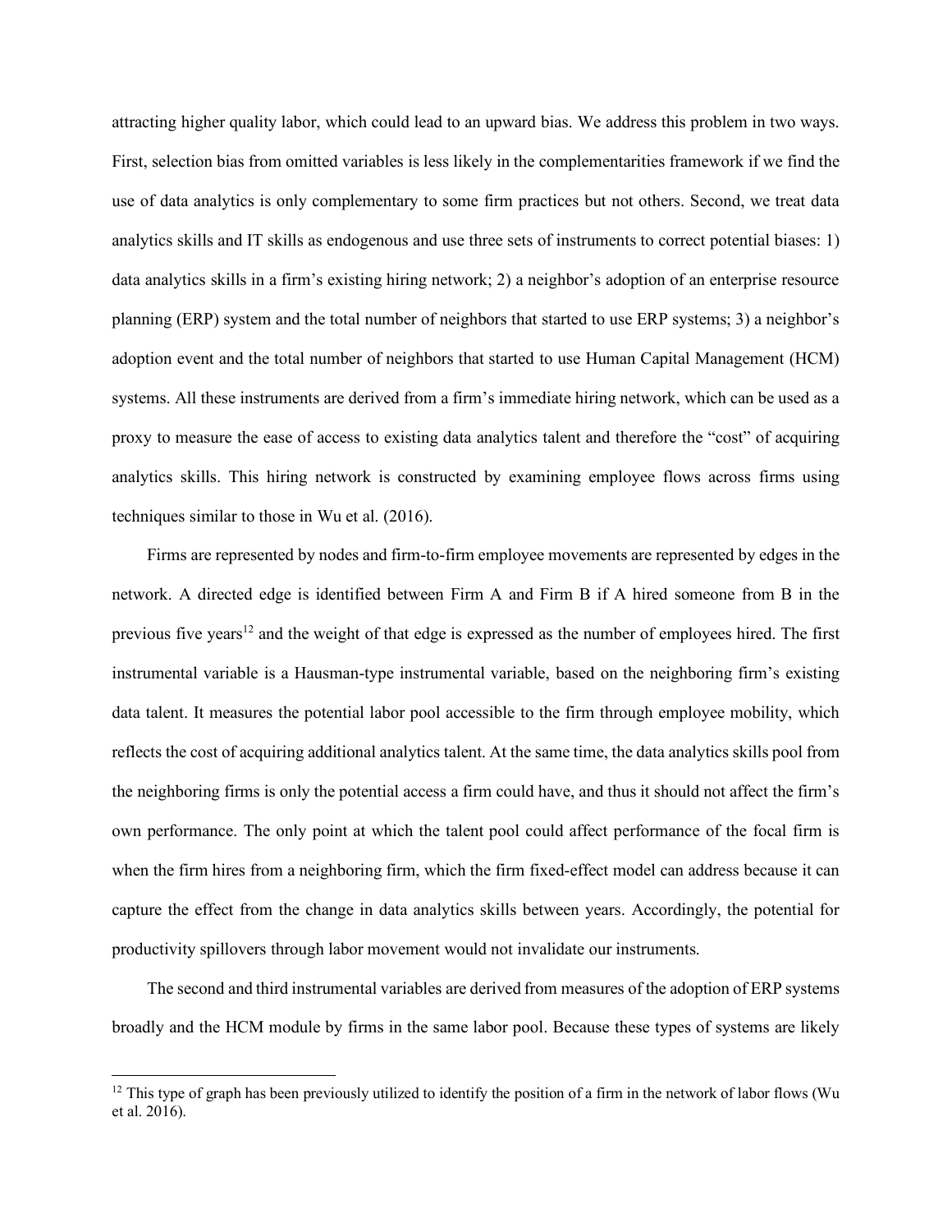attracting higher quality labor, which could lead to an upward bias. We address this problem in two ways. First, selection bias from omitted variables is less likely in the complementarities framework if we find the use of data analytics is only complementary to some firm practices but not others. Second, we treat data analytics skills and IT skills as endogenous and use three sets of instruments to correct potential biases: 1) data analytics skills in a firm's existing hiring network; 2) a neighbor's adoption of an enterprise resource planning (ERP) system and the total number of neighbors that started to use ERP systems; 3) a neighbor's adoption event and the total number of neighbors that started to use Human Capital Management (HCM) systems. All these instruments are derived from a firm's immediate hiring network, which can be used as a proxy to measure the ease of access to existing data analytics talent and therefore the "cost" of acquiring analytics skills. This hiring network is constructed by examining employee flows across firms using techniques similar to those in Wu et al. (2016).

Firms are represented by nodes and firm-to-firm employee movements are represented by edges in the network. A directed edge is identified between Firm A and Firm B if A hired someone from B in the previous five years[12] and the weight of that edge is expressed as the number of employees hired. The first instrumental variable is a Hausman-type instrumental variable, based on the neighboring firm's existing data talent. It measures the potential labor pool accessible to the firm through employee mobility, which reflects the cost of acquiring additional analytics talent. At the same time, the data analytics skills pool from the neighboring firms is only the potential access a firm could have, and thus it should not affect the firm's own performance. The only point at which the talent pool could affect performance of the focal firm is when the firm hires from a neighboring firm, which the firm fixed-effect model can address because it can capture the effect from the change in data analytics skills between years. Accordingly, the potential for productivity spillovers through labor movement would not invalidate our instruments.

The second and third instrumental variables are derived from measures of the adoption of ERP systems broadly and the HCM module by firms in the same labor pool. Because these types of systems are likely

[12] This type of graph has been previously utilized to identify the position of a firm in the network of labor flows (Wu et al. 2016).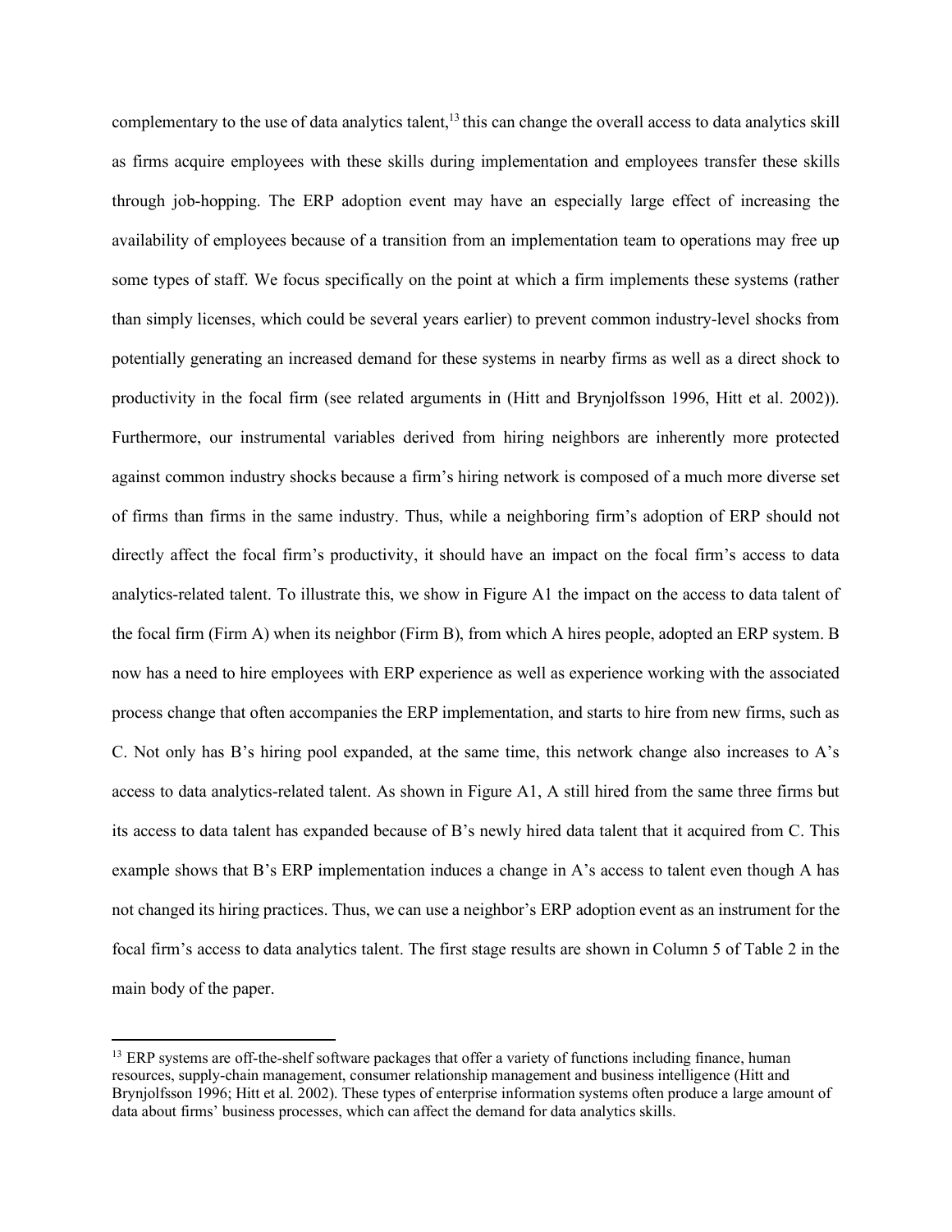complementary to the use of data analytics talent,[13] this can change the overall access to data analytics skill as firms acquire employees with these skills during implementation and employees transfer these skills through job-hopping. The ERP adoption event may have an especially large effect of increasing the availability of employees because of a transition from an implementation team to operations may free up some types of staff. We focus specifically on the point at which a firm implements these systems (rather than simply licenses, which could be several years earlier) to prevent common industry-level shocks from potentially generating an increased demand for these systems in nearby firms as well as a direct shock to productivity in the focal firm (see related arguments in (Hitt and Brynjolfsson 1996, Hitt et al. 2002)). Furthermore, our instrumental variables derived from hiring neighbors are inherently more protected against common industry shocks because a firm's hiring network is composed of a much more diverse set of firms than firms in the same industry. Thus, while a neighboring firm's adoption of ERP should not directly affect the focal firm's productivity, it should have an impact on the focal firm's access to data analytics-related talent. To illustrate this, we show in Figure A1 the impact on the access to data talent of the focal firm (Firm A) when its neighbor (Firm B), from which A hires people, adopted an ERP system. B now has a need to hire employees with ERP experience as well as experience working with the associated process change that often accompanies the ERP implementation, and starts to hire from new firms, such as C. Not only has B's hiring pool expanded, at the same time, this network change also increases to A's access to data analytics-related talent. As shown in Figure A1, A still hired from the same three firms but its access to data talent has expanded because of B's newly hired data talent that it acquired from C. This example shows that B's ERP implementation induces a change in A's access to talent even though A has not changed its hiring practices. Thus, we can use a neighbor's ERP adoption event as an instrument for the focal firm's access to data analytics talent. The first stage results are shown in Column 5 of Table 2 in the main body of the paper.

---

[13] ERP systems are off-the-shelf software packages that offer a variety of functions including finance, human resources, supply-chain management, consumer relationship management and business intelligence (Hitt and Brynjolfsson 1996; Hitt et al. 2002). These types of enterprise information systems often produce a large amount of data about firms' business processes, which can affect the demand for data analytics skills.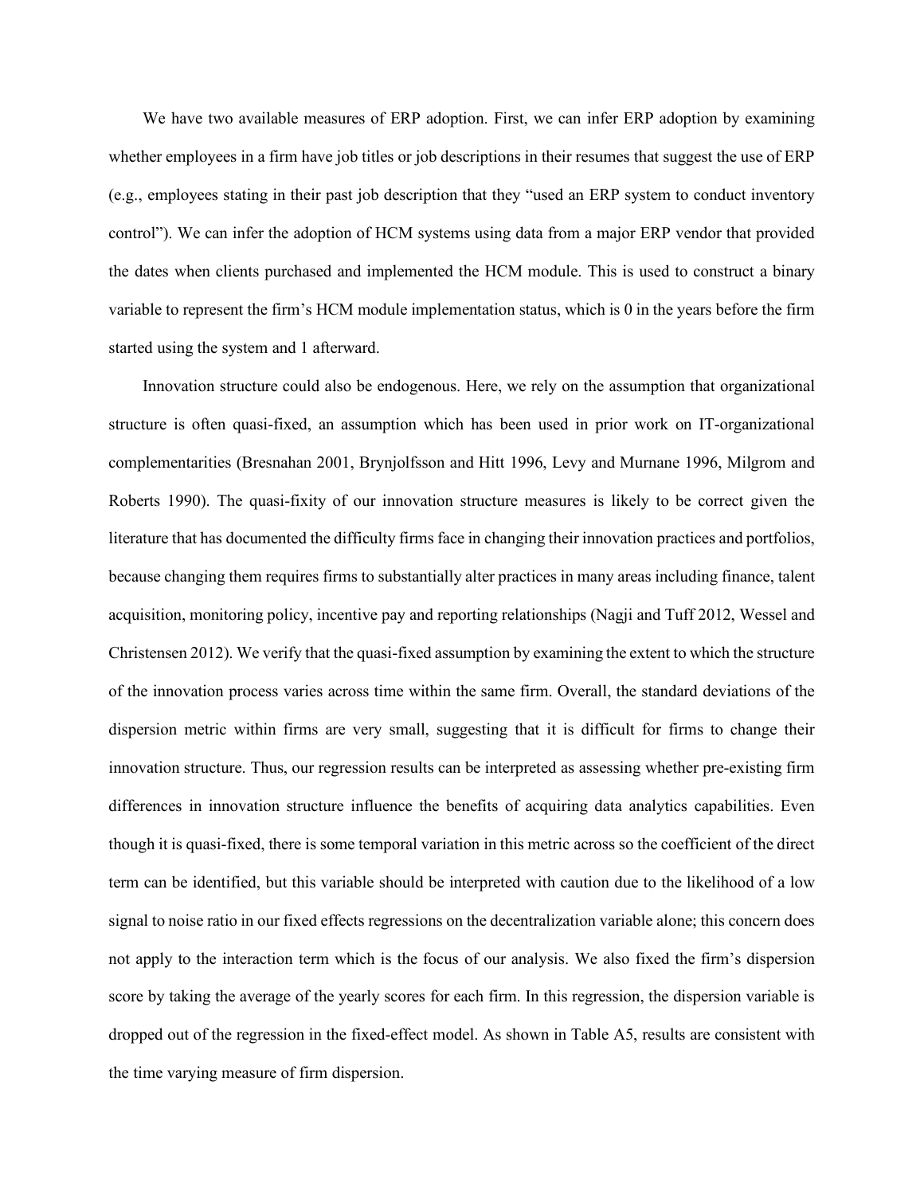We have two available measures of ERP adoption. First, we can infer ERP adoption by examining whether employees in a firm have job titles or job descriptions in their resumes that suggest the use of ERP (e.g., employees stating in their past job description that they "used an ERP system to conduct inventory control"). We can infer the adoption of HCM systems using data from a major ERP vendor that provided the dates when clients purchased and implemented the HCM module. This is used to construct a binary variable to represent the firm's HCM module implementation status, which is 0 in the years before the firm started using the system and 1 afterward.

Innovation structure could also be endogenous. Here, we rely on the assumption that organizational structure is often quasi-fixed, an assumption which has been used in prior work on IT-organizational complementarities (Bresnahan 2001, Brynjolfsson and Hitt 1996, Levy and Murnane 1996, Milgrom and Roberts 1990). The quasi-fixity of our innovation structure measures is likely to be correct given the literature that has documented the difficulty firms face in changing their innovation practices and portfolios, because changing them requires firms to substantially alter practices in many areas including finance, talent acquisition, monitoring policy, incentive pay and reporting relationships (Nagji and Tuff 2012, Wessel and Christensen 2012). We verify that the quasi-fixed assumption by examining the extent to which the structure of the innovation process varies across time within the same firm. Overall, the standard deviations of the dispersion metric within firms are very small, suggesting that it is difficult for firms to change their innovation structure. Thus, our regression results can be interpreted as assessing whether pre-existing firm differences in innovation structure influence the benefits of acquiring data analytics capabilities. Even though it is quasi-fixed, there is some temporal variation in this metric across so the coefficient of the direct term can be identified, but this variable should be interpreted with caution due to the likelihood of a low signal to noise ratio in our fixed effects regressions on the decentralization variable alone; this concern does not apply to the interaction term which is the focus of our analysis. We also fixed the firm's dispersion score by taking the average of the yearly scores for each firm. In this regression, the dispersion variable is dropped out of the regression in the fixed-effect model. As shown in Table A5, results are consistent with the time varying measure of firm dispersion.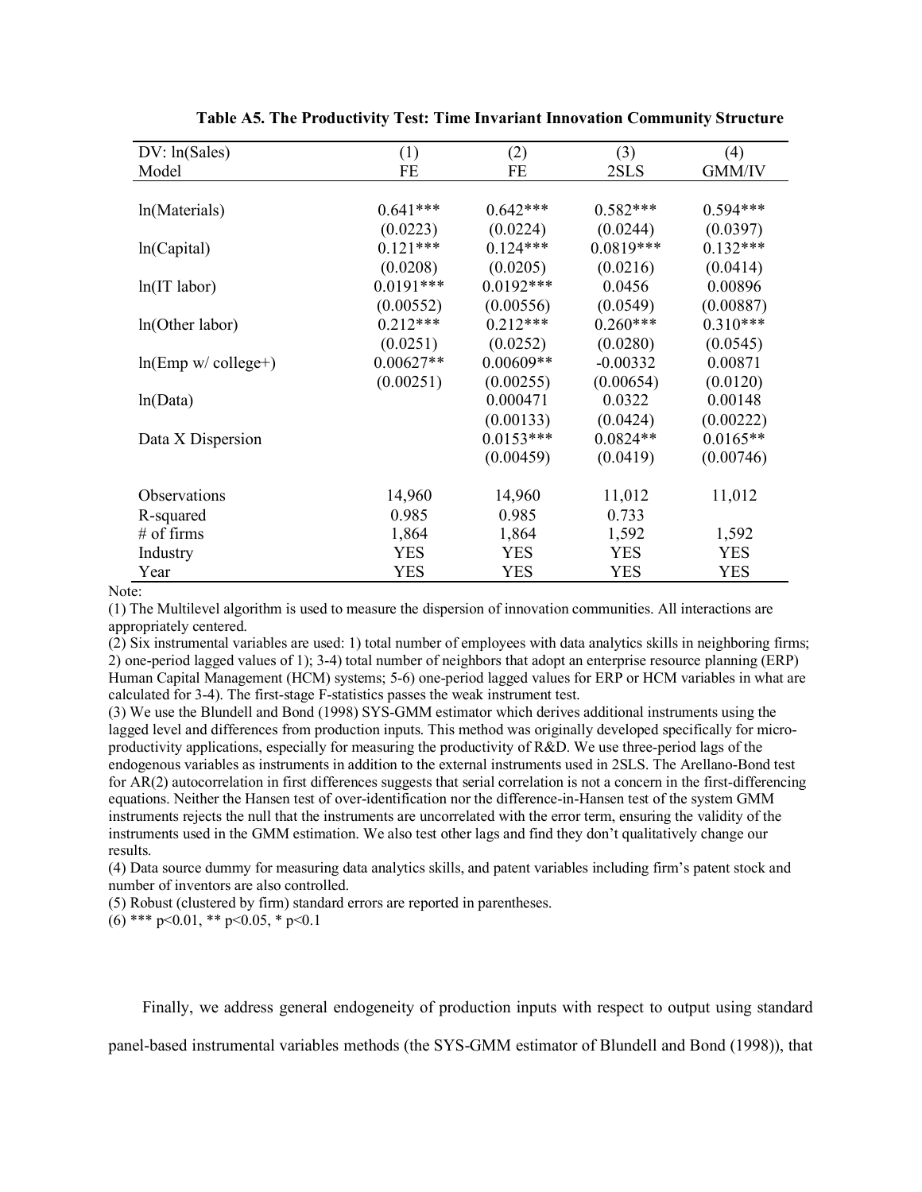**Table A5. The Productivity Test: Time Invariant Innovation Community Structure**

| DV: ln(Sales) | (1) | (2) | (3) | (4) |
|---|---|---|---|---|
| Model | FE | FE | 2SLS | GMM/IV |
| ln(Materials) | 0.641*** | 0.642*** | 0.582*** | 0.594*** |
| | (0.0223) | (0.0224) | (0.0244) | (0.0397) |
| ln(Capital) | 0.121*** | 0.124*** | 0.0819*** | 0.132*** |
| | (0.0208) | (0.0205) | (0.0216) | (0.0414) |
| ln(IT labor) | 0.0191*** | 0.0192*** | 0.0456 | 0.00896 |
| | (0.00552) | (0.00556) | (0.0549) | (0.00887) |
| ln(Other labor) | 0.212*** | 0.212*** | 0.260*** | 0.310*** |
| | (0.0251) | (0.0252) | (0.0280) | (0.0545) |
| ln(Emp w/ college+) | 0.00627** | 0.00609** | -0.00332 | 0.00871 |
| | (0.00251) | (0.00255) | (0.00654) | (0.0120) |
| ln(Data) | | 0.000471 | 0.0322 | 0.00148 |
| | | (0.00133) | (0.0424) | (0.00222) |
| Data X Dispersion | | 0.0153*** | 0.0824** | 0.0165** |
| | | (0.00459) | (0.0419) | (0.00746) |
| Observations | 14,960 | 14,960 | 11,012 | 11,012 |
| R-squared | 0.985 | 0.985 | 0.733 | |
| # of firms | 1,864 | 1,864 | 1,592 | 1,592 |
| Industry | YES | YES | YES | YES |
| Year | YES | YES | YES | YES |

Note:

(1) The Multilevel algorithm is used to measure the dispersion of innovation communities. All interactions are appropriately centered.

(2) Six instrumental variables are used: 1) total number of employees with data analytics skills in neighboring firms; 2) one-period lagged values of 1); 3-4) total number of neighbors that adopt an enterprise resource planning (ERP) Human Capital Management (HCM) systems; 5-6) one-period lagged values for ERP or HCM variables in what are calculated for 3-4). The first-stage F-statistics passes the weak instrument test.

(3) We use the Blundell and Bond (1998) SYS-GMM estimator which derives additional instruments using the lagged level and differences from production inputs. This method was originally developed specifically for micro-productivity applications, especially for measuring the productivity of R&D. We use three-period lags of the endogenous variables as instruments in addition to the external instruments used in 2SLS. The Arellano-Bond test for AR(2) autocorrelation in first differences suggests that serial correlation is not a concern in the first-differencing equations. Neither the Hansen test of over-identification nor the difference-in-Hansen test of the system GMM instruments rejects the null that the instruments are uncorrelated with the error term, ensuring the validity of the instruments used in the GMM estimation. We also test other lags and find they don't qualitatively change our results.

(4) Data source dummy for measuring data analytics skills, and patent variables including firm's patent stock and number of inventors are also controlled.

(5) Robust (clustered by firm) standard errors are reported in parentheses.

(6) *** p<0.01, ** p<0.05, * p<0.1

Finally, we address general endogeneity of production inputs with respect to output using standard panel-based instrumental variables methods (the SYS-GMM estimator of Blundell and Bond (1998)), that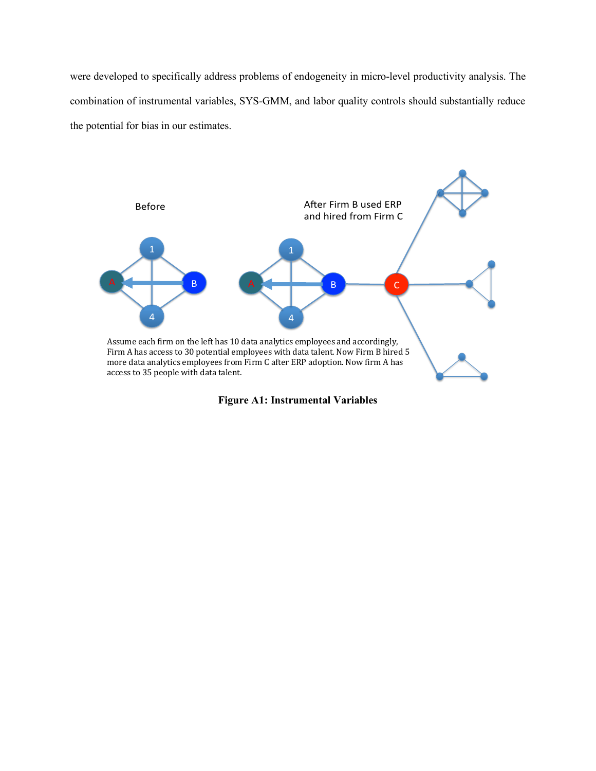were developed to specifically address problems of endogeneity in micro-level productivity analysis. The combination of instrumental variables, SYS-GMM, and labor quality controls should substantially reduce the potential for bias in our estimates.

Before

After Firm B used ERP and hired from Firm C

1
A
B
4

1
A
B
4
C

Assume each firm on the left has 10 data analytics employees and accordingly, Firm A has access to 30 potential employees with data talent. Now Firm B hired 5 more data analytics employees from Firm C after ERP adoption. Now firm A has access to 35 people with data talent.

**Figure A1: Instrumental Variables**